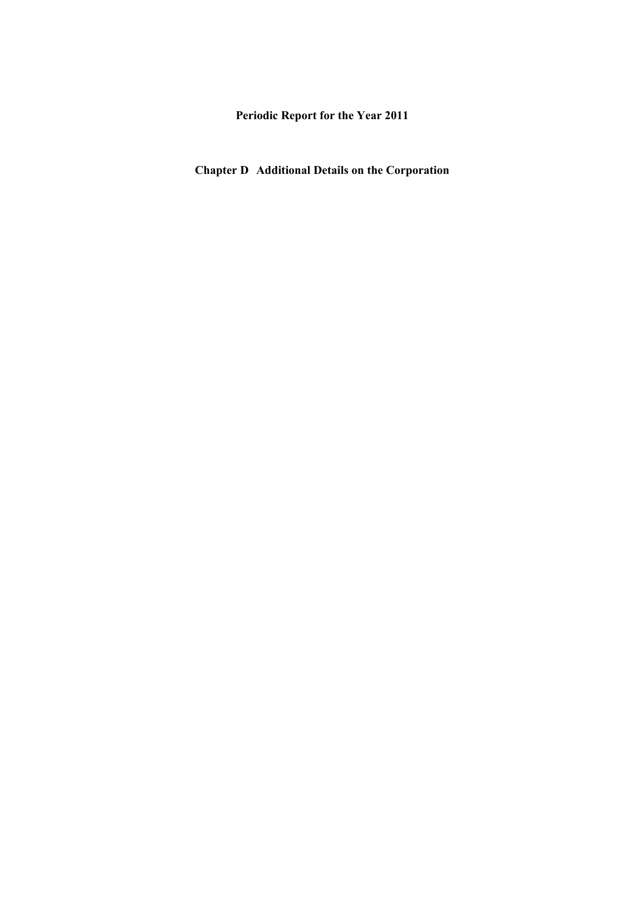# Periodic Report for the Year 2011

## Chapter D Additional Details on the Corporation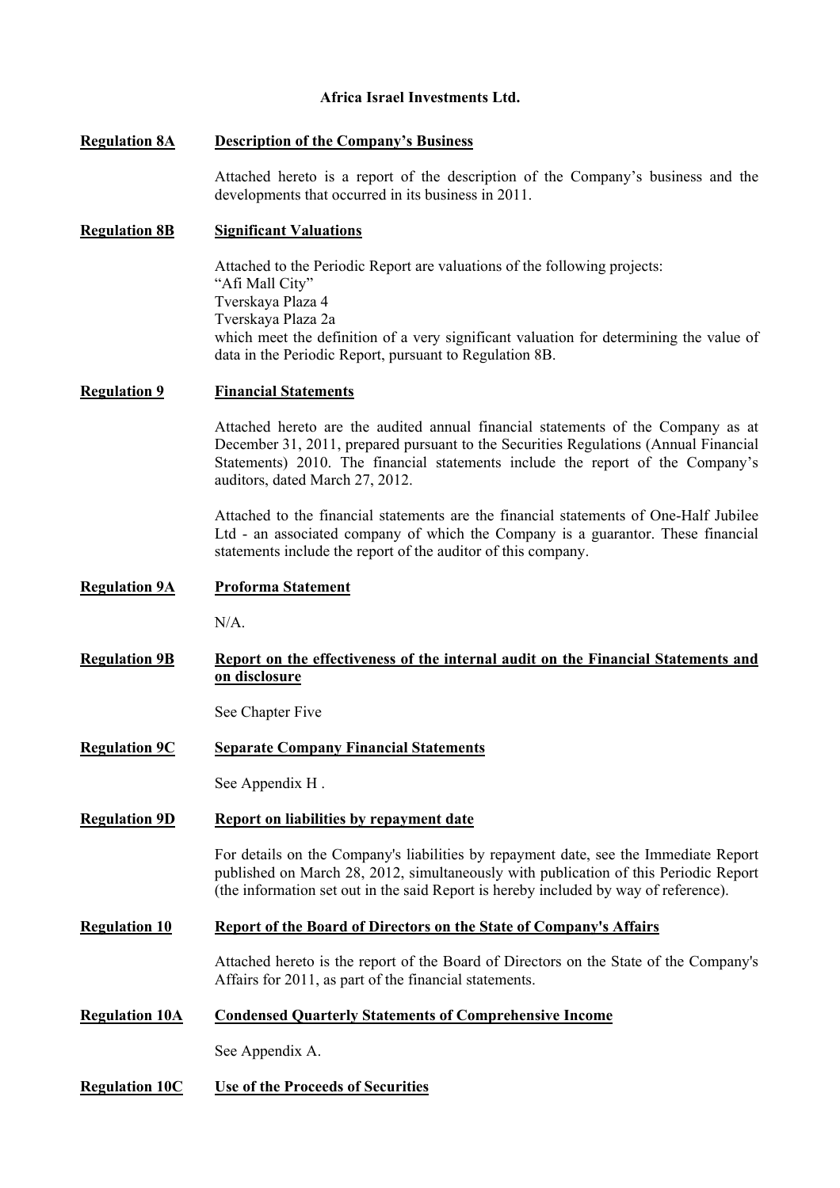**Africa Israel Investments Ltd.**

**Regulation 8A** **Description of the Company's Business**

Attached hereto is a report of the description of the Company's business and the developments that occurred in its business in 2011.

**Regulation 8B** **Significant Valuations**

Attached to the Periodic Report are valuations of the following projects:
"Afi Mall City"
Tverskaya Plaza 4
Tverskaya Plaza 2a
which meet the definition of a very significant valuation for determining the value of data in the Periodic Report, pursuant to Regulation 8B.

**Regulation 9** **Financial Statements**

Attached hereto are the audited annual financial statements of the Company as at December 31, 2011, prepared pursuant to the Securities Regulations (Annual Financial Statements) 2010. The financial statements include the report of the Company's auditors, dated March 27, 2012.

Attached to the financial statements are the financial statements of One-Half Jubilee Ltd - an associated company of which the Company is a guarantor. These financial statements include the report of the auditor of this company.

**Regulation 9A** **Proforma Statement**

N/A.

**Regulation 9B** **Report on the effectiveness of the internal audit on the Financial Statements and on disclosure**

See Chapter Five

**Regulation 9C** **Separate Company Financial Statements**

See Appendix H .

**Regulation 9D** **Report on liabilities by repayment date**

For details on the Company's liabilities by repayment date, see the Immediate Report published on March 28, 2012, simultaneously with publication of this Periodic Report (the information set out in the said Report is hereby included by way of reference).

**Regulation 10** **Report of the Board of Directors on the State of Company's Affairs**

Attached hereto is the report of the Board of Directors on the State of the Company's Affairs for 2011, as part of the financial statements.

**Regulation 10A** **Condensed Quarterly Statements of Comprehensive Income**

See Appendix A.

**Regulation 10C** **Use of the Proceeds of Securities**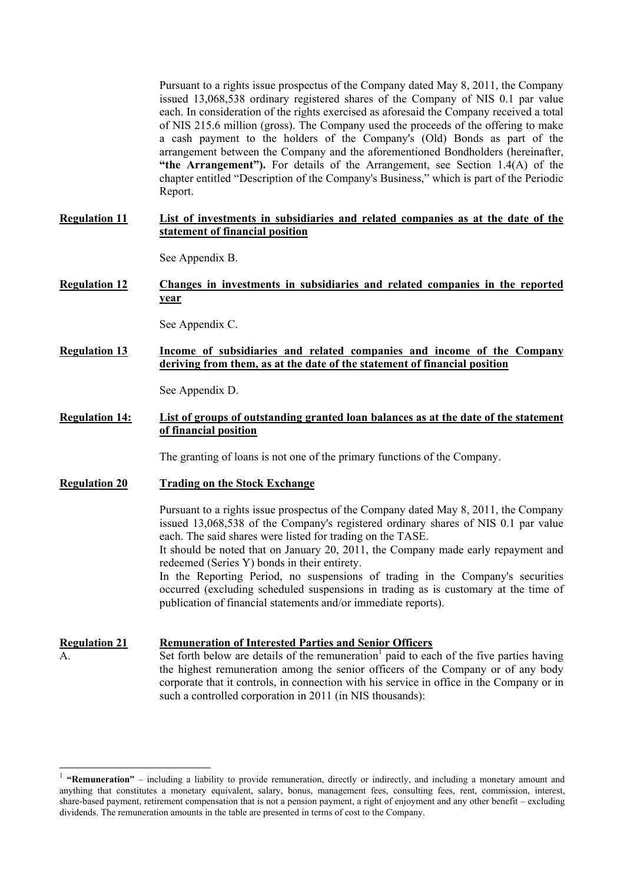Pursuant to a rights issue prospectus of the Company dated May 8, 2011, the Company issued 13,068,538 ordinary registered shares of the Company of NIS 0.1 par value each. In consideration of the rights exercised as aforesaid the Company received a total of NIS 215.6 million (gross). The Company used the proceeds of the offering to make a cash payment to the holders of the Company's (Old) Bonds as part of the arrangement between the Company and the aforementioned Bondholders (hereinafter, **"the Arrangement")**. For details of the Arrangement, see Section 1.4(A) of the chapter entitled "Description of the Company's Business," which is part of the Periodic Report.

**Regulation 11** **List of investments in subsidiaries and related companies as at the date of the statement of financial position**

See Appendix B.

**Regulation 12** **Changes in investments in subsidiaries and related companies in the reported year**

See Appendix C.

**Regulation 13** **Income of subsidiaries and related companies and income of the Company deriving from them, as at the date of the statement of financial position**

See Appendix D.

**Regulation 14:** **List of groups of outstanding granted loan balances as at the date of the statement of financial position**

The granting of loans is not one of the primary functions of the Company.

**Regulation 20** **Trading on the Stock Exchange**

Pursuant to a rights issue prospectus of the Company dated May 8, 2011, the Company issued 13,068,538 of the Company's registered ordinary shares of NIS 0.1 par value each. The said shares were listed for trading on the TASE.

It should be noted that on January 20, 2011, the Company made early repayment and redeemed (Series Y) bonds in their entirety.

In the Reporting Period, no suspensions of trading in the Company's securities occurred (excluding scheduled suspensions in trading as is customary at the time of publication of financial statements and/or immediate reports).

**Regulation 21** **Remuneration of Interested Parties and Senior Officers**

A. Set forth below are details of the remuneration[1] paid to each of the five parties having the highest remuneration among the senior officers of the Company or of any body corporate that it controls, in connection with his service in office in the Company or in such a controlled corporation in 2011 (in NIS thousands):

---

[1] **"Remuneration"** – including a liability to provide remuneration, directly or indirectly, and including a monetary amount and anything that constitutes a monetary equivalent, salary, bonus, management fees, consulting fees, rent, commission, interest, share-based payment, retirement compensation that is not a pension payment, a right of enjoyment and any other benefit – excluding dividends. The remuneration amounts in the table are presented in terms of cost to the Company.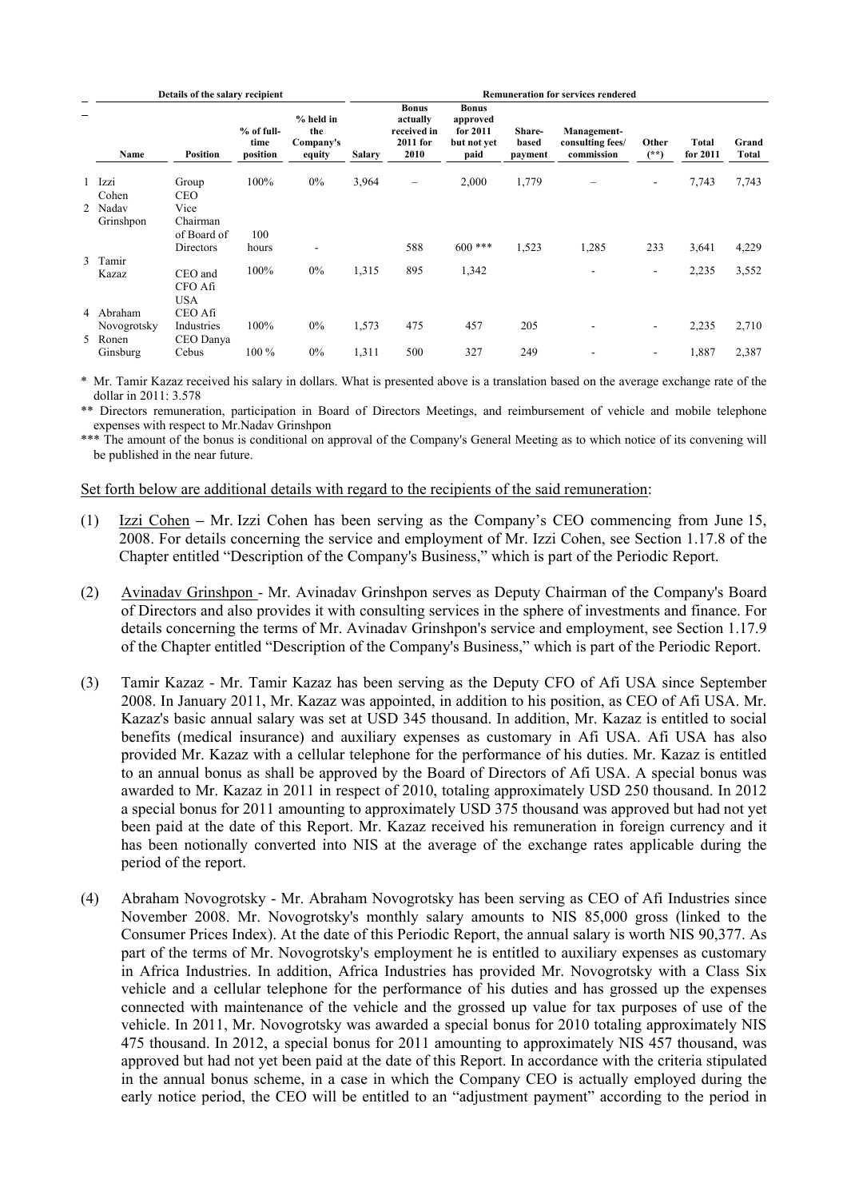| | Details of the salary recipient | | | | Remuneration for services rendered | | | | | | | |
|---|---|---|---|---|---|---|---|---|---|---|---|---|
| | Name | Position | % of full-time position | % held in the Company's equity | Salary | Bonus actually received in 2011 for 2010 | Bonus approved for 2011 but not yet paid | Share-based payment | Management-consulting fees/ commission | Other (**) | Total for 2011 | Grand Total |
| 1 | Izzi Cohen | Group CEO | 100% | 0% | 3,964 | – | 2,000 | 1,779 | – | - | 7,743 | 7,743 |
| 2 | Nadav Grinshpon | Vice Chairman of Board of Directors | 100 hours | - | | 588 | 600 *** | 1,523 | 1,285 | 233 | 3,641 | 4,229 |
| 3 | Tamir Kazaz | CEO and CFO Afi USA | 100% | 0% | 1,315 | 895 | 1,342 | | - | - | 2,235 | 3,552 |
| 4 | Abraham Novogrotsky | CEO Afi Industries | 100% | 0% | 1,573 | 475 | 457 | 205 | - | - | 2,235 | 2,710 |
| 5 | Ronen Ginsburg | CEO Danya Cebus | 100 % | 0% | 1,311 | 500 | 327 | 249 | - | - | 1,887 | 2,387 |

\* Mr. Tamir Kazaz received his salary in dollars. What is presented above is a translation based on the average exchange rate of the dollar in 2011: 3.578

\** Directors remuneration, participation in Board of Directors Meetings, and reimbursement of vehicle and mobile telephone expenses with respect to Mr.Nadav Grinshpon

\*** The amount of the bonus is conditional on approval of the Company's General Meeting as to which notice of its convening will be published in the near future.

Set forth below are additional details with regard to the recipients of the said remuneration:

(1) Izzi Cohen – Mr. Izzi Cohen has been serving as the Company's CEO commencing from June 15, 2008. For details concerning the service and employment of Mr. Izzi Cohen, see Section 1.17.8 of the Chapter entitled "Description of the Company's Business," which is part of the Periodic Report.

(2) Avinadav Grinshpon - Mr. Avinadav Grinshpon serves as Deputy Chairman of the Company's Board of Directors and also provides it with consulting services in the sphere of investments and finance. For details concerning the terms of Mr. Avinadav Grinshpon's service and employment, see Section 1.17.9 of the Chapter entitled "Description of the Company's Business," which is part of the Periodic Report.

(3) Tamir Kazaz - Mr. Tamir Kazaz has been serving as the Deputy CFO of Afi USA since September 2008. In January 2011, Mr. Kazaz was appointed, in addition to his position, as CEO of Afi USA. Mr. Kazaz's basic annual salary was set at USD 345 thousand. In addition, Mr. Kazaz is entitled to social benefits (medical insurance) and auxiliary expenses as customary in Afi USA. Afi USA has also provided Mr. Kazaz with a cellular telephone for the performance of his duties. Mr. Kazaz is entitled to an annual bonus as shall be approved by the Board of Directors of Afi USA. A special bonus was awarded to Mr. Kazaz in 2011 in respect of 2010, totaling approximately USD 250 thousand. In 2012 a special bonus for 2011 amounting to approximately USD 375 thousand was approved but had not yet been paid at the date of this Report. Mr. Kazaz received his remuneration in foreign currency and it has been notionally converted into NIS at the average of the exchange rates applicable during the period of the report.

(4) Abraham Novogrotsky - Mr. Abraham Novogrotsky has been serving as CEO of Afi Industries since November 2008. Mr. Novogrotsky's monthly salary amounts to NIS 85,000 gross (linked to the Consumer Prices Index). At the date of this Periodic Report, the annual salary is worth NIS 90,377. As part of the terms of Mr. Novogrotsky's employment he is entitled to auxiliary expenses as customary in Africa Industries. In addition, Africa Industries has provided Mr. Novogrotsky with a Class Six vehicle and a cellular telephone for the performance of his duties and has grossed up the expenses connected with maintenance of the vehicle and the grossed up value for tax purposes of use of the vehicle. In 2011, Mr. Novogrotsky was awarded a special bonus for 2010 totaling approximately NIS 475 thousand. In 2012, a special bonus for 2011 amounting to approximately NIS 457 thousand, was approved but had not yet been paid at the date of this Report. In accordance with the criteria stipulated in the annual bonus scheme, in a case in which the Company CEO is actually employed during the early notice period, the CEO will be entitled to an "adjustment payment" according to the period in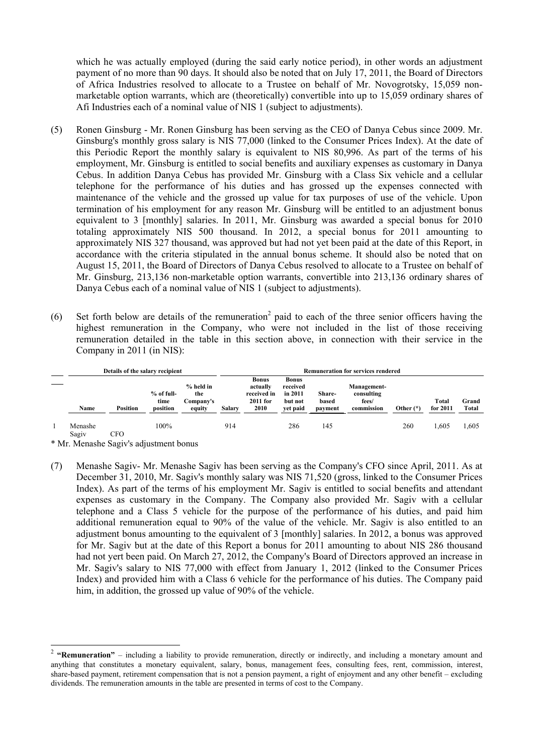which he was actually employed (during the said early notice period), in other words an adjustment payment of no more than 90 days. It should also be noted that on July 17, 2011, the Board of Directors of Africa Industries resolved to allocate to a Trustee on behalf of Mr. Novogrotsky, 15,059 non-marketable option warrants, which are (theoretically) convertible into up to 15,059 ordinary shares of Afi Industries each of a nominal value of NIS 1 (subject to adjustments).

(5) Ronen Ginsburg - Mr. Ronen Ginsburg has been serving as the CEO of Danya Cebus since 2009. Mr. Ginsburg's monthly gross salary is NIS 77,000 (linked to the Consumer Prices Index). At the date of this Periodic Report the monthly salary is equivalent to NIS 80,996. As part of the terms of his employment, Mr. Ginsburg is entitled to social benefits and auxiliary expenses as customary in Danya Cebus. In addition Danya Cebus has provided Mr. Ginsburg with a Class Six vehicle and a cellular telephone for the performance of his duties and has grossed up the expenses connected with maintenance of the vehicle and the grossed up value for tax purposes of use of the vehicle. Upon termination of his employment for any reason Mr. Ginsburg will be entitled to an adjustment bonus equivalent to 3 [monthly] salaries. In 2011, Mr. Ginsburg was awarded a special bonus for 2010 totaling approximately NIS 500 thousand. In 2012, a special bonus for 2011 amounting to approximately NIS 327 thousand, was approved but had not yet been paid at the date of this Report, in accordance with the criteria stipulated in the annual bonus scheme. It should also be noted that on August 15, 2011, the Board of Directors of Danya Cebus resolved to allocate to a Trustee on behalf of Mr. Ginsburg, 213,136 non-marketable option warrants, convertible into 213,136 ordinary shares of Danya Cebus each of a nominal value of NIS 1 (subject to adjustments).

(6) Set forth below are details of the remuneration[2] paid to each of the three senior officers having the highest remuneration in the Company, who were not included in the list of those receiving remuneration detailed in the table in this section above, in connection with their service in the Company in 2011 (in NIS):

| | Details of the salary recipient | | | | Remuneration for services rendered | | | | | | | |
|---|---|---|---|---|---|---|---|---|---|---|---|---|
| | Name | Position | % of full-time position | % held in the Company's equity | Salary | Bonus actually received in 2011 for 2010 | Bonus received in 2011 but not yet paid | Share-based payment | Management-consulting fees/ commission | Other (*) | Total for 2011 | Grand Total |
| 1 | Menashe Sagiv | CFO | 100% | | 914 | | 286 | 145 | | 260 | 1,605 | 1,605 |

* Mr. Menashe Sagiv's adjustment bonus

(7) Menashe Sagiv- Mr. Menashe Sagiv has been serving as the Company's CFO since April, 2011. As at December 31, 2010, Mr. Sagiv's monthly salary was NIS 71,520 (gross, linked to the Consumer Prices Index). As part of the terms of his employment Mr. Sagiv is entitled to social benefits and attendant expenses as customary in the Company. The Company also provided Mr. Sagiv with a cellular telephone and a Class 5 vehicle for the purpose of the performance of his duties, and paid him additional remuneration equal to 90% of the value of the vehicle. Mr. Sagiv is also entitled to an adjustment bonus amounting to the equivalent of 3 [monthly] salaries. In 2012, a bonus was approved for Mr. Sagiv but at the date of this Report a bonus for 2011 amounting to about NIS 286 thousand had not yert been paid. On March 27, 2012, the Company's Board of Directors approved an increase in Mr. Sagiv's salary to NIS 77,000 with effect from January 1, 2012 (linked to the Consumer Prices Index) and provided him with a Class 6 vehicle for the performance of his duties. The Company paid him, in addition, the grossed up value of 90% of the vehicle.

[2] **"Remuneration"** – including a liability to provide remuneration, directly or indirectly, and including a monetary amount and anything that constitutes a monetary equivalent, salary, bonus, management fees, consulting fees, rent, commission, interest, share-based payment, retirement compensation that is not a pension payment, a right of enjoyment and any other benefit – excluding dividends. The remuneration amounts in the table are presented in terms of cost to the Company.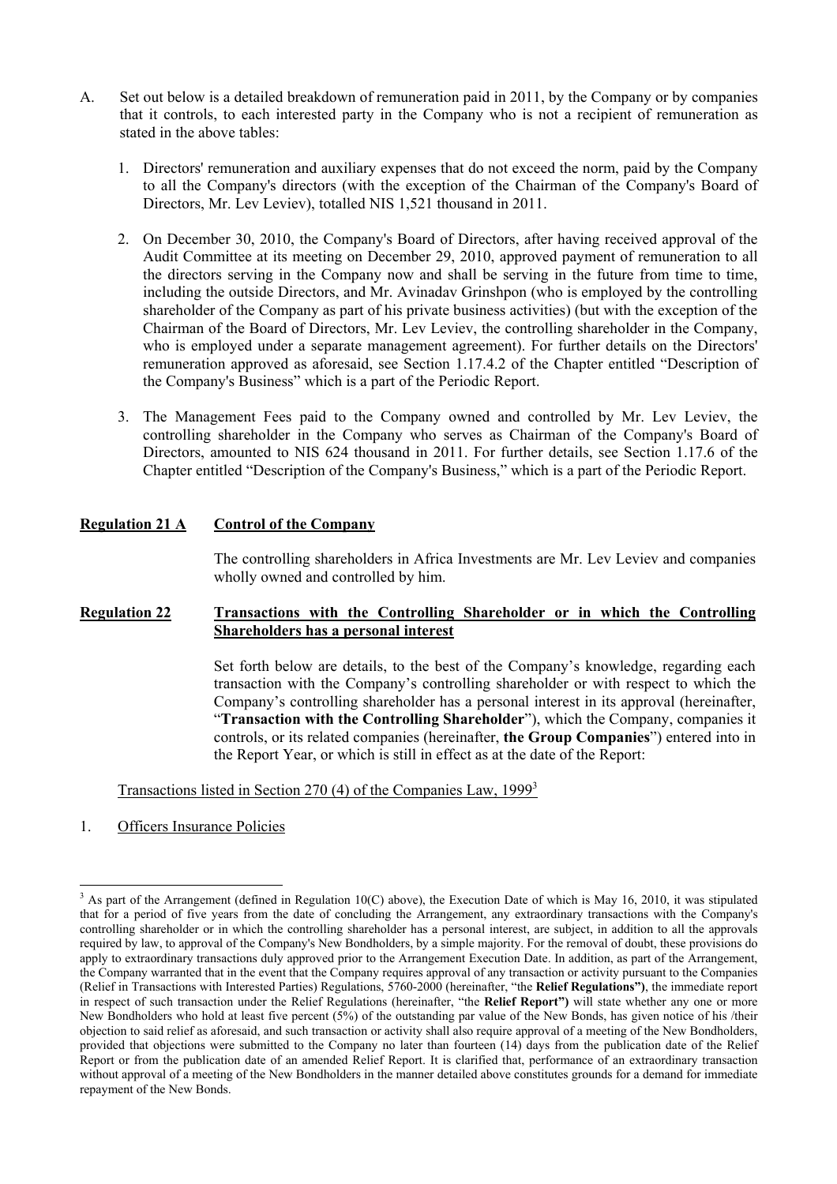A. Set out below is a detailed breakdown of remuneration paid in 2011, by the Company or by companies that it controls, to each interested party in the Company who is not a recipient of remuneration as stated in the above tables:

   1. Directors' remuneration and auxiliary expenses that do not exceed the norm, paid by the Company to all the Company's directors (with the exception of the Chairman of the Company's Board of Directors, Mr. Lev Leviev), totalled NIS 1,521 thousand in 2011.

   2. On December 30, 2010, the Company's Board of Directors, after having received approval of the Audit Committee at its meeting on December 29, 2010, approved payment of remuneration to all the directors serving in the Company now and shall be serving in the future from time to time, including the outside Directors, and Mr. Avinadav Grinshpon (who is employed by the controlling shareholder of the Company as part of his private business activities) (but with the exception of the Chairman of the Board of Directors, Mr. Lev Leviev, the controlling shareholder in the Company, who is employed under a separate management agreement). For further details on the Directors' remuneration approved as aforesaid, see Section 1.17.4.2 of the Chapter entitled "Description of the Company's Business" which is a part of the Periodic Report.

   3. The Management Fees paid to the Company owned and controlled by Mr. Lev Leviev, the controlling shareholder in the Company who serves as Chairman of the Company's Board of Directors, amounted to NIS 624 thousand in 2011. For further details, see Section 1.17.6 of the Chapter entitled "Description of the Company's Business," which is a part of the Periodic Report.

**Regulation 21 A** **Control of the Company**

The controlling shareholders in Africa Investments are Mr. Lev Leviev and companies wholly owned and controlled by him.

**Regulation 22** **Transactions with the Controlling Shareholder or in which the Controlling Shareholders has a personal interest**

Set forth below are details, to the best of the Company's knowledge, regarding each transaction with the Company's controlling shareholder or with respect to which the Company's controlling shareholder has a personal interest in its approval (hereinafter, "**Transaction with the Controlling Shareholder**"), which the Company, companies it controls, or its related companies (hereinafter, **the Group Companies**") entered into in the Report Year, or which is still in effect as at the date of the Report:

Transactions listed in Section 270 (4) of the Companies Law, 1999[3]

1. Officers Insurance Policies

---

[3] As part of the Arrangement (defined in Regulation 10(C) above), the Execution Date of which is May 16, 2010, it was stipulated that for a period of five years from the date of concluding the Arrangement, any extraordinary transactions with the Company's controlling shareholder or in which the controlling shareholder has a personal interest, are subject, in addition to all the approvals required by law, to approval of the Company's New Bondholders, by a simple majority. For the removal of doubt, these provisions do apply to extraordinary transactions duly approved prior to the Arrangement Execution Date. In addition, as part of the Arrangement, the Company warranted that in the event that the Company requires approval of any transaction or activity pursuant to the Companies (Relief in Transactions with Interested Parties) Regulations, 5760-2000 (hereinafter, "the **Relief Regulations")**, the immediate report in respect of such transaction under the Relief Regulations (hereinafter, "the **Relief Report")** will state whether any one or more New Bondholders who hold at least five percent (5%) of the outstanding par value of the New Bonds, has given notice of his /their objection to said relief as aforesaid, and such transaction or activity shall also require approval of a meeting of the New Bondholders, provided that objections were submitted to the Company no later than fourteen (14) days from the publication date of the Relief Report or from the publication date of an amended Relief Report. It is clarified that, performance of an extraordinary transaction without approval of a meeting of the New Bondholders in the manner detailed above constitutes grounds for a demand for immediate repayment of the New Bonds.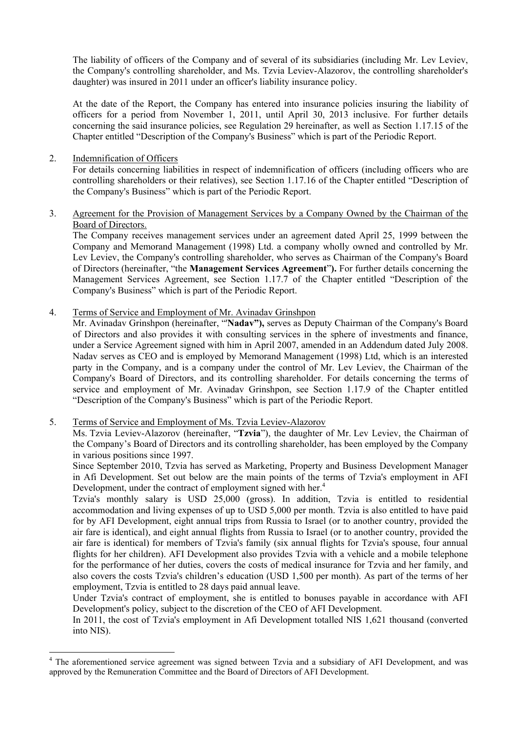The liability of officers of the Company and of several of its subsidiaries (including Mr. Lev Leviev, the Company's controlling shareholder, and Ms. Tzvia Leviev-Alazorov, the controlling shareholder's daughter) was insured in 2011 under an officer's liability insurance policy.

At the date of the Report, the Company has entered into insurance policies insuring the liability of officers for a period from November 1, 2011, until April 30, 2013 inclusive. For further details concerning the said insurance policies, see Regulation 29 hereinafter, as well as Section 1.17.15 of the Chapter entitled "Description of the Company's Business" which is part of the Periodic Report.

2. Indemnification of Officers

   For details concerning liabilities in respect of indemnification of officers (including officers who are controlling shareholders or their relatives), see Section 1.17.16 of the Chapter entitled "Description of the Company's Business" which is part of the Periodic Report.

3. Agreement for the Provision of Management Services by a Company Owned by the Chairman of the Board of Directors.

   The Company receives management services under an agreement dated April 25, 1999 between the Company and Memorand Management (1998) Ltd. a company wholly owned and controlled by Mr. Lev Leviev, the Company's controlling shareholder, who serves as Chairman of the Company's Board of Directors (hereinafter, "the **Management Services Agreement**"**).** For further details concerning the Management Services Agreement, see Section 1.17.7 of the Chapter entitled "Description of the Company's Business" which is part of the Periodic Report.

4. Terms of Service and Employment of Mr. Avinadav Grinshpon

   Mr. Avinadav Grinshpon (hereinafter, "**Nadav"),** serves as Deputy Chairman of the Company's Board of Directors and also provides it with consulting services in the sphere of investments and finance, under a Service Agreement signed with him in April 2007, amended in an Addendum dated July 2008. Nadav serves as CEO and is employed by Memorand Management (1998) Ltd, which is an interested party in the Company, and is a company under the control of Mr. Lev Leviev, the Chairman of the Company's Board of Directors, and its controlling shareholder. For details concerning the terms of service and employment of Mr. Avinadav Grinshpon, see Section 1.17.9 of the Chapter entitled "Description of the Company's Business" which is part of the Periodic Report.

5. Terms of Service and Employment of Ms. Tzvia Leviev-Alazorov

   Ms. Tzvia Leviev-Alazorov (hereinafter, "**Tzvia**"), the daughter of Mr. Lev Leviev, the Chairman of the Company's Board of Directors and its controlling shareholder, has been employed by the Company in various positions since 1997.

   Since September 2010, Tzvia has served as Marketing, Property and Business Development Manager in Afi Development. Set out below are the main points of the terms of Tzvia's employment in AFI Development, under the contract of employment signed with her.[4]

   Tzvia's monthly salary is USD 25,000 (gross). In addition, Tzvia is entitled to residential accommodation and living expenses of up to USD 5,000 per month. Tzvia is also entitled to have paid for by AFI Development, eight annual trips from Russia to Israel (or to another country, provided the air fare is identical), and eight annual flights from Russia to Israel (or to another country, provided the air fare is identical) for members of Tzvia's family (six annual flights for Tzvia's spouse, four annual flights for her children). AFI Development also provides Tzvia with a vehicle and a mobile telephone for the performance of her duties, covers the costs of medical insurance for Tzvia and her family, and also covers the costs Tzvia's children's education (USD 1,500 per month). As part of the terms of her employment, Tzvia is entitled to 28 days paid annual leave.

   Under Tzvia's contract of employment, she is entitled to bonuses payable in accordance with AFI Development's policy, subject to the discretion of the CEO of AFI Development.

   In 2011, the cost of Tzvia's employment in Afi Development totalled NIS 1,621 thousand (converted into NIS).

---

[4] The aforementioned service agreement was signed between Tzvia and a subsidiary of AFI Development, and was approved by the Remuneration Committee and the Board of Directors of AFI Development.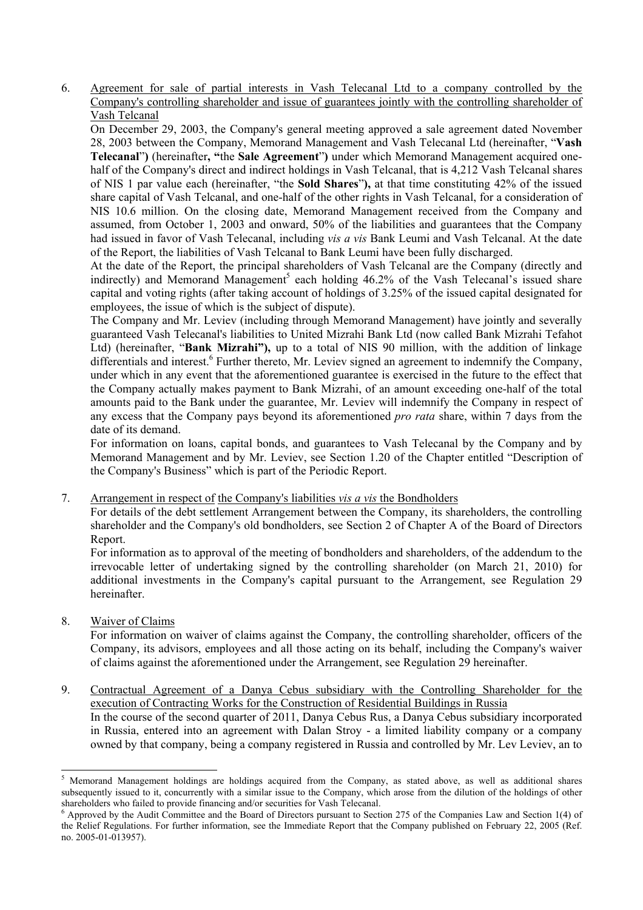6. Agreement for sale of partial interests in Vash Telecanal Ltd to a company controlled by the Company's controlling shareholder and issue of guarantees jointly with the controlling shareholder of Vash Telcanal

On December 29, 2003, the Company's general meeting approved a sale agreement dated November 28, 2003 between the Company, Memorand Management and Vash Telecanal Ltd (hereinafter, "**Vash Telecanal**") (hereinafter**, "**the **Sale Agreement**"**)** under which Memorand Management acquired one-half of the Company's direct and indirect holdings in Vash Telcanal, that is 4,212 Vash Telcanal shares of NIS 1 par value each (hereinafter, "the **Sold Shares**"**),** at that time constituting 42% of the issued share capital of Vash Telcanal, and one-half of the other rights in Vash Telcanal, for a consideration of NIS 10.6 million. On the closing date, Memorand Management received from the Company and assumed, from October 1, 2003 and onward, 50% of the liabilities and guarantees that the Company had issued in favor of Vash Telecanal, including *vis a vis* Bank Leumi and Vash Telcanal. At the date of the Report, the liabilities of Vash Telcanal to Bank Leumi have been fully discharged.

At the date of the Report, the principal shareholders of Vash Telcanal are the Company (directly and indirectly) and Memorand Management[5] each holding 46.2% of the Vash Telecanal's issued share capital and voting rights (after taking account of holdings of 3.25% of the issued capital designated for employees, the issue of which is the subject of dispute).

The Company and Mr. Leviev (including through Memorand Management) have jointly and severally guaranteed Vash Telecanal's liabilities to United Mizrahi Bank Ltd (now called Bank Mizrahi Tefahot Ltd) (hereinafter, "**Bank Mizrahi"),** up to a total of NIS 90 million, with the addition of linkage differentials and interest.[6] Further thereto, Mr. Leviev signed an agreement to indemnify the Company, under which in any event that the aforementioned guarantee is exercised in the future to the effect that the Company actually makes payment to Bank Mizrahi, of an amount exceeding one-half of the total amounts paid to the Bank under the guarantee, Mr. Leviev will indemnify the Company in respect of any excess that the Company pays beyond its aforementioned *pro rata* share, within 7 days from the date of its demand.

For information on loans, capital bonds, and guarantees to Vash Telecanal by the Company and by Memorand Management and by Mr. Leviev, see Section 1.20 of the Chapter entitled "Description of the Company's Business" which is part of the Periodic Report.

7. Arrangement in respect of the Company's liabilities *vis a vis* the Bondholders

For details of the debt settlement Arrangement between the Company, its shareholders, the controlling shareholder and the Company's old bondholders, see Section 2 of Chapter A of the Board of Directors Report.

For information as to approval of the meeting of bondholders and shareholders, of the addendum to the irrevocable letter of undertaking signed by the controlling shareholder (on March 21, 2010) for additional investments in the Company's capital pursuant to the Arrangement, see Regulation 29 hereinafter.

8. Waiver of Claims

For information on waiver of claims against the Company, the controlling shareholder, officers of the Company, its advisors, employees and all those acting on its behalf, including the Company's waiver of claims against the aforementioned under the Arrangement, see Regulation 29 hereinafter.

9. Contractual Agreement of a Danya Cebus subsidiary with the Controlling Shareholder for the execution of Contracting Works for the Construction of Residential Buildings in Russia

In the course of the second quarter of 2011, Danya Cebus Rus, a Danya Cebus subsidiary incorporated in Russia, entered into an agreement with Dalan Stroy - a limited liability company or a company owned by that company, being a company registered in Russia and controlled by Mr. Lev Leviev, an to

---

[5] Memorand Management holdings are holdings acquired from the Company, as stated above, as well as additional shares subsequently issued to it, concurrently with a similar issue to the Company, which arose from the dilution of the holdings of other shareholders who failed to provide financing and/or securities for Vash Telecanal.

[6] Approved by the Audit Committee and the Board of Directors pursuant to Section 275 of the Companies Law and Section 1(4) of the Relief Regulations. For further information, see the Immediate Report that the Company published on February 22, 2005 (Ref. no. 2005-01-013957).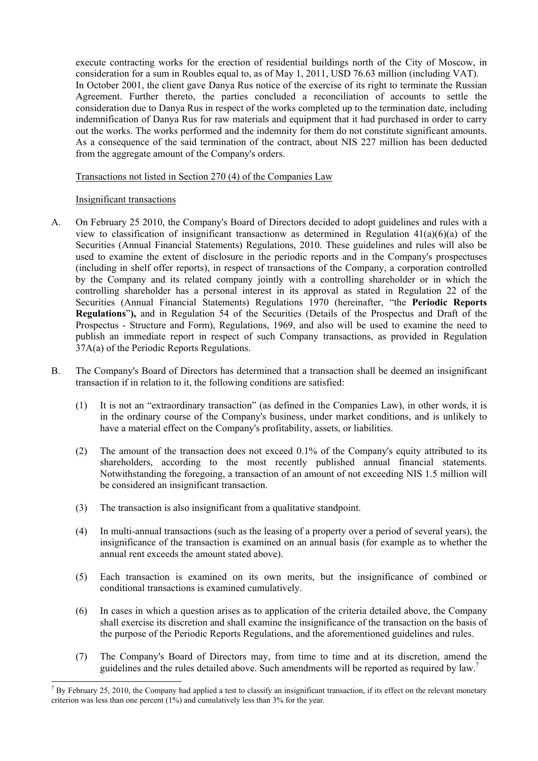execute contracting works for the erection of residential buildings north of the City of Moscow, in consideration for a sum in Roubles equal to, as of May 1, 2011, USD 76.63 million (including VAT). In October 2001, the client gave Danya Rus notice of the exercise of its right to terminate the Russian Agreement. Further thereto, the parties concluded a reconciliation of accounts to settle the consideration due to Danya Rus in respect of the works completed up to the termination date, including indemnification of Danya Rus for raw materials and equipment that it had purchased in order to carry out the works. The works performed and the indemnity for them do not constitute significant amounts. As a consequence of the said termination of the contract, about NIS 227 million has been deducted from the aggregate amount of the Company's orders.

Transactions not listed in Section 270 (4) of the Companies Law

Insignificant transactions

A. On February 25 2010, the Company's Board of Directors decided to adopt guidelines and rules with a view to classification of insignificant transactionw as determined in Regulation 41(a)(6)(a) of the Securities (Annual Financial Statements) Regulations, 2010. These guidelines and rules will also be used to examine the extent of disclosure in the periodic reports and in the Company's prospectuses (including in shelf offer reports), in respect of transactions of the Company, a corporation controlled by the Company and its related company jointly with a controlling shareholder or in which the controlling shareholder has a personal interest in its approval as stated in Regulation 22 of the Securities (Annual Financial Statements) Regulations 1970 (hereinafter, "the **Periodic Reports Regulations**")**,** and in Regulation 54 of the Securities (Details of the Prospectus and Draft of the Prospectus - Structure and Form), Regulations, 1969, and also will be used to examine the need to publish an immediate report in respect of such Company transactions, as provided in Regulation 37A(a) of the Periodic Reports Regulations.

B. The Company's Board of Directors has determined that a transaction shall be deemed an insignificant transaction if in relation to it, the following conditions are satisfied:

   (1) It is not an "extraordinary transaction" (as defined in the Companies Law), in other words, it is in the ordinary course of the Company's business, under market conditions, and is unlikely to have a material effect on the Company's profitability, assets, or liabilities.

   (2) The amount of the transaction does not exceed 0.1% of the Company's equity attributed to its shareholders, according to the most recently published annual financial statements. Notwithstanding the foregoing, a transaction of an amount of not exceeding NIS 1.5 million will be considered an insignificant transaction.

   (3) The transaction is also insignificant from a qualitative standpoint.

   (4) In multi-annual transactions (such as the leasing of a property over a period of several years), the insignificance of the transaction is examined on an annual basis (for example as to whether the annual rent exceeds the amount stated above).

   (5) Each transaction is examined on its own merits, but the insignificance of combined or conditional transactions is examined cumulatively.

   (6) In cases in which a question arises as to application of the criteria detailed above, the Company shall exercise its discretion and shall examine the insignificance of the transaction on the basis of the purpose of the Periodic Reports Regulations, and the aforementioned guidelines and rules.

   (7) The Company's Board of Directors may, from time to time and at its discretion, amend the guidelines and the rules detailed above. Such amendments will be reported as required by law.[7]

---

[7] By February 25, 2010, the Company had applied a test to classify an insignificant transaction, if its effect on the relevant monetary criterion was less than one percent (1%) and cumulatively less than 3% for the year.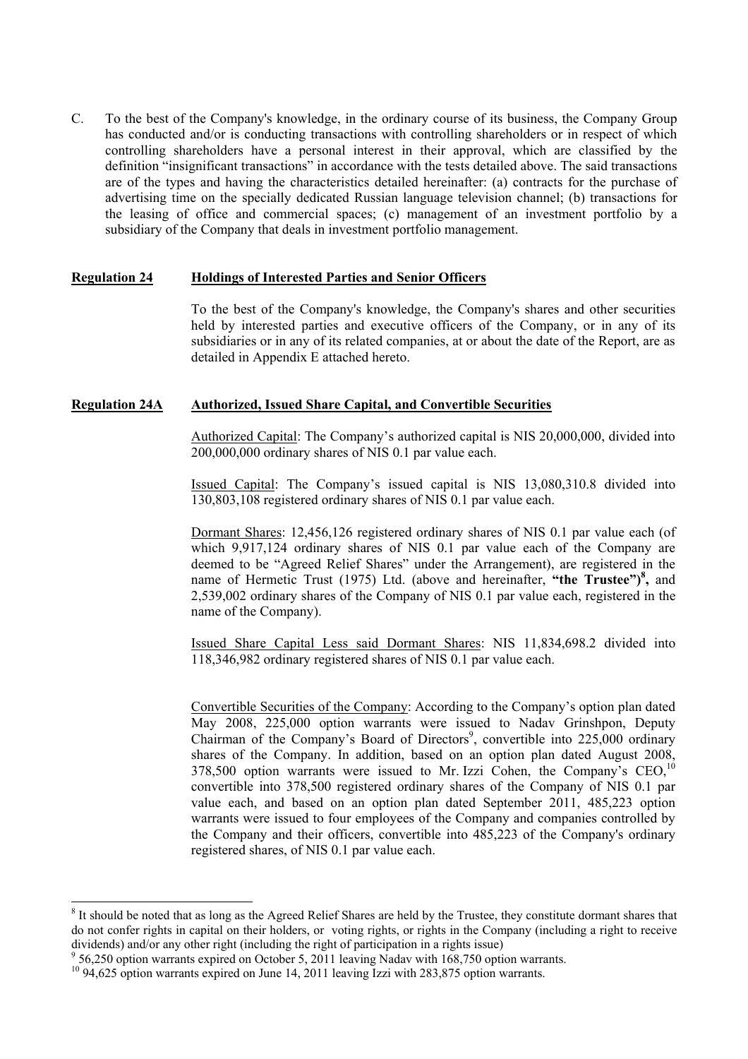C. To the best of the Company's knowledge, in the ordinary course of its business, the Company Group has conducted and/or is conducting transactions with controlling shareholders or in respect of which controlling shareholders have a personal interest in their approval, which are classified by the definition "insignificant transactions" in accordance with the tests detailed above. The said transactions are of the types and having the characteristics detailed hereinafter: (a) contracts for the purchase of advertising time on the specially dedicated Russian language television channel; (b) transactions for the leasing of office and commercial spaces; (c) management of an investment portfolio by a subsidiary of the Company that deals in investment portfolio management.

**Regulation 24 — Holdings of Interested Parties and Senior Officers**

To the best of the Company's knowledge, the Company's shares and other securities held by interested parties and executive officers of the Company, or in any of its subsidiaries or in any of its related companies, at or about the date of the Report, are as detailed in Appendix E attached hereto.

**Regulation 24A — Authorized, Issued Share Capital, and Convertible Securities**

Authorized Capital: The Company's authorized capital is NIS 20,000,000, divided into 200,000,000 ordinary shares of NIS 0.1 par value each.

Issued Capital: The Company's issued capital is NIS 13,080,310.8 divided into 130,803,108 registered ordinary shares of NIS 0.1 par value each.

Dormant Shares: 12,456,126 registered ordinary shares of NIS 0.1 par value each (of which 9,917,124 ordinary shares of NIS 0.1 par value each of the Company are deemed to be "Agreed Relief Shares" under the Arrangement), are registered in the name of Hermetic Trust (1975) Ltd. (above and hereinafter, **"the Trustee")**[8]**,** and 2,539,002 ordinary shares of the Company of NIS 0.1 par value each, registered in the name of the Company).

Issued Share Capital Less said Dormant Shares: NIS 11,834,698.2 divided into 118,346,982 ordinary registered shares of NIS 0.1 par value each.

Convertible Securities of the Company: According to the Company's option plan dated May 2008, 225,000 option warrants were issued to Nadav Grinshpon, Deputy Chairman of the Company's Board of Directors[9], convertible into 225,000 ordinary shares of the Company. In addition, based on an option plan dated August 2008, 378,500 option warrants were issued to Mr. Izzi Cohen, the Company's CEO,[10] convertible into 378,500 registered ordinary shares of the Company of NIS 0.1 par value each, and based on an option plan dated September 2011, 485,223 option warrants were issued to four employees of the Company and companies controlled by the Company and their officers, convertible into 485,223 of the Company's ordinary registered shares, of NIS 0.1 par value each.

---

[8] It should be noted that as long as the Agreed Relief Shares are held by the Trustee, they constitute dormant shares that do not confer rights in capital on their holders, or voting rights, or rights in the Company (including a right to receive dividends) and/or any other right (including the right of participation in a rights issue)

[9] 56,250 option warrants expired on October 5, 2011 leaving Nadav with 168,750 option warrants.

[10] 94,625 option warrants expired on June 14, 2011 leaving Izzi with 283,875 option warrants.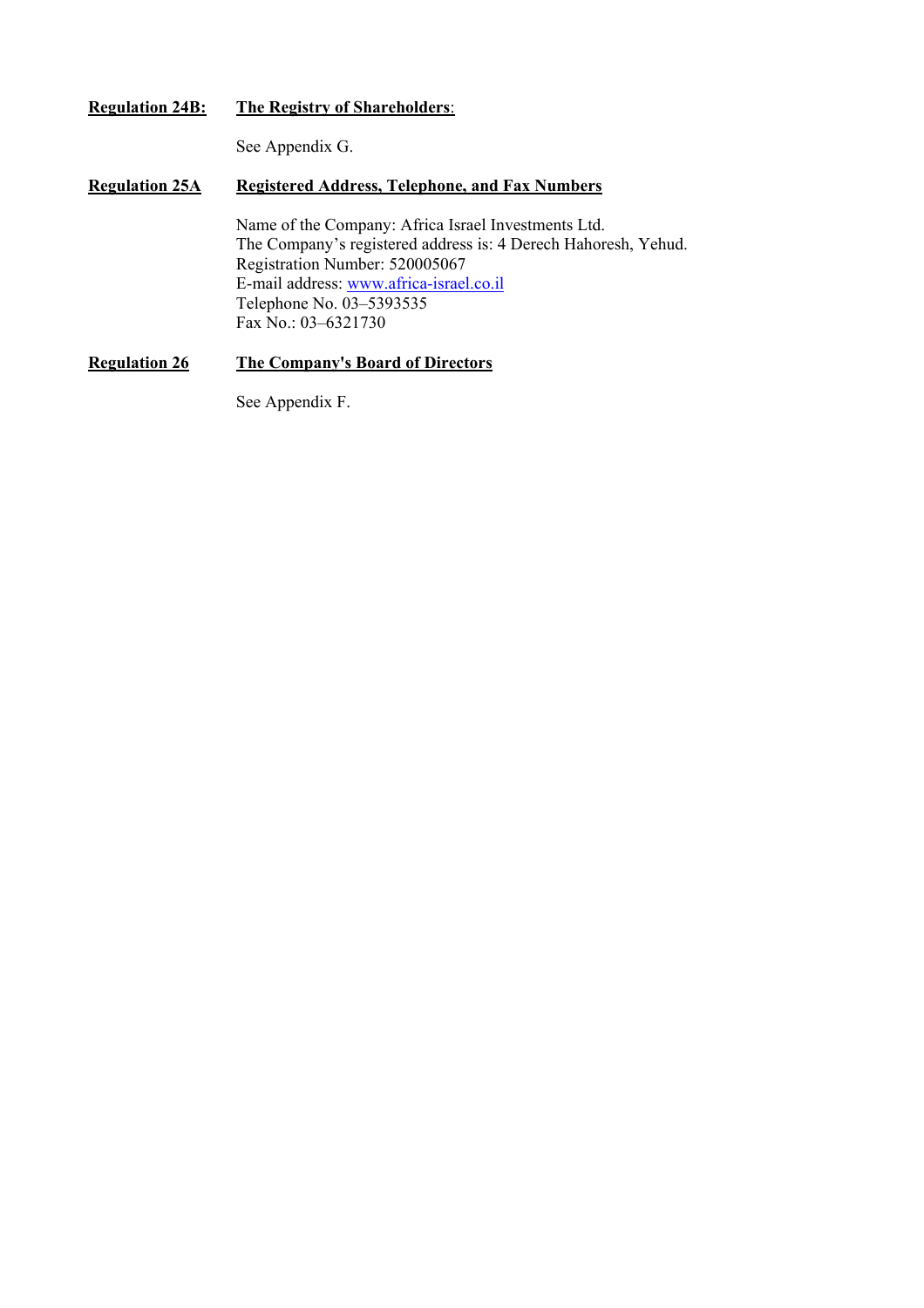**Regulation 24B:** **The Registry of Shareholders**:

See Appendix G.

**Regulation 25A** **Registered Address, Telephone, and Fax Numbers**

Name of the Company: Africa Israel Investments Ltd.
The Company's registered address is: 4 Derech Hahoresh, Yehud.
Registration Number: 520005067
E-mail address: www.africa-israel.co.il
Telephone No. 03–5393535
Fax No.: 03–6321730

**Regulation 26** **The Company's Board of Directors**

See Appendix F.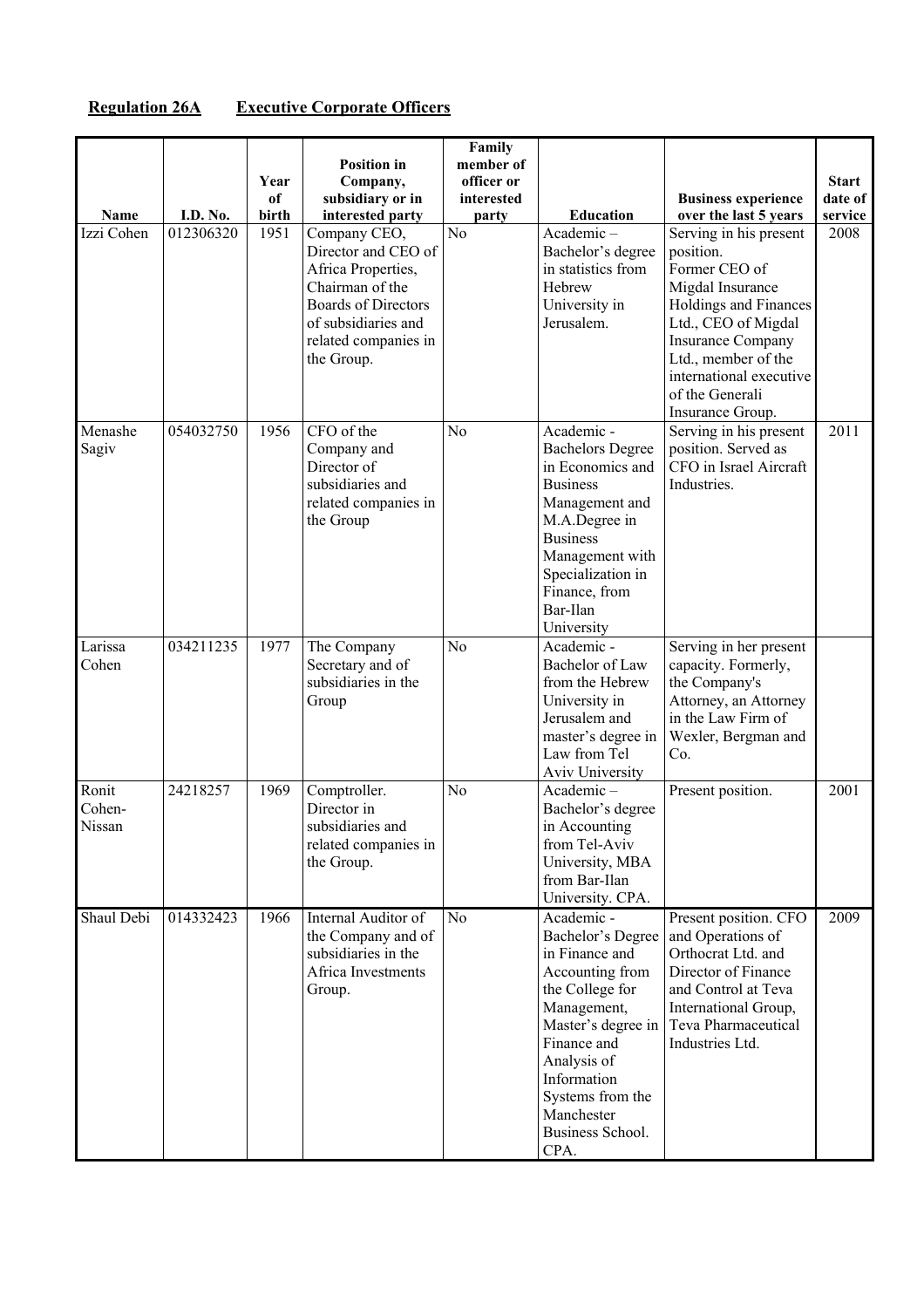**Regulation 26A    Executive Corporate Officers**

| Name | I.D. No. | Year of birth | Position in Company, subsidiary or in interested party | Family member of officer or interested party | Education | Business experience over the last 5 years | Start date of service |
|---|---|---|---|---|---|---|---|
| Izzi Cohen | 012306320 | 1951 | Company CEO, Director and CEO of Africa Properties, Chairman of the Boards of Directors of subsidiaries and related companies in the Group. | No | Academic – Bachelor's degree in statistics from Hebrew University in Jerusalem. | Serving in his present position. Former CEO of Migdal Insurance Holdings and Finances Ltd., CEO of Migdal Insurance Company Ltd., member of the international executive of the Generali Insurance Group. | 2008 |
| Menashe Sagiv | 054032750 | 1956 | CFO of the Company and Director of subsidiaries and related companies in the Group | No | Academic - Bachelors Degree in Economics and Business Management and M.A.Degree in Business Management with Specialization in Finance, from Bar-Ilan University | Serving in his present position. Served as CFO in Israel Aircraft Industries. | 2011 |
| Larissa Cohen | 034211235 | 1977 | The Company Secretary and of subsidiaries in the Group | No | Academic - Bachelor of Law from the Hebrew University in Jerusalem and master's degree in Law from Tel Aviv University | Serving in her present capacity. Formerly, the Company's Attorney, an Attorney in the Law Firm of Wexler, Bergman and Co. | |
| Ronit Cohen-Nissan | 24218257 | 1969 | Comptroller. Director in subsidiaries and related companies in the Group. | No | Academic – Bachelor's degree in Accounting from Tel-Aviv University, MBA from Bar-Ilan University. CPA. | Present position. | 2001 |
| Shaul Debi | 014332423 | 1966 | Internal Auditor of the Company and of subsidiaries in the Africa Investments Group. | No | Academic - Bachelor's Degree in Finance and Accounting from the College for Management, Master's degree in Finance and Analysis of Information Systems from the Manchester Business School. CPA. | Present position. CFO and Operations of Orthocrat Ltd. and Director of Finance and Control at Teva International Group, Teva Pharmaceutical Industries Ltd. | 2009 |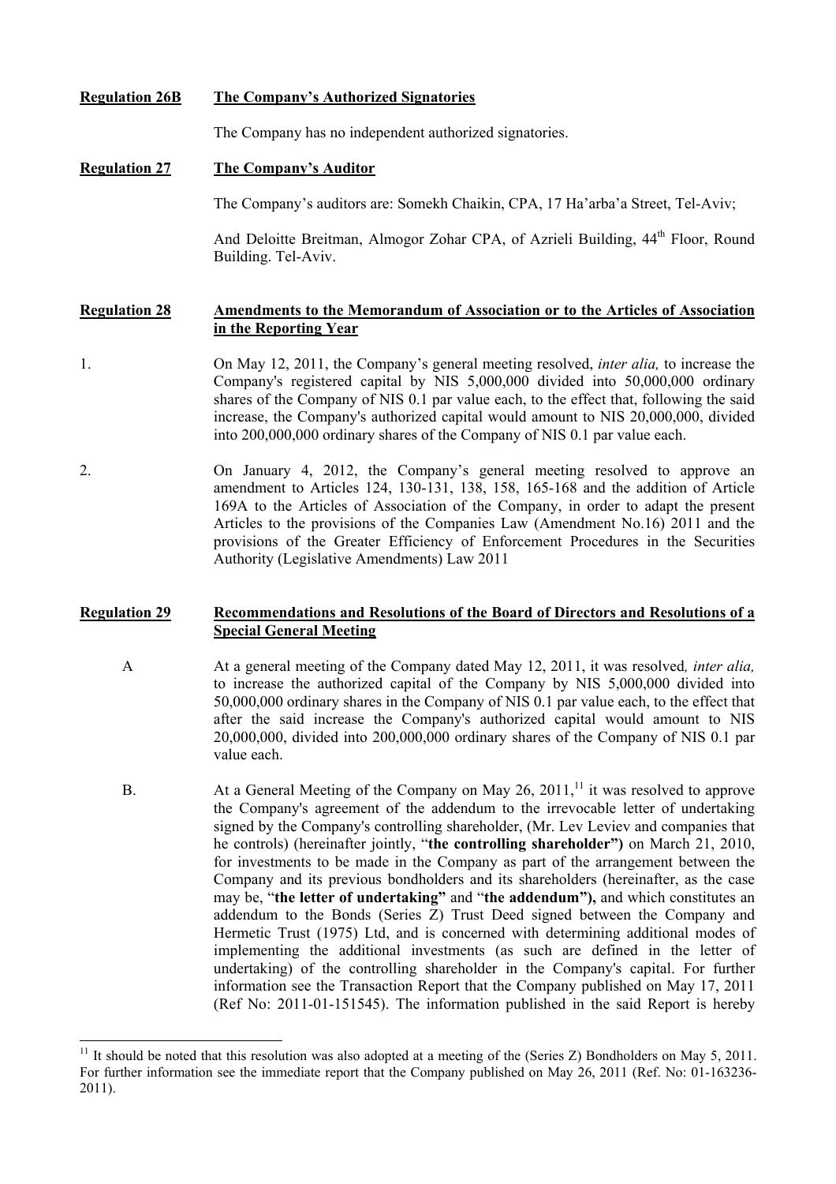**Regulation 26B** **The Company's Authorized Signatories**

The Company has no independent authorized signatories.

**Regulation 27** **The Company's Auditor**

The Company's auditors are: Somekh Chaikin, CPA, 17 Ha'arba'a Street, Tel-Aviv;

And Deloitte Breitman, Almogor Zohar CPA, of Azrieli Building, 44th Floor, Round Building. Tel-Aviv.

**Regulation 28** **Amendments to the Memorandum of Association or to the Articles of Association in the Reporting Year**

1. On May 12, 2011, the Company's general meeting resolved, *inter alia,* to increase the Company's registered capital by NIS 5,000,000 divided into 50,000,000 ordinary shares of the Company of NIS 0.1 par value each, to the effect that, following the said increase, the Company's authorized capital would amount to NIS 20,000,000, divided into 200,000,000 ordinary shares of the Company of NIS 0.1 par value each.

2. On January 4, 2012, the Company's general meeting resolved to approve an amendment to Articles 124, 130-131, 138, 158, 165-168 and the addition of Article 169A to the Articles of Association of the Company, in order to adapt the present Articles to the provisions of the Companies Law (Amendment No.16) 2011 and the provisions of the Greater Efficiency of Enforcement Procedures in the Securities Authority (Legislative Amendments) Law 2011

**Regulation 29** **Recommendations and Resolutions of the Board of Directors and Resolutions of a Special General Meeting**

A At a general meeting of the Company dated May 12, 2011, it was resolved*, inter alia,* to increase the authorized capital of the Company by NIS 5,000,000 divided into 50,000,000 ordinary shares in the Company of NIS 0.1 par value each, to the effect that after the said increase the Company's authorized capital would amount to NIS 20,000,000, divided into 200,000,000 ordinary shares of the Company of NIS 0.1 par value each.

B. At a General Meeting of the Company on May 26, 2011,[11] it was resolved to approve the Company's agreement of the addendum to the irrevocable letter of undertaking signed by the Company's controlling shareholder, (Mr. Lev Leviev and companies that he controls) (hereinafter jointly, "**the controlling shareholder")** on March 21, 2010, for investments to be made in the Company as part of the arrangement between the Company and its previous bondholders and its shareholders (hereinafter, as the case may be, "**the letter of undertaking"** and "**the addendum"),** and which constitutes an addendum to the Bonds (Series Z) Trust Deed signed between the Company and Hermetic Trust (1975) Ltd, and is concerned with determining additional modes of implementing the additional investments (as such are defined in the letter of undertaking) of the controlling shareholder in the Company's capital. For further information see the Transaction Report that the Company published on May 17, 2011 (Ref No: 2011-01-151545). The information published in the said Report is hereby

[11] It should be noted that this resolution was also adopted at a meeting of the (Series Z) Bondholders on May 5, 2011. For further information see the immediate report that the Company published on May 26, 2011 (Ref. No: 01-163236-2011).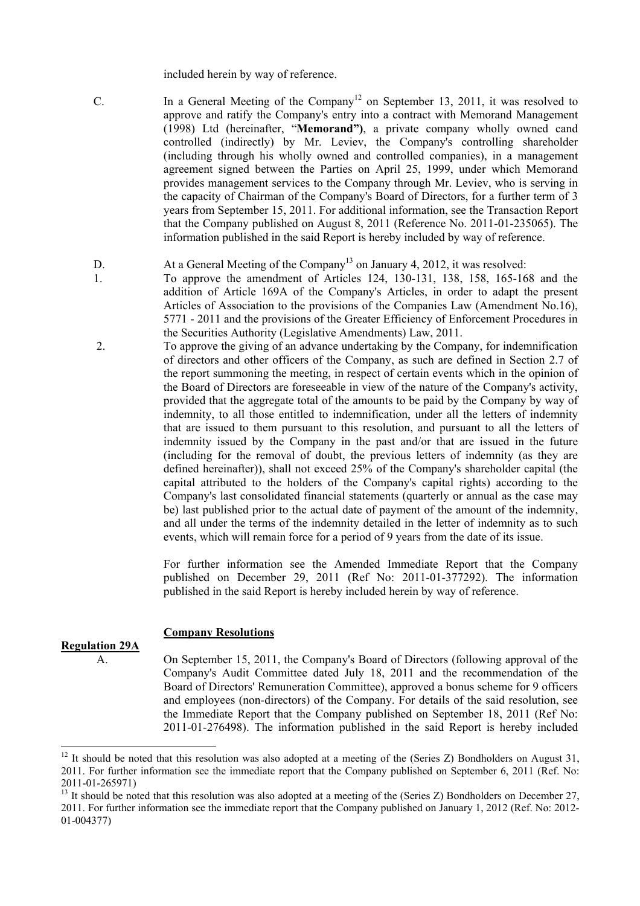included herein by way of reference.

C. In a General Meeting of the Company[12] on September 13, 2011, it was resolved to approve and ratify the Company's entry into a contract with Memorand Management (1998) Ltd (hereinafter, "**Memorand")**, a private company wholly owned cand controlled (indirectly) by Mr. Leviev, the Company's controlling shareholder (including through his wholly owned and controlled companies), in a management agreement signed between the Parties on April 25, 1999, under which Memorand provides management services to the Company through Mr. Leviev, who is serving in the capacity of Chairman of the Company's Board of Directors, for a further term of 3 years from September 15, 2011. For additional information, see the Transaction Report that the Company published on August 8, 2011 (Reference No. 2011-01-235065). The information published in the said Report is hereby included by way of reference.

D. At a General Meeting of the Company[13] on January 4, 2012, it was resolved:

1. To approve the amendment of Articles 124, 130-131, 138, 158, 165-168 and the addition of Article 169A of the Company's Articles, in order to adapt the present Articles of Association to the provisions of the Companies Law (Amendment No.16), 5771 - 2011 and the provisions of the Greater Efficiency of Enforcement Procedures in the Securities Authority (Legislative Amendments) Law, 2011.

2. To approve the giving of an advance undertaking by the Company, for indemnification of directors and other officers of the Company, as such are defined in Section 2.7 of the report summoning the meeting, in respect of certain events which in the opinion of the Board of Directors are foreseeable in view of the nature of the Company's activity, provided that the aggregate total of the amounts to be paid by the Company by way of indemnity, to all those entitled to indemnification, under all the letters of indemnity that are issued to them pursuant to this resolution, and pursuant to all the letters of indemnity issued by the Company in the past and/or that are issued in the future (including for the removal of doubt, the previous letters of indemnity (as they are defined hereinafter)), shall not exceed 25% of the Company's shareholder capital (the capital attributed to the holders of the Company's capital rights) according to the Company's last consolidated financial statements (quarterly or annual as the case may be) last published prior to the actual date of payment of the amount of the indemnity, and all under the terms of the indemnity detailed in the letter of indemnity as to such events, which will remain force for a period of 9 years from the date of its issue.

   For further information see the Amended Immediate Report that the Company published on December 29, 2011 (Ref No: 2011-01-377292). The information published in the said Report is hereby included herein by way of reference.

**Regulation 29A**

**Company Resolutions**

A. On September 15, 2011, the Company's Board of Directors (following approval of the Company's Audit Committee dated July 18, 2011 and the recommendation of the Board of Directors' Remuneration Committee), approved a bonus scheme for 9 officers and employees (non-directors) of the Company. For details of the said resolution, see the Immediate Report that the Company published on September 18, 2011 (Ref No: 2011-01-276498). The information published in the said Report is hereby included

---

[12] It should be noted that this resolution was also adopted at a meeting of the (Series Z) Bondholders on August 31, 2011. For further information see the immediate report that the Company published on September 6, 2011 (Ref. No: 2011-01-265971)

[13] It should be noted that this resolution was also adopted at a meeting of the (Series Z) Bondholders on December 27, 2011. For further information see the immediate report that the Company published on January 1, 2012 (Ref. No: 2012-01-004377)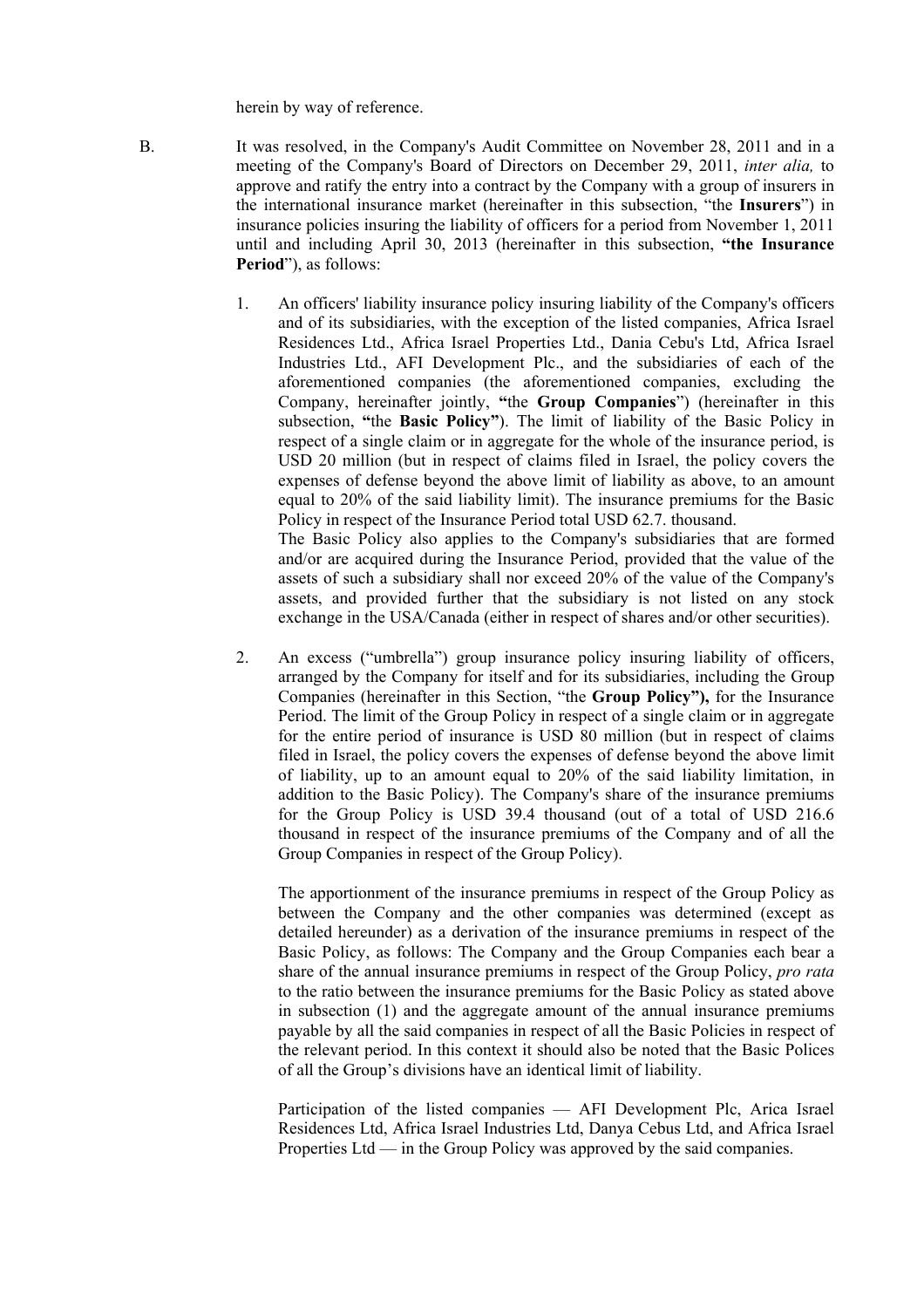herein by way of reference.

B. It was resolved, in the Company's Audit Committee on November 28, 2011 and in a meeting of the Company's Board of Directors on December 29, 2011, *inter alia,* to approve and ratify the entry into a contract by the Company with a group of insurers in the international insurance market (hereinafter in this subsection, "the **Insurers**") in insurance policies insuring the liability of officers for a period from November 1, 2011 until and including April 30, 2013 (hereinafter in this subsection, **"the Insurance Period**"), as follows:

1. An officers' liability insurance policy insuring liability of the Company's officers and of its subsidiaries, with the exception of the listed companies, Africa Israel Residences Ltd., Africa Israel Properties Ltd., Dania Cebu's Ltd, Africa Israel Industries Ltd., AFI Development Plc., and the subsidiaries of each of the aforementioned companies (the aforementioned companies, excluding the Company, hereinafter jointly, **"**the **Group Companies**") (hereinafter in this subsection, **"**the **Basic Policy"**). The limit of liability of the Basic Policy in respect of a single claim or in aggregate for the whole of the insurance period, is USD 20 million (but in respect of claims filed in Israel, the policy covers the expenses of defense beyond the above limit of liability as above, to an amount equal to 20% of the said liability limit). The insurance premiums for the Basic Policy in respect of the Insurance Period total USD 62.7. thousand.
   The Basic Policy also applies to the Company's subsidiaries that are formed and/or are acquired during the Insurance Period, provided that the value of the assets of such a subsidiary shall nor exceed 20% of the value of the Company's assets, and provided further that the subsidiary is not listed on any stock exchange in the USA/Canada (either in respect of shares and/or other securities).

2. An excess ("umbrella") group insurance policy insuring liability of officers, arranged by the Company for itself and for its subsidiaries, including the Group Companies (hereinafter in this Section, "the **Group Policy"),** for the Insurance Period. The limit of the Group Policy in respect of a single claim or in aggregate for the entire period of insurance is USD 80 million (but in respect of claims filed in Israel, the policy covers the expenses of defense beyond the above limit of liability, up to an amount equal to 20% of the said liability limitation, in addition to the Basic Policy). The Company's share of the insurance premiums for the Group Policy is USD 39.4 thousand (out of a total of USD 216.6 thousand in respect of the insurance premiums of the Company and of all the Group Companies in respect of the Group Policy).

   The apportionment of the insurance premiums in respect of the Group Policy as between the Company and the other companies was determined (except as detailed hereunder) as a derivation of the insurance premiums in respect of the Basic Policy, as follows: The Company and the Group Companies each bear a share of the annual insurance premiums in respect of the Group Policy, *pro rata* to the ratio between the insurance premiums for the Basic Policy as stated above in subsection (1) and the aggregate amount of the annual insurance premiums payable by all the said companies in respect of all the Basic Policies in respect of the relevant period. In this context it should also be noted that the Basic Polices of all the Group's divisions have an identical limit of liability.

   Participation of the listed companies — AFI Development Plc, Arica Israel Residences Ltd, Africa Israel Industries Ltd, Danya Cebus Ltd, and Africa Israel Properties Ltd — in the Group Policy was approved by the said companies.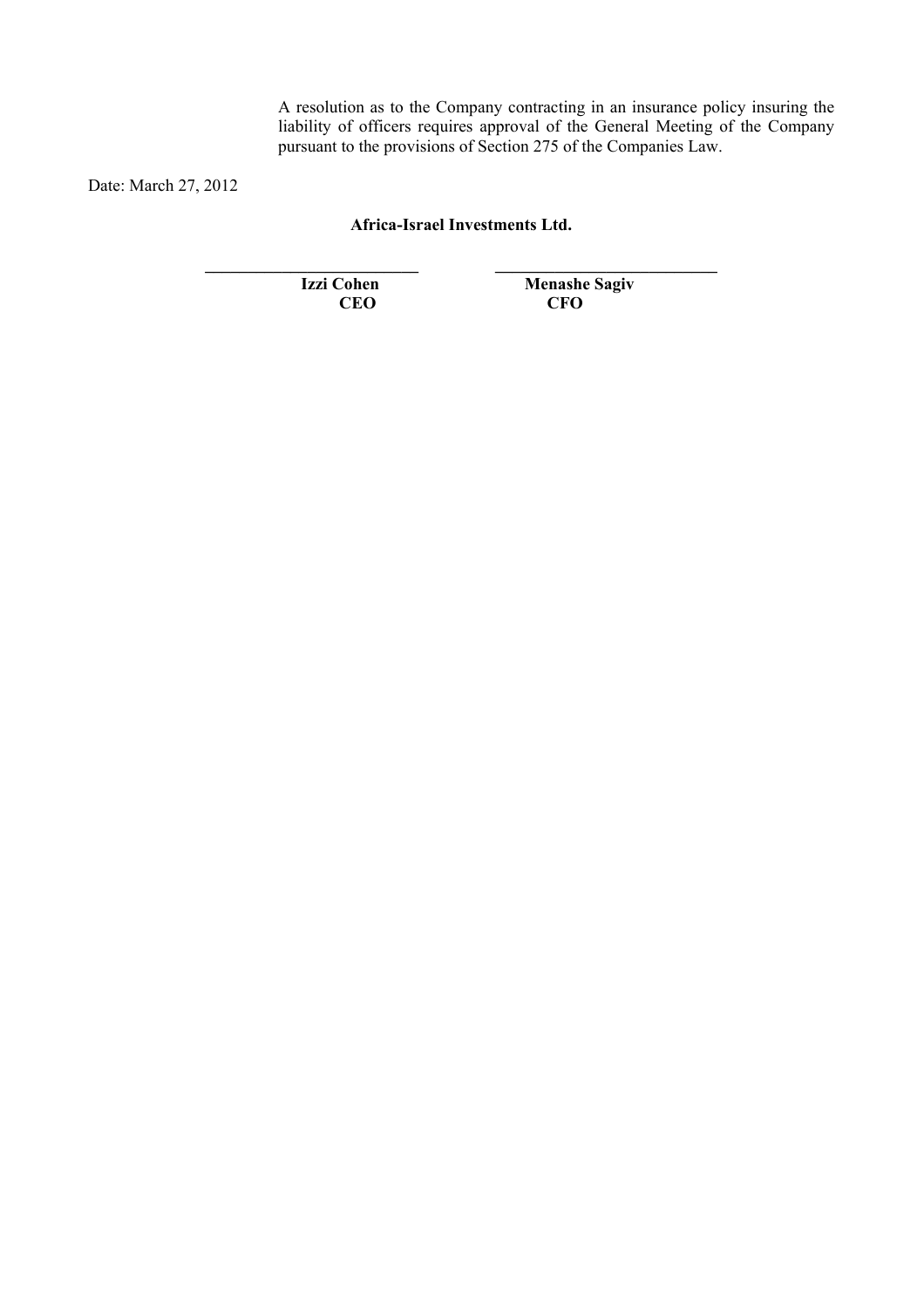A resolution as to the Company contracting in an insurance policy insuring the liability of officers requires approval of the General Meeting of the Company pursuant to the provisions of Section 275 of the Companies Law.

Date: March 27, 2012

**Africa-Israel Investments Ltd.**

| ___________________________ | ___________________________ |
|---|---|
| **Izzi Cohen** | **Menashe Sagiv** |
| **CEO** | **CFO** |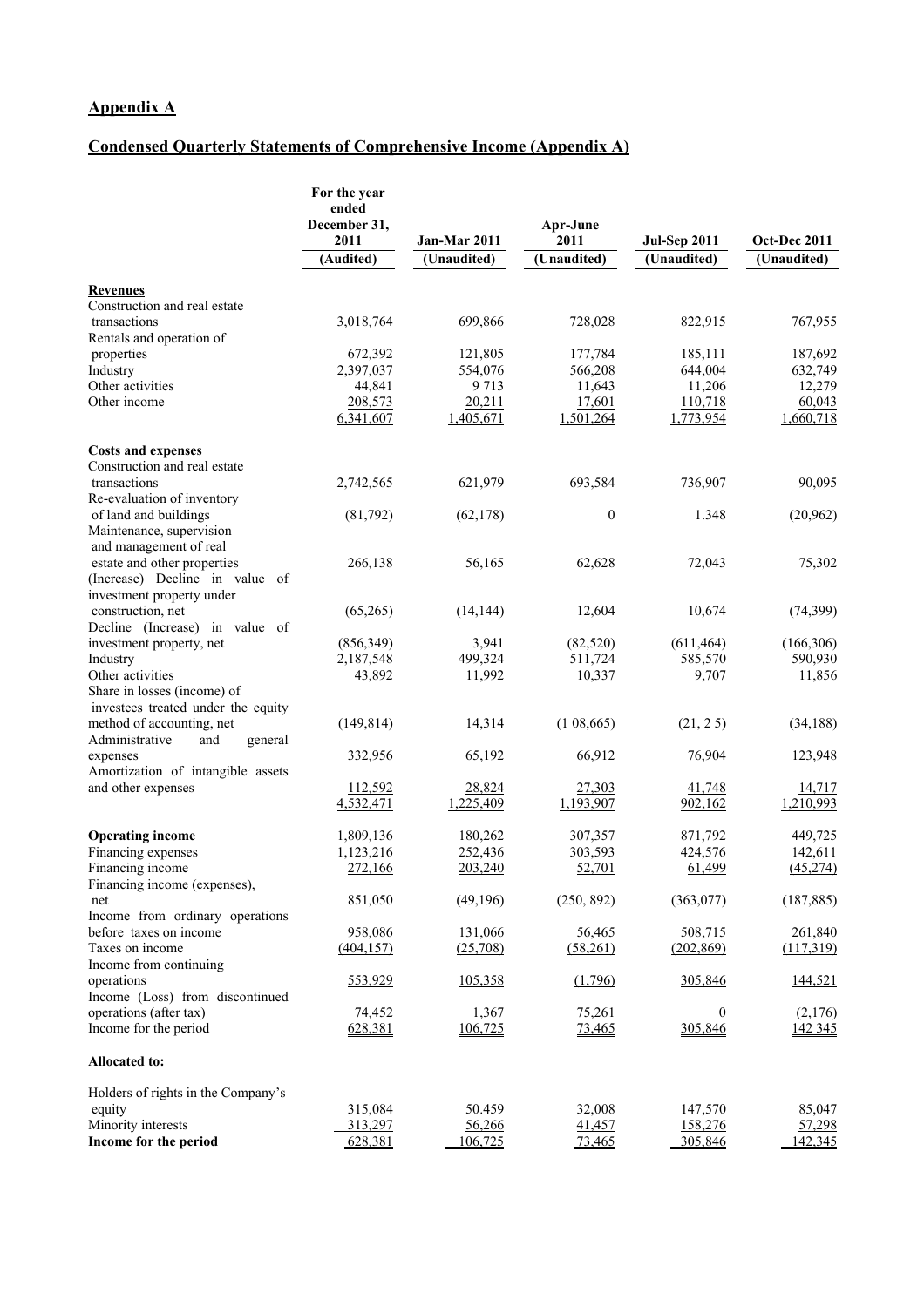## Appendix A

## Condensed Quarterly Statements of Comprehensive Income (Appendix A)

| | For the year ended December 31, 2011 | Jan-Mar 2011 | Apr-June 2011 | Jul-Sep 2011 | Oct-Dec 2011 |
|---|---|---|---|---|---|
| | (Audited) | (Unaudited) | (Unaudited) | (Unaudited) | (Unaudited) |
| **Revenues** | | | | | |
| Construction and real estate transactions | 3,018,764 | 699,866 | 728,028 | 822,915 | 767,955 |
| Rentals and operation of properties | 672,392 | 121,805 | 177,784 | 185,111 | 187,692 |
| Industry | 2,397,037 | 554,076 | 566,208 | 644,004 | 632,749 |
| Other activities | 44,841 | 9 713 | 11,643 | 11,206 | 12,279 |
| Other income | 208,573 | 20,211 | 17,601 | 110,718 | 60,043 |
| | 6,341,607 | 1,405,671 | 1,501,264 | 1,773,954 | 1,660,718 |
| **Costs and expenses** | | | | | |
| Construction and real estate transactions | 2,742,565 | 621,979 | 693,584 | 736,907 | 90,095 |
| Re-evaluation of inventory of land and buildings | (81,792) | (62,178) | 0 | 1.348 | (20,962) |
| Maintenance, supervision and management of real estate and other properties | 266,138 | 56,165 | 62,628 | 72,043 | 75,302 |
| (Increase) Decline in value of investment property under construction, net | (65,265) | (14,144) | 12,604 | 10,674 | (74,399) |
| Decline (Increase) in value of investment property, net | (856,349) | 3,941 | (82,520) | (611,464) | (166,306) |
| Industry | 2,187,548 | 499,324 | 511,724 | 585,570 | 590,930 |
| Other activities | 43,892 | 11,992 | 10,337 | 9,707 | 11,856 |
| Share in losses (income) of investees treated under the equity method of accounting, net | (149,814) | 14,314 | (1 08,665) | (21, 2 5) | (34,188) |
| Administrative and general expenses | 332,956 | 65,192 | 66,912 | 76,904 | 123,948 |
| Amortization of intangible assets and other expenses | 112,592 | 28,824 | 27,303 | 41,748 | 14,717 |
| | 4,532,471 | 1,225,409 | 1,193,907 | 902,162 | 1,210,993 |
| **Operating income** | 1,809,136 | 180,262 | 307,357 | 871,792 | 449,725 |
| Financing expenses | 1,123,216 | 252,436 | 303,593 | 424,576 | 142,611 |
| Financing income | 272,166 | 203,240 | 52,701 | 61,499 | (45,274) |
| Financing income (expenses), net | 851,050 | (49,196) | (250, 892) | (363,077) | (187,885) |
| Income from ordinary operations before taxes on income | 958,086 | 131,066 | 56,465 | 508,715 | 261,840 |
| Taxes on income | (404,157) | (25,708) | (58,261) | (202,869) | (117,319) |
| Income from continuing operations | 553,929 | 105,358 | (1,796) | 305,846 | 144,521 |
| Income (Loss) from discontinued operations (after tax) | 74,452 | 1,367 | 75,261 | 0 | (2,176) |
| Income for the period | 628,381 | 106,725 | 73,465 | 305,846 | 142 345 |
| **Allocated to:** | | | | | |
| Holders of rights in the Company's equity | 315,084 | 50.459 | 32,008 | 147,570 | 85,047 |
| Minority interests | 313,297 | 56,266 | 41,457 | 158,276 | 57,298 |
| **Income for the period** | 628,381 | 106,725 | 73,465 | 305,846 | 142,345 |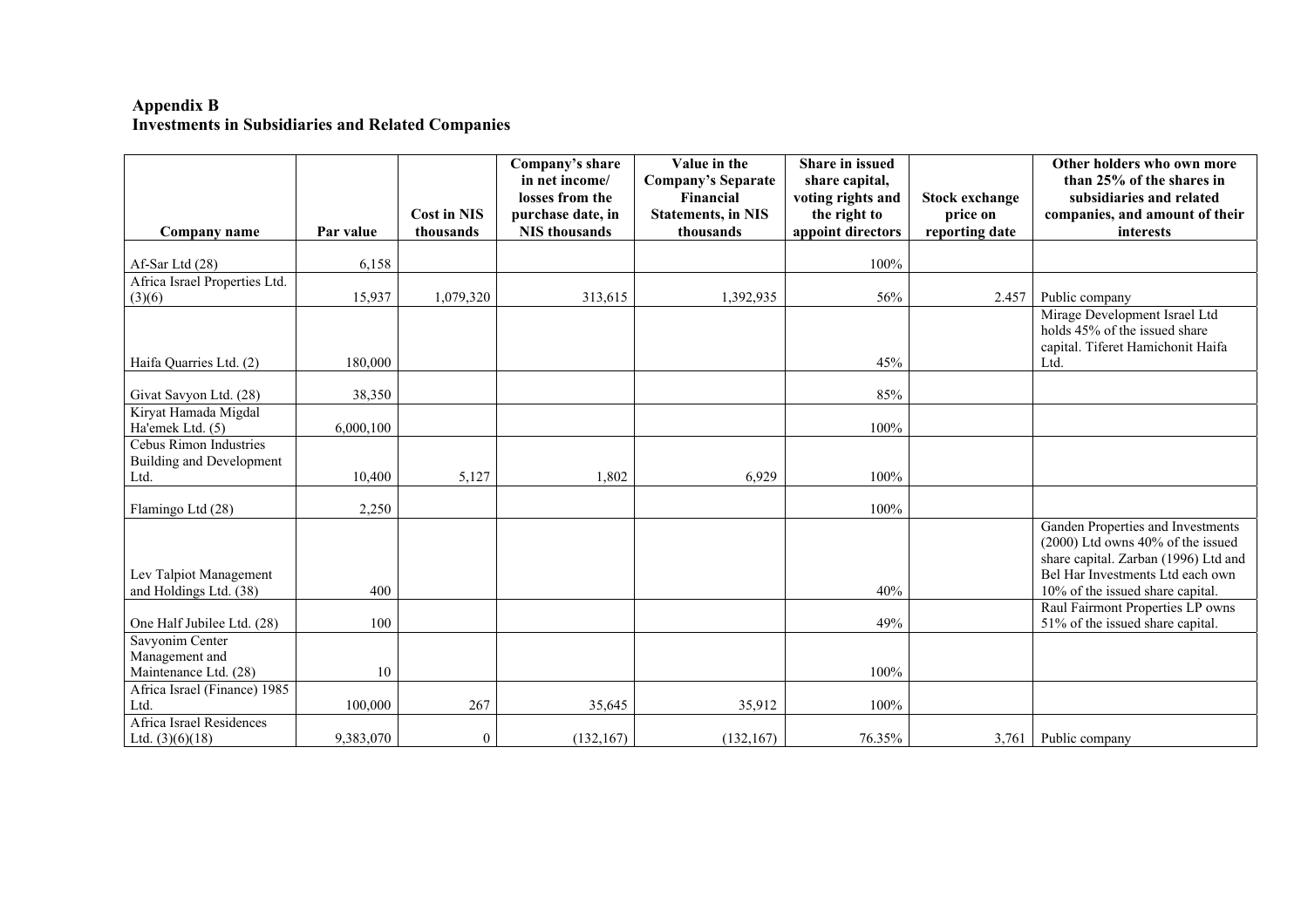**Appendix B**
**Investments in Subsidiaries and Related Companies**

| Company name | Par value | Cost in NIS thousands | Company's share in net income/ losses from the purchase date, in NIS thousands | Value in the Company's Separate Financial Statements, in NIS thousands | Share in issued share capital, voting rights and the right to appoint directors | Stock exchange price on reporting date | Other holders who own more than 25% of the shares in subsidiaries and related companies, and amount of their interests |
|---|---|---|---|---|---|---|---|
| Af-Sar Ltd (28) | 6,158 | | | | 100% | | |
| Africa Israel Properties Ltd. (3)(6) | 15,937 | 1,079,320 | 313,615 | 1,392,935 | 56% | 2.457 | Public company |
| Haifa Quarries Ltd. (2) | 180,000 | | | | 45% | | Mirage Development Israel Ltd holds 45% of the issued share capital. Tiferet Hamichonit Haifa Ltd. |
| Givat Savyon Ltd. (28) | 38,350 | | | | 85% | | |
| Kiryat Hamada Migdal Ha'emek Ltd. (5) | 6,000,100 | | | | 100% | | |
| Cebus Rimon Industries Building and Development Ltd. | 10,400 | 5,127 | 1,802 | 6,929 | 100% | | |
| Flamingo Ltd (28) | 2,250 | | | | 100% | | |
| Lev Talpiot Management and Holdings Ltd. (38) | 400 | | | | 40% | | Ganden Properties and Investments (2000) Ltd owns 40% of the issued share capital. Zarban (1996) Ltd and Bel Har Investments Ltd each own 10% of the issued share capital. |
| One Half Jubilee Ltd. (28) | 100 | | | | 49% | | Raul Fairmont Properties LP owns 51% of the issued share capital. |
| Savyonim Center Management and Maintenance Ltd. (28) | 10 | | | | 100% | | |
| Africa Israel (Finance) 1985 Ltd. | 100,000 | 267 | 35,645 | 35,912 | 100% | | |
| Africa Israel Residences Ltd. (3)(6)(18) | 9,383,070 | 0 | (132,167) | (132,167) | 76.35% | 3,761 | Public company |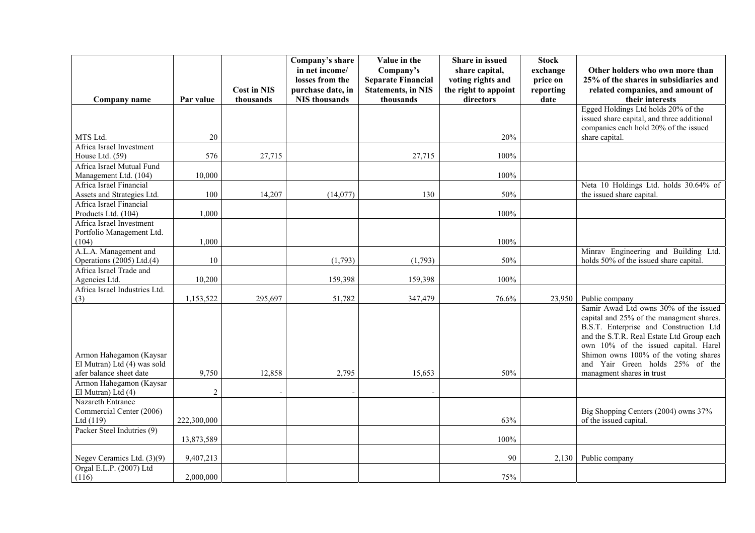| Company name | Par value | Cost in NIS thousands | Company's share in net income/ losses from the purchase date, in NIS thousands | Value in the Company's Separate Financial Statements, in NIS thousands | Share in issued share capital, voting rights and the right to appoint directors | Stock exchange price on reporting date | Other holders who own more than 25% of the shares in subsidiaries and related companies, and amount of their interests |
|---|---|---|---|---|---|---|---|
| MTS Ltd. | 20 | | | | 20% | | Egged Holdings Ltd holds 20% of the issued share capital, and three additional companies each hold 20% of the issued share capital. |
| Africa Israel Investment House Ltd. (59) | 576 | 27,715 | | 27,715 | 100% | | |
| Africa Israel Mutual Fund Management Ltd. (104) | 10,000 | | | | 100% | | |
| Africa Israel Financial Assets and Strategies Ltd. | 100 | 14,207 | (14,077) | 130 | 50% | | Neta 10 Holdings Ltd. holds 30.64% of the issued share capital. |
| Africa Israel Financial Products Ltd. (104) | 1,000 | | | | 100% | | |
| Africa Israel Investment Portfolio Management Ltd. (104) | 1,000 | | | | 100% | | |
| A.L.A. Management and Operations (2005) Ltd.(4) | 10 | | (1,793) | (1,793) | 50% | | Minrav Engineering and Building Ltd. holds 50% of the issued share capital. |
| Africa Israel Trade and Agencies Ltd. | 10,200 | | 159,398 | 159,398 | 100% | | |
| Africa Israel Industries Ltd. (3) | 1,153,522 | 295,697 | 51,782 | 347,479 | 76.6% | 23,950 | Public company |
| Armon Hahegamon (Kaysar El Mutran) Ltd (4) was sold afer balance sheet date | 9,750 | 12,858 | 2,795 | 15,653 | 50% | | Samir Awad Ltd owns 30% of the issued capital and 25% of the managment shares. B.S.T. Enterprise and Construction Ltd and the S.T.R. Real Estate Ltd Group each own 10% of the issued capital. Harel Shimon owns 100% of the voting shares and Yair Green holds 25% of the managment shares in trust |
| Armon Hahegamon (Kaysar El Mutran) Ltd (4) | 2 | - | - | - | | | |
| Nazareth Entrance Commercial Center (2006) Ltd (119) | 222,300,000 | | | | 63% | | Big Shopping Centers (2004) owns 37% of the issued capital. |
| Packer Steel Indutries (9) | 13,873,589 | | | | 100% | | |
| Negev Ceramics Ltd. (3)(9) | 9,407,213 | | | | 90 | 2,130 | Public company |
| Orgal E.L.P. (2007) Ltd (116) | 2,000,000 | | | | 75% | | |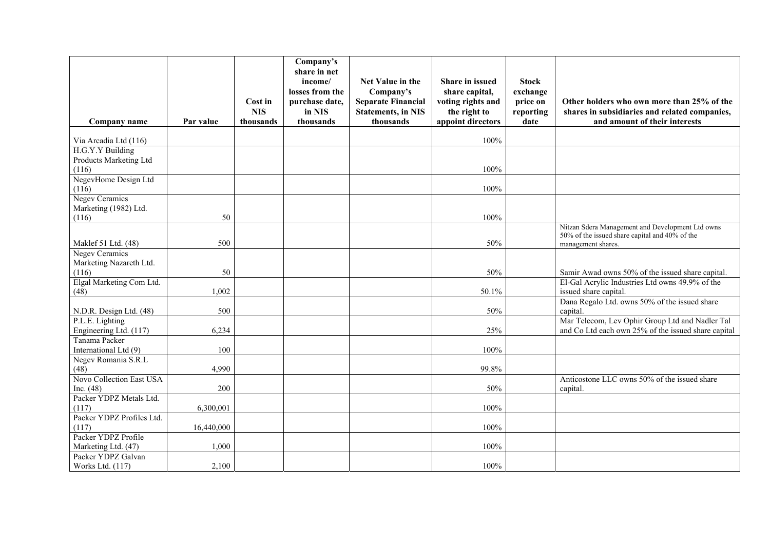| Company name | Par value | Cost in NIS thousands | Company's share in net income/ losses from the purchase date, in NIS thousands | Net Value in the Company's Separate Financial Statements, in NIS thousands | Share in issued share capital, voting rights and the right to appoint directors | Stock exchange price on reporting date | Other holders who own more than 25% of the shares in subsidiaries and related companies, and amount of their interests |
|---|---|---|---|---|---|---|---|
| Via Arcadia Ltd (116) | | | | | 100% | | |
| H.G.Y.Y Building Products Marketing Ltd (116) | | | | | 100% | | |
| NegevHome Design Ltd (116) | | | | | 100% | | |
| Negev Ceramics Marketing (1982) Ltd. (116) | 50 | | | | 100% | | |
| Maklef 51 Ltd. (48) | 500 | | | | 50% | | Nitzan Sdera Management and Development Ltd owns 50% of the issued share capital and 40% of the management shares. |
| Negev Ceramics Marketing Nazareth Ltd. (116) | 50 | | | | 50% | | Samir Awad owns 50% of the issued share capital. |
| Elgal Marketing Com Ltd. (48) | 1,002 | | | | 50.1% | | El-Gal Acrylic Industries Ltd owns 49.9% of the issued share capital. |
| N.D.R. Design Ltd. (48) | 500 | | | | 50% | | Dana Regalo Ltd. owns 50% of the issued share capital. |
| P.L.E. Lighting Engineering Ltd. (117) | 6,234 | | | | 25% | | Mar Telecom, Lev Ophir Group Ltd and Nadler Tal and Co Ltd each own 25% of the issued share capital |
| Tanama Packer International Ltd (9) | 100 | | | | 100% | | |
| Negev Romania S.R.L (48) | 4,990 | | | | 99.8% | | |
| Novo Collection East USA Inc. (48) | 200 | | | | 50% | | Anticostone LLC owns 50% of the issued share capital. |
| Packer YDPZ Metals Ltd. (117) | 6,300,001 | | | | 100% | | |
| Packer YDPZ Profiles Ltd. (117) | 16,440,000 | | | | 100% | | |
| Packer YDPZ Profile Marketing Ltd. (47) | 1,000 | | | | 100% | | |
| Packer YDPZ Galvan Works Ltd. (117) | 2,100 | | | | 100% | | |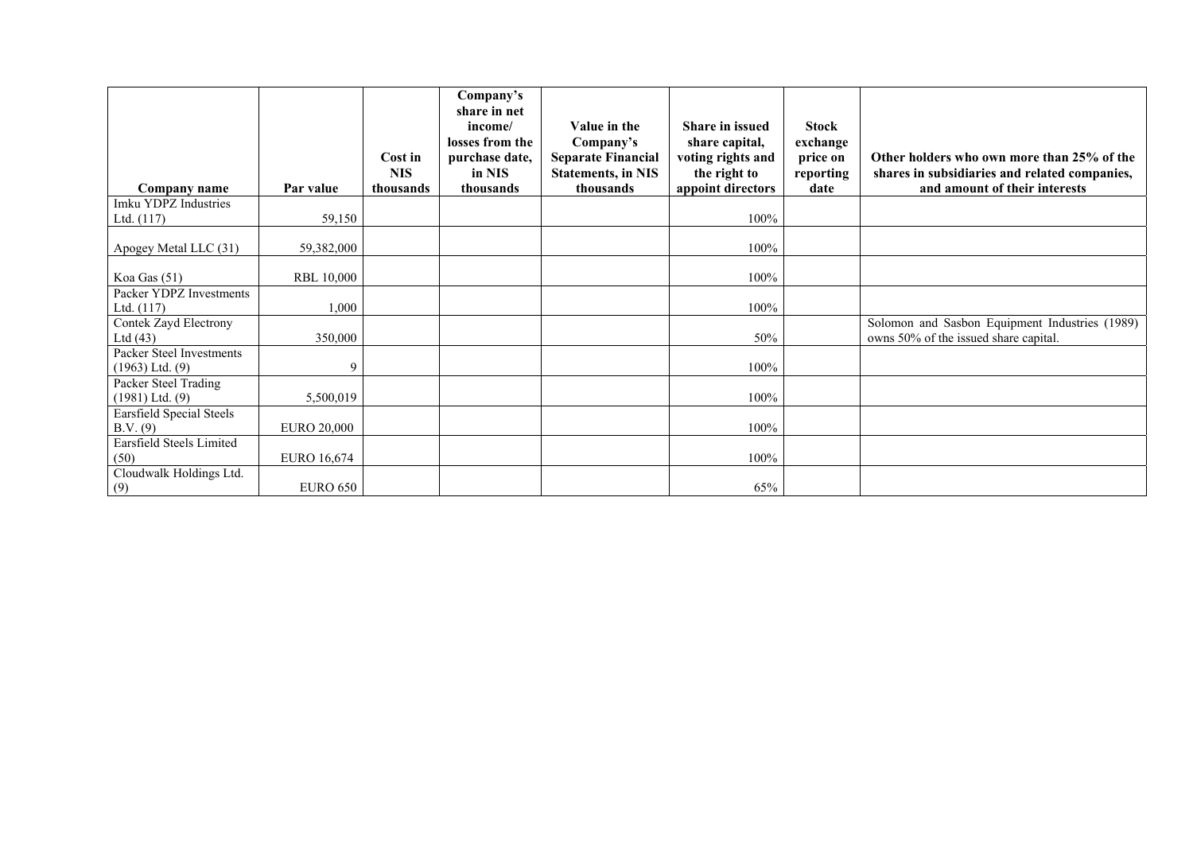| Company name | Par value | Cost in NIS thousands | Company's share in net income/ losses from the purchase date, in NIS thousands | Value in the Company's Separate Financial Statements, in NIS thousands | Share in issued share capital, voting rights and the right to appoint directors | Stock exchange price on reporting date | Other holders who own more than 25% of the shares in subsidiaries and related companies, and amount of their interests |
|---|---|---|---|---|---|---|---|
| Imku YDPZ Industries Ltd. (117) | 59,150 | | | | 100% | | |
| Apogey Metal LLC (31) | 59,382,000 | | | | 100% | | |
| Koa Gas (51) | RBL 10,000 | | | | 100% | | |
| Packer YDPZ Investments Ltd. (117) | 1,000 | | | | 100% | | |
| Contek Zayd Electrony Ltd (43) | 350,000 | | | | 50% | | Solomon and Sasbon Equipment Industries (1989) owns 50% of the issued share capital. |
| Packer Steel Investments (1963) Ltd. (9) | 9 | | | | 100% | | |
| Packer Steel Trading (1981) Ltd. (9) | 5,500,019 | | | | 100% | | |
| Earsfield Special Steels B.V. (9) | EURO 20,000 | | | | 100% | | |
| Earsfield Steels Limited (50) | EURO 16,674 | | | | 100% | | |
| Cloudwalk Holdings Ltd. (9) | EURO 650 | | | | 65% | | |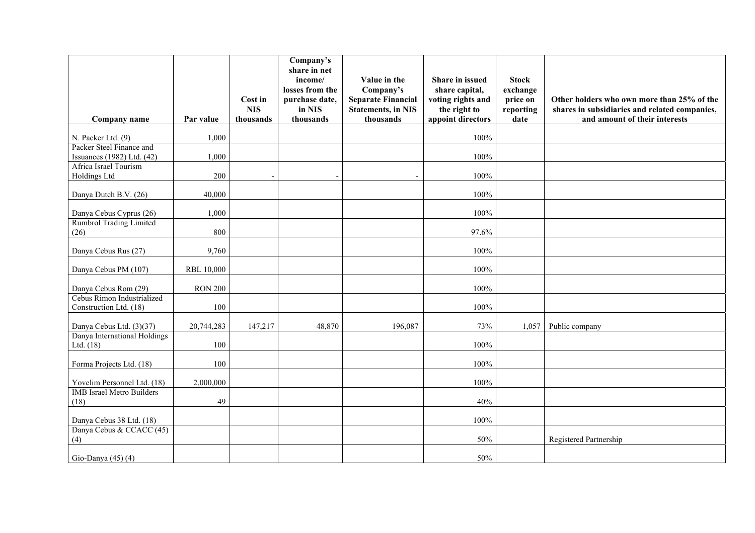| Company name | Par value | Cost in NIS thousands | Company's share in net income/ losses from the purchase date, in NIS thousands | Value in the Company's Separate Financial Statements, in NIS thousands | Share in issued share capital, voting rights and the right to appoint directors | Stock exchange price on reporting date | Other holders who own more than 25% of the shares in subsidiaries and related companies, and amount of their interests |
|---|---|---|---|---|---|---|---|
| N. Packer Ltd. (9) | 1,000 | | | | 100% | | |
| Packer Steel Finance and Issuances (1982) Ltd. (42) | 1,000 | | | | 100% | | |
| Africa Israel Tourism Holdings Ltd | 200 | - | - | - | 100% | | |
| Danya Dutch B.V. (26) | 40,000 | | | | 100% | | |
| Danya Cebus Cyprus (26) | 1,000 | | | | 100% | | |
| Rumbrol Trading Limited (26) | 800 | | | | 97.6% | | |
| Danya Cebus Rus (27) | 9,760 | | | | 100% | | |
| Danya Cebus PM (107) | RBL 10,000 | | | | 100% | | |
| Danya Cebus Rom (29) | RON 200 | | | | 100% | | |
| Cebus Rimon Industrialized Construction Ltd. (18) | 100 | | | | 100% | | |
| Danya Cebus Ltd. (3)(37) | 20,744,283 | 147,217 | 48,870 | 196,087 | 73% | 1,057 | Public company |
| Danya International Holdings Ltd. (18) | 100 | | | | 100% | | |
| Forma Projects Ltd. (18) | 100 | | | | 100% | | |
| Yovelim Personnel Ltd. (18) | 2,000,000 | | | | 100% | | |
| IMB Israel Metro Builders (18) | 49 | | | | 40% | | |
| Danya Cebus 38 Ltd. (18) | | | | | 100% | | |
| Danya Cebus & CCACC (45) (4) | | | | | 50% | | Registered Partnership |
| Gio-Danya (45) (4) | | | | | 50% | | |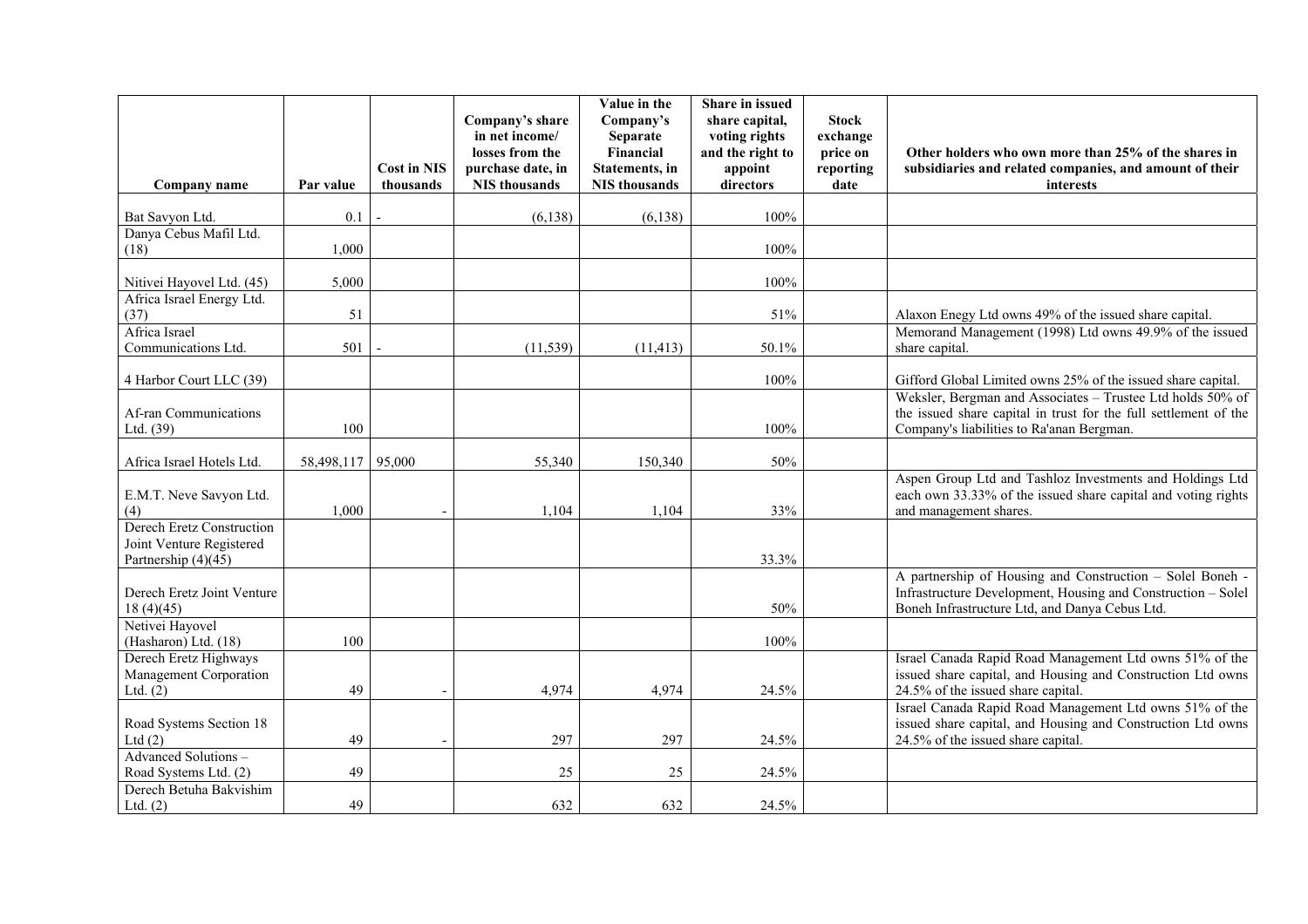| Company name | Par value | Cost in NIS thousands | Company's share in net income/ losses from the purchase date, in NIS thousands | Value in the Company's Separate Financial Statements, in NIS thousands | Share in issued share capital, voting rights and the right to appoint directors | Stock exchange price on reporting date | Other holders who own more than 25% of the shares in subsidiaries and related companies, and amount of their interests |
|---|---|---|---|---|---|---|---|
| Bat Savyon Ltd. | 0.1 | - | (6,138) | (6,138) | 100% | | |
| Danya Cebus Mafil Ltd. (18) | 1,000 | | | | 100% | | |
| Nitivei Hayovel Ltd. (45) | 5,000 | | | | 100% | | |
| Africa Israel Energy Ltd. (37) | 51 | | | | 51% | | Alaxon Enegy Ltd owns 49% of the issued share capital. |
| Africa Israel Communications Ltd. | 501 | - | (11,539) | (11,413) | 50.1% | | Memorand Management (1998) Ltd owns 49.9% of the issued share capital. |
| 4 Harbor Court LLC (39) | | | | | 100% | | Gifford Global Limited owns 25% of the issued share capital. |
| Af-ran Communications Ltd. (39) | 100 | | | | 100% | | Weksler, Bergman and Associates – Trustee Ltd holds 50% of the issued share capital in trust for the full settlement of the Company's liabilities to Ra'anan Bergman. |
| Africa Israel Hotels Ltd. | 58,498,117 | 95,000 | 55,340 | 150,340 | 50% | | |
| E.M.T. Neve Savyon Ltd. (4) | 1,000 | - | 1,104 | 1,104 | 33% | | Aspen Group Ltd and Tashloz Investments and Holdings Ltd each own 33.33% of the issued share capital and voting rights and management shares. |
| Derech Eretz Construction Joint Venture Registered Partnership (4)(45) | | | | | 33.3% | | |
| Derech Eretz Joint Venture 18 (4)(45) | | | | | 50% | | A partnership of Housing and Construction – Solel Boneh - Infrastructure Development, Housing and Construction – Solel Boneh Infrastructure Ltd, and Danya Cebus Ltd. |
| Netivei Hayovel (Hasharon) Ltd. (18) | 100 | | | | 100% | | |
| Derech Eretz Highways Management Corporation Ltd. (2) | 49 | - | 4,974 | 4,974 | 24.5% | | Israel Canada Rapid Road Management Ltd owns 51% of the issued share capital, and Housing and Construction Ltd owns 24.5% of the issued share capital. |
| Road Systems Section 18 Ltd (2) | 49 | - | 297 | 297 | 24.5% | | Israel Canada Rapid Road Management Ltd owns 51% of the issued share capital, and Housing and Construction Ltd owns 24.5% of the issued share capital. |
| Advanced Solutions – Road Systems Ltd. (2) | 49 | | 25 | 25 | 24.5% | | |
| Derech Betuha Bakvishim Ltd. (2) | 49 | | 632 | 632 | 24.5% | | |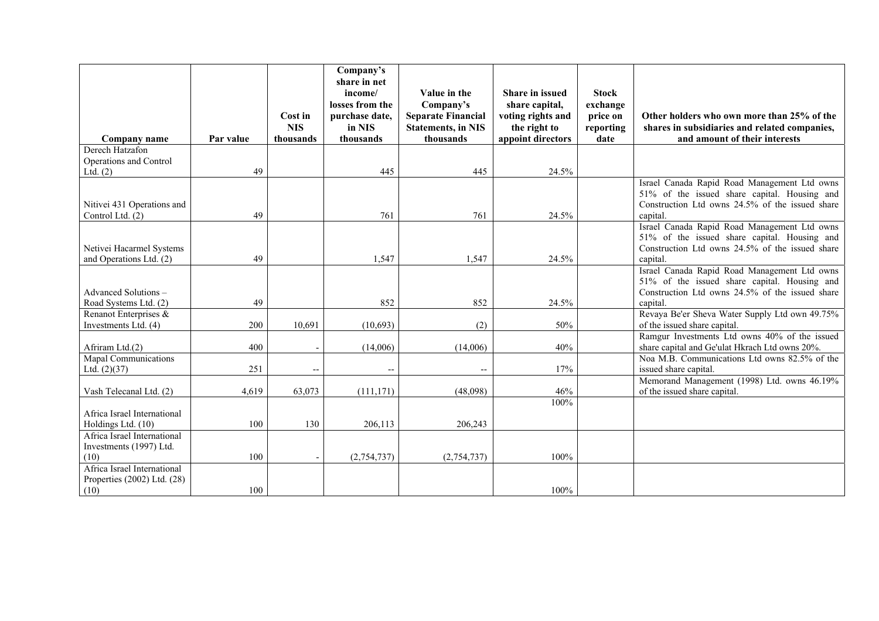| Company name | Par value | Cost in NIS thousands | Company's share in net income/ losses from the purchase date, in NIS thousands | Value in the Company's Separate Financial Statements, in NIS thousands | Share in issued share capital, voting rights and the right to appoint directors | Stock exchange price on reporting date | Other holders who own more than 25% of the shares in subsidiaries and related companies, and amount of their interests |
|---|---|---|---|---|---|---|---|
| Derech Hatzafon Operations and Control Ltd. (2) | 49 | | 445 | 445 | 24.5% | | |
| Nitivei 431 Operations and Control Ltd. (2) | 49 | | 761 | 761 | 24.5% | | Israel Canada Rapid Road Management Ltd owns 51% of the issued share capital. Housing and Construction Ltd owns 24.5% of the issued share capital. |
| Netivei Hacarmel Systems and Operations Ltd. (2) | 49 | | 1,547 | 1,547 | 24.5% | | Israel Canada Rapid Road Management Ltd owns 51% of the issued share capital. Housing and Construction Ltd owns 24.5% of the issued share capital. |
| Advanced Solutions – Road Systems Ltd. (2) | 49 | | 852 | 852 | 24.5% | | Israel Canada Rapid Road Management Ltd owns 51% of the issued share capital. Housing and Construction Ltd owns 24.5% of the issued share capital. |
| Renanot Enterprises & Investments Ltd. (4) | 200 | 10,691 | (10,693) | (2) | 50% | | Revaya Be'er Sheva Water Supply Ltd own 49.75% of the issued share capital. |
| Afriram Ltd.(2) | 400 | - | (14,006) | (14,006) | 40% | | Ramgur Investments Ltd owns 40% of the issued share capital and Ge'ulat Hkrach Ltd owns 20%. |
| Mapal Communications Ltd. (2)(37) | 251 | -- | -- | -- | 17% | | Noa M.B. Communications Ltd owns 82.5% of the issued share capital. |
| Vash Telecanal Ltd. (2) | 4,619 | 63,073 | (111,171) | (48,098) | 46% | | Memorand Management (1998) Ltd. owns 46.19% of the issued share capital. |
| Africa Israel International Holdings Ltd. (10) | 100 | 130 | 206,113 | 206,243 | 100% | | |
| Africa Israel International Investments (1997) Ltd. (10) | 100 | - | (2,754,737) | (2,754,737) | 100% | | |
| Africa Israel International Properties (2002) Ltd. (28) (10) | 100 | | | | 100% | | |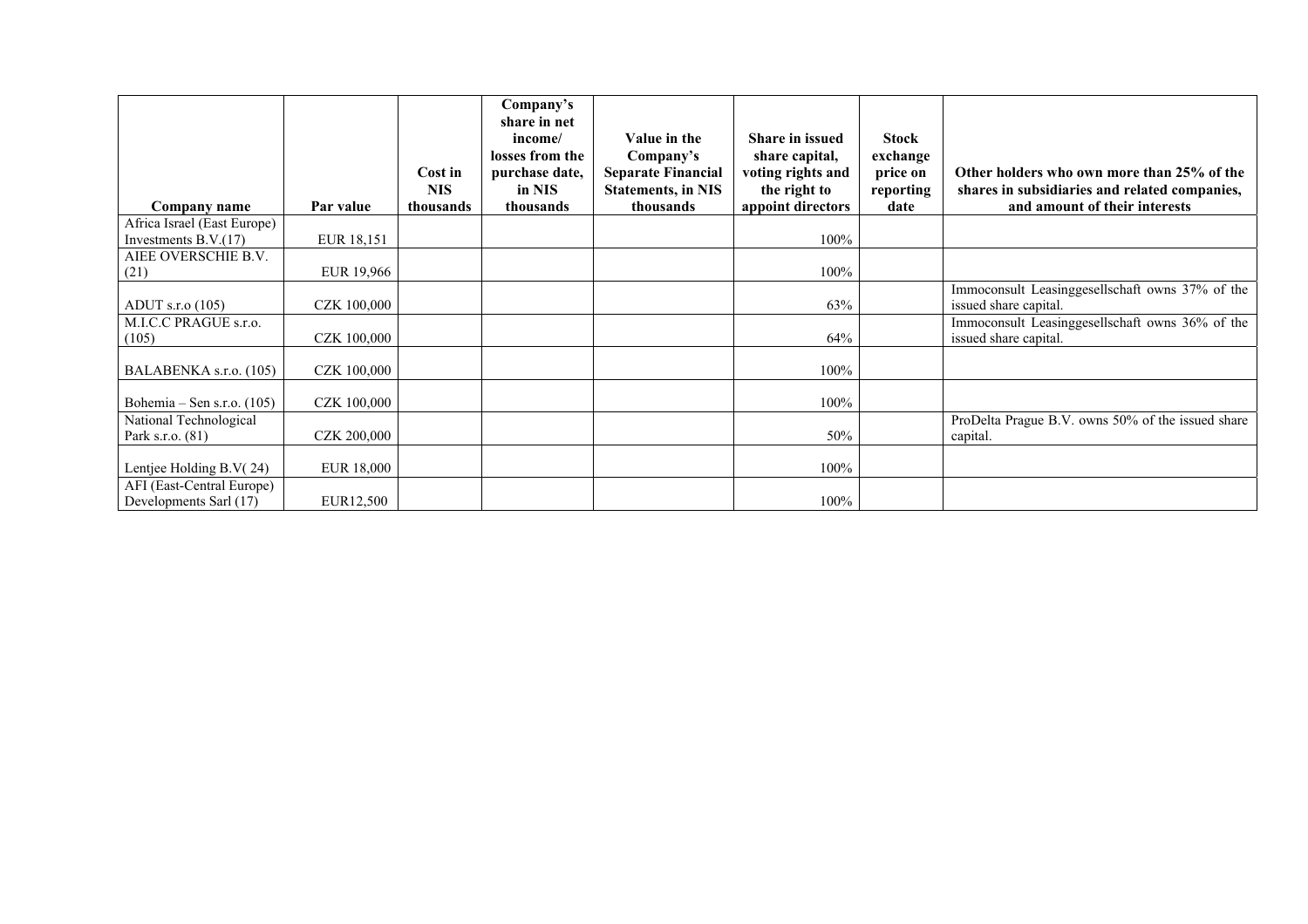| Company name | Par value | Cost in NIS thousands | Company's share in net income/ losses from the purchase date, in NIS thousands | Value in the Company's Separate Financial Statements, in NIS thousands | Share in issued share capital, voting rights and the right to appoint directors | Stock exchange price on reporting date | Other holders who own more than 25% of the shares in subsidiaries and related companies, and amount of their interests |
|---|---|---|---|---|---|---|---|
| Africa Israel (East Europe) Investments B.V.(17) | EUR 18,151 | | | | 100% | | |
| AIEE OVERSCHIE B.V. (21) | EUR 19,966 | | | | 100% | | |
| ADUT s.r.o (105) | CZK 100,000 | | | | 63% | | Immoconsult Leasinggesellschaft owns 37% of the issued share capital. |
| M.I.C.C PRAGUE s.r.o. (105) | CZK 100,000 | | | | 64% | | Immoconsult Leasinggesellschaft owns 36% of the issued share capital. |
| BALABENKA s.r.o. (105) | CZK 100,000 | | | | 100% | | |
| Bohemia – Sen s.r.o. (105) | CZK 100,000 | | | | 100% | | |
| National Technological Park s.r.o. (81) | CZK 200,000 | | | | 50% | | ProDelta Prague B.V. owns 50% of the issued share capital. |
| Lentjee Holding B.V( 24) | EUR 18,000 | | | | 100% | | |
| AFI (East-Central Europe) Developments Sarl (17) | EUR12,500 | | | | 100% | | |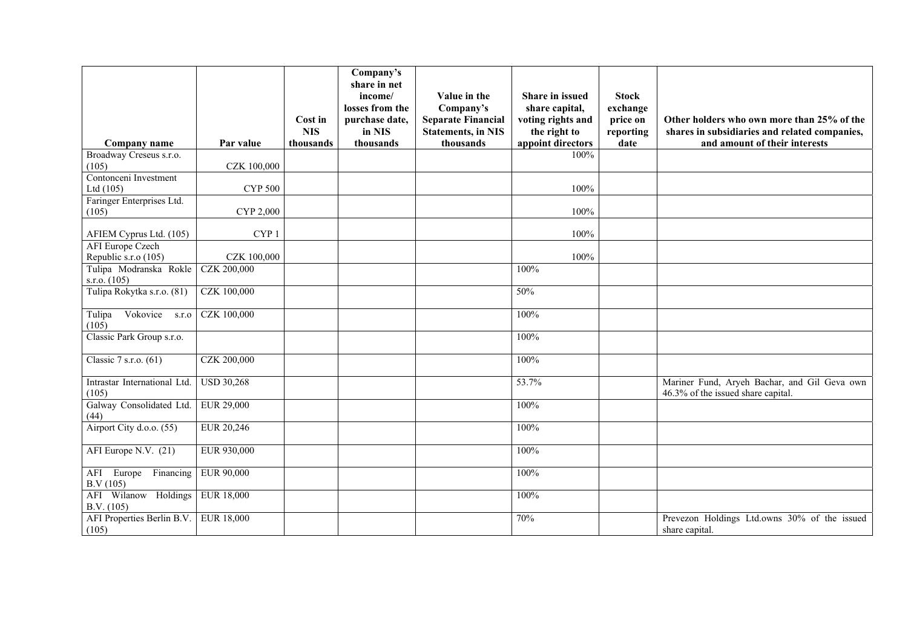| Company name | Par value | Cost in NIS thousands | Company's share in net income/ losses from the purchase date, in NIS thousands | Value in the Company's Separate Financial Statements, in NIS thousands | Share in issued share capital, voting rights and the right to appoint directors | Stock exchange price on reporting date | Other holders who own more than 25% of the shares in subsidiaries and related companies, and amount of their interests |
|---|---|---|---|---|---|---|---|
| Broadway Creseus s.r.o. (105) | CZK 100,000 | | | | 100% | | |
| Contonceni Investment Ltd (105) | CYP 500 | | | | 100% | | |
| Faringer Enterprises Ltd. (105) | CYP 2,000 | | | | 100% | | |
| AFIEM Cyprus Ltd. (105) | CYP 1 | | | | 100% | | |
| AFI Europe Czech Republic s.r.o (105) | CZK 100,000 | | | | 100% | | |
| Tulipa Modranska Rokle s.r.o. (105) | CZK 200,000 | | | | 100% | | |
| Tulipa Rokytka s.r.o. (81) | CZK 100,000 | | | | 50% | | |
| Tulipa Vokovice s.r.o (105) | CZK 100,000 | | | | 100% | | |
| Classic Park Group s.r.o. | | | | | 100% | | |
| Classic 7 s.r.o. (61) | CZK 200,000 | | | | 100% | | |
| Intrastar International Ltd. (105) | USD 30,268 | | | | 53.7% | | Mariner Fund, Aryeh Bachar, and Gil Geva own 46.3% of the issued share capital. |
| Galway Consolidated Ltd. (44) | EUR 29,000 | | | | 100% | | |
| Airport City d.o.o. (55) | EUR 20,246 | | | | 100% | | |
| AFI Europe N.V. (21) | EUR 930,000 | | | | 100% | | |
| AFI Europe Financing B.V (105) | EUR 90,000 | | | | 100% | | |
| AFI Wilanow Holdings B.V. (105) | EUR 18,000 | | | | 100% | | |
| AFI Properties Berlin B.V. (105) | EUR 18,000 | | | | 70% | | Prevezon Holdings Ltd.owns 30% of the issued share capital. |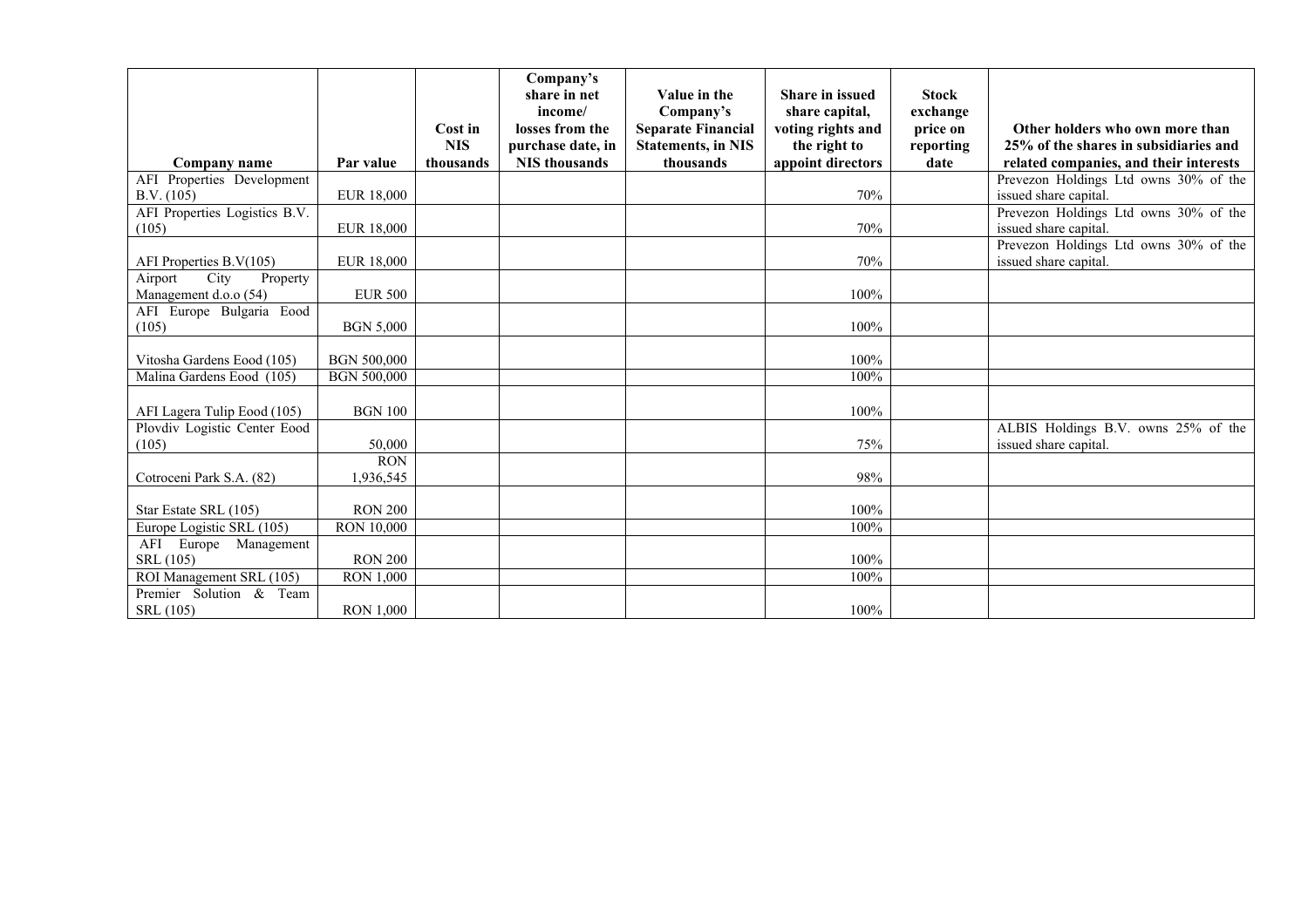| Company name | Par value | Cost in NIS thousands | Company's share in net income/ losses from the purchase date, in NIS thousands | Value in the Company's Separate Financial Statements, in NIS thousands | Share in issued share capital, voting rights and the right to appoint directors | Stock exchange price on reporting date | Other holders who own more than 25% of the shares in subsidiaries and related companies, and their interests |
|---|---|---|---|---|---|---|---|
| AFI Properties Development B.V. (105) | EUR 18,000 | | | | 70% | | Prevezon Holdings Ltd owns 30% of the issued share capital. |
| AFI Properties Logistics B.V. (105) | EUR 18,000 | | | | 70% | | Prevezon Holdings Ltd owns 30% of the issued share capital. |
| AFI Properties B.V(105) | EUR 18,000 | | | | 70% | | Prevezon Holdings Ltd owns 30% of the issued share capital. |
| Airport City Property Management d.o.o (54) | EUR 500 | | | | 100% | | |
| AFI Europe Bulgaria Eood (105) | BGN 5,000 | | | | 100% | | |
| Vitosha Gardens Eood (105) | BGN 500,000 | | | | 100% | | |
| Malina Gardens Eood (105) | BGN 500,000 | | | | 100% | | |
| AFI Lagera Tulip Eood (105) | BGN 100 | | | | 100% | | |
| Plovdiv Logistic Center Eood (105) | 50,000 | | | | 75% | | ALBIS Holdings B.V. owns 25% of the issued share capital. |
| Cotroceni Park S.A. (82) | RON 1,936,545 | | | | 98% | | |
| Star Estate SRL (105) | RON 200 | | | | 100% | | |
| Europe Logistic SRL (105) | RON 10,000 | | | | 100% | | |
| AFI Europe Management SRL (105) | RON 200 | | | | 100% | | |
| ROI Management SRL (105) | RON 1,000 | | | | 100% | | |
| Premier Solution & Team SRL (105) | RON 1,000 | | | | 100% | | |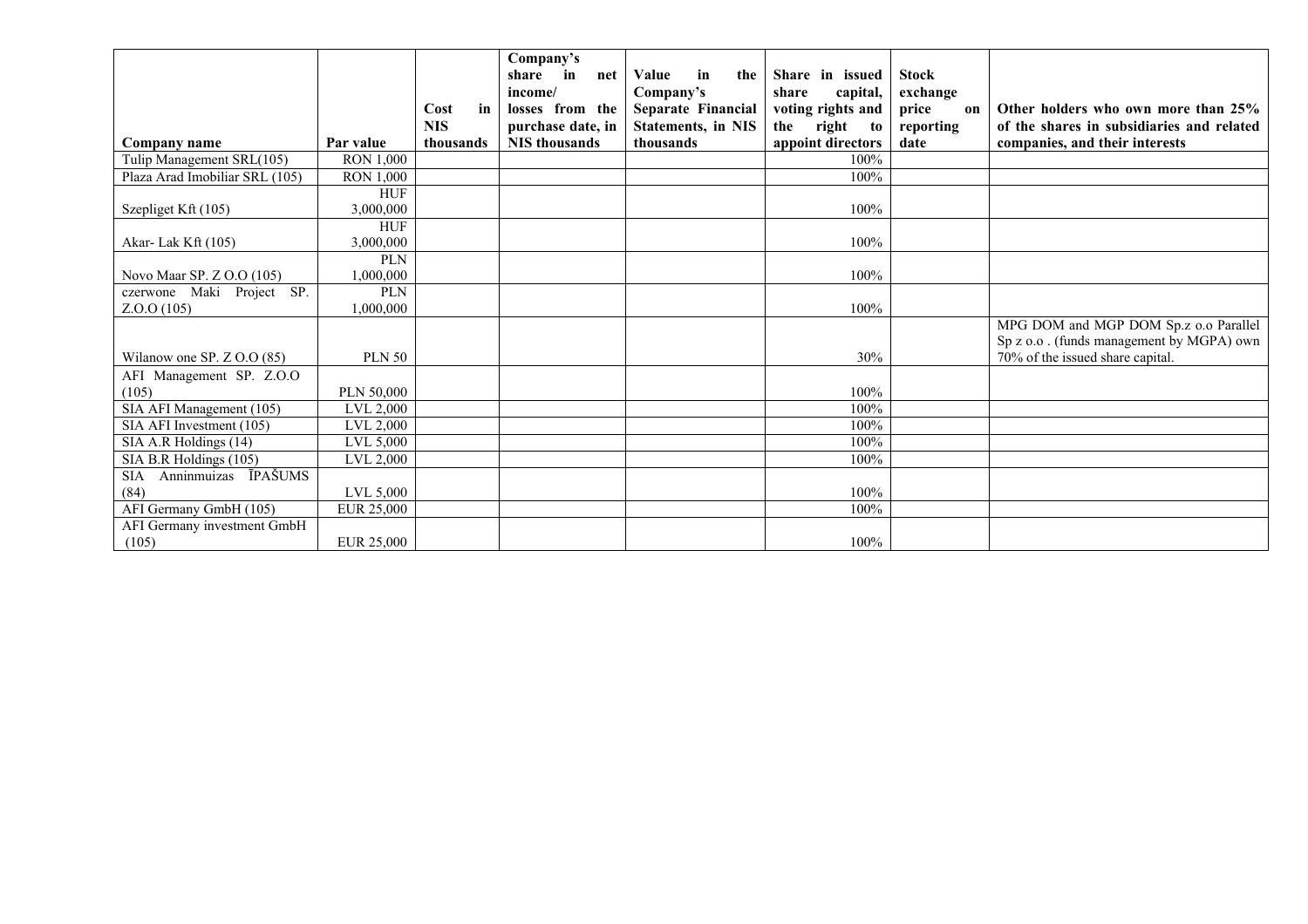| Company name | Par value | Cost in NIS thousands | Company's share in net income/ losses from the purchase date, in NIS thousands | Value in the Company's Separate Financial Statements, in NIS thousands | Share in issued share capital, voting rights and the right to appoint directors | Stock exchange price on reporting date | Other holders who own more than 25% of the shares in subsidiaries and related companies, and their interests |
|---|---|---|---|---|---|---|---|
| Tulip Management SRL(105) | RON 1,000 | | | | 100% | | |
| Plaza Arad Imobiliar SRL (105) | RON 1,000 | | | | 100% | | |
| Szepliget Kft (105) | HUF 3,000,000 | | | | 100% | | |
| Akar- Lak Kft (105) | HUF 3,000,000 | | | | 100% | | |
| Novo Maar SP. Z O.O (105) | PLN 1,000,000 | | | | 100% | | |
| czerwone Maki Project SP. Z.O.O (105) | PLN 1,000,000 | | | | 100% | | |
| Wilanow one SP. Z O.O (85) | PLN 50 | | | | 30% | | MPG DOM and MGP DOM Sp.z o.o Parallel Sp z o.o . (funds management by MGPA) own 70% of the issued share capital. |
| AFI Management SP. Z.O.O (105) | PLN 50,000 | | | | 100% | | |
| SIA AFI Management (105) | LVL 2,000 | | | | 100% | | |
| SIA AFI Investment (105) | LVL 2,000 | | | | 100% | | |
| SIA A.R Holdings (14) | LVL 5,000 | | | | 100% | | |
| SIA B.R Holdings (105) | LVL 2,000 | | | | 100% | | |
| SIA Anninmuizas ĪPAŠUMS (84) | LVL 5,000 | | | | 100% | | |
| AFI Germany GmbH (105) | EUR 25,000 | | | | 100% | | |
| AFI Germany investment GmbH (105) | EUR 25,000 | | | | 100% | | |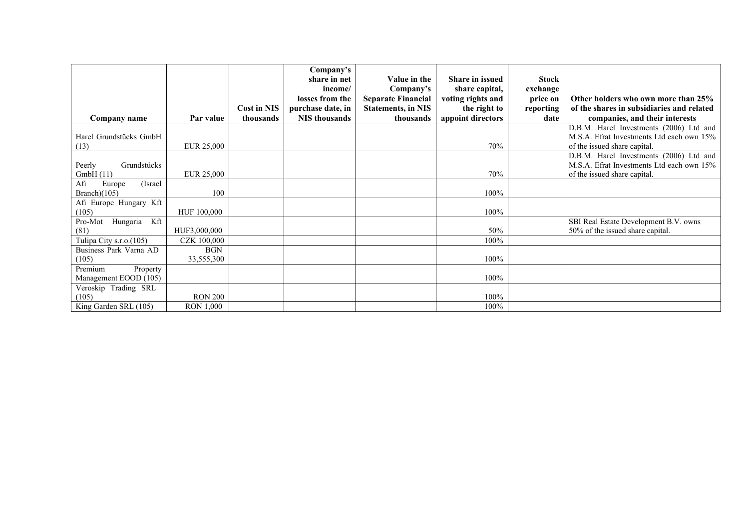| Company name | Par value | Cost in NIS thousands | Company's share in net income/ losses from the purchase date, in NIS thousands | Value in the Company's Separate Financial Statements, in NIS thousands | Share in issued share capital, voting rights and the right to appoint directors | Stock exchange price on reporting date | Other holders who own more than 25% of the shares in subsidiaries and related companies, and their interests |
|---|---|---|---|---|---|---|---|
| Harel Grundstücks GmbH (13) | EUR 25,000 | | | | 70% | | D.B.M. Harel Investments (2006) Ltd and M.S.A. Efrat Investments Ltd each own 15% of the issued share capital. |
| Peerly Grundstücks GmbH (11) | EUR 25,000 | | | | 70% | | D.B.M. Harel Investments (2006) Ltd and M.S.A. Efrat Investments Ltd each own 15% of the issued share capital. |
| Afi Europe (Israel Branch)(105) | 100 | | | | 100% | | |
| Afi Europe Hungary Kft (105) | HUF 100,000 | | | | 100% | | |
| Pro-Mot Hungaria Kft (81) | HUF3,000,000 | | | | 50% | | SBI Real Estate Development B.V. owns 50% of the issued share capital. |
| Tulipa City s.r.o.(105) | CZK 100,000 | | | | 100% | | |
| Business Park Varna AD (105) | BGN 33,555,300 | | | | 100% | | |
| Premium Property Management EOOD (105) | | | | | 100% | | |
| Veroskip Trading SRL (105) | RON 200 | | | | 100% | | |
| King Garden SRL (105) | RON 1,000 | | | | 100% | | |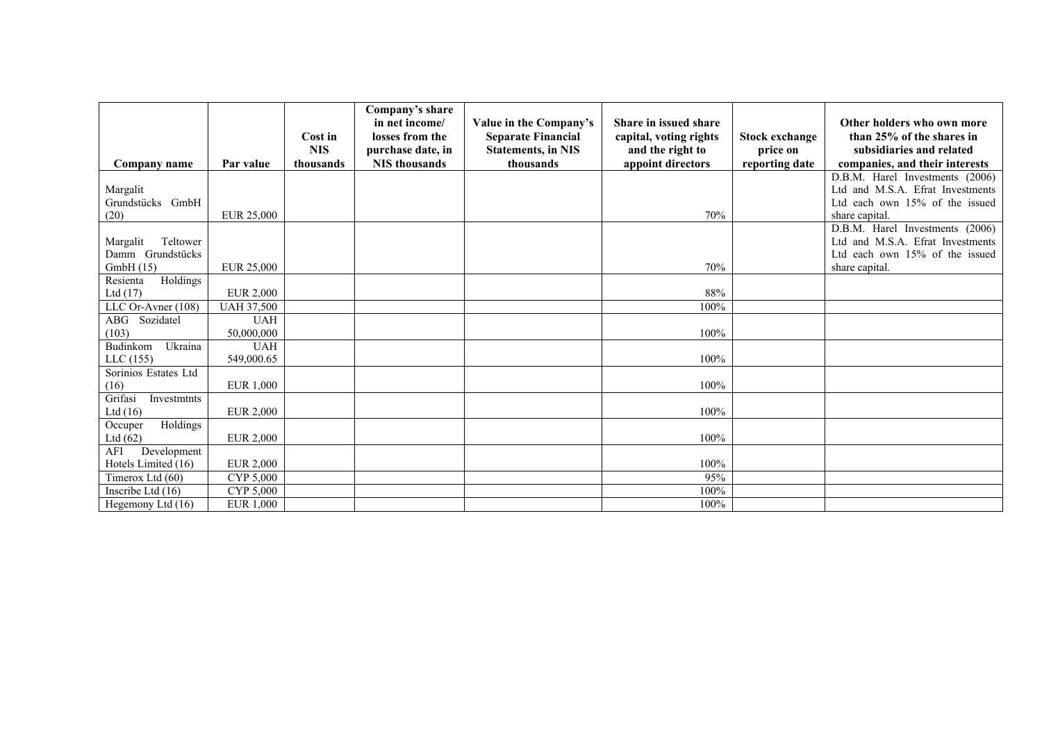| Company name | Par value | Cost in NIS thousands | Company's share in net income/ losses from the purchase date, in NIS thousands | Value in the Company's Separate Financial Statements, in NIS thousands | Share in issued share capital, voting rights and the right to appoint directors | Stock exchange price on reporting date | Other holders who own more than 25% of the shares in subsidiaries and related companies, and their interests |
|---|---|---|---|---|---|---|---|
| Margalit Grundstücks GmbH (20) | EUR 25,000 | | | | 70% | | D.B.M. Harel Investments (2006) Ltd and M.S.A. Efrat Investments Ltd each own 15% of the issued share capital. |
| Margalit Teltower Damm Grundstücks GmbH (15) | EUR 25,000 | | | | 70% | | D.B.M. Harel Investments (2006) Ltd and M.S.A. Efrat Investments Ltd each own 15% of the issued share capital. |
| Resienta Holdings Ltd (17) | EUR 2,000 | | | | 88% | | |
| LLC Or-Avner (108) | UAH 37,500 | | | | 100% | | |
| ABG Sozidatel (103) | UAH 50,000,000 | | | | 100% | | |
| Budinkom Ukraina LLC (155) | UAH 549,000.65 | | | | 100% | | |
| Sorinios Estates Ltd (16) | EUR 1,000 | | | | 100% | | |
| Grifasi Investmtnts Ltd (16) | EUR 2,000 | | | | 100% | | |
| Occuper Holdings Ltd (62) | EUR 2,000 | | | | 100% | | |
| AFI Development Hotels Limited (16) | EUR 2,000 | | | | 100% | | |
| Timerox Ltd (60) | CYP 5,000 | | | | 95% | | |
| Inscribe Ltd (16) | CYP 5,000 | | | | 100% | | |
| Hegemony Ltd (16) | EUR 1,000 | | | | 100% | | |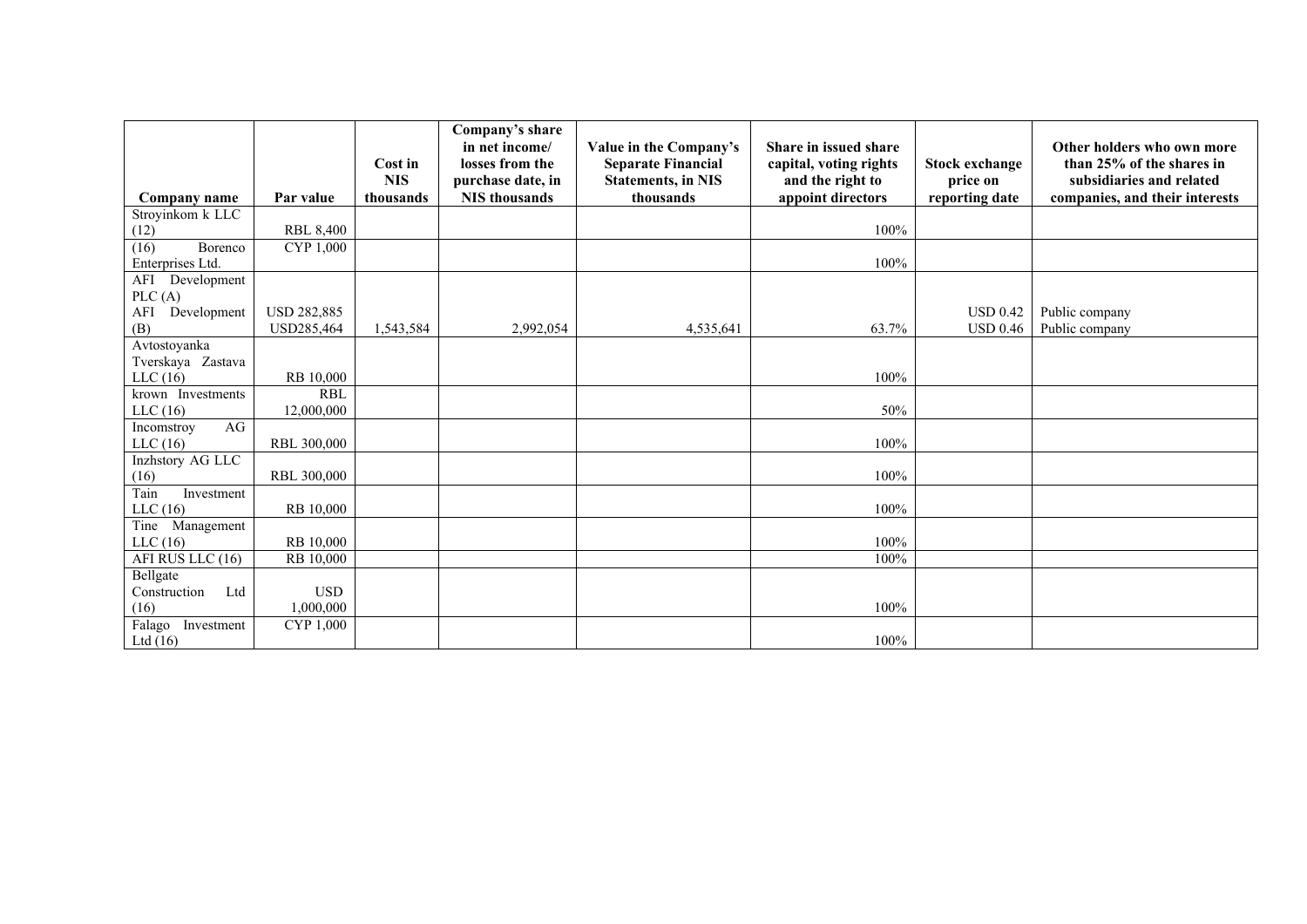| Company name | Par value | Cost in NIS thousands | Company's share in net income/ losses from the purchase date, in NIS thousands | Value in the Company's Separate Financial Statements, in NIS thousands | Share in issued share capital, voting rights and the right to appoint directors | Stock exchange price on reporting date | Other holders who own more than 25% of the shares in subsidiaries and related companies, and their interests |
|---|---|---|---|---|---|---|---|
| Stroyinkom k LLC (12) | RBL 8,400 | | | | 100% | | |
| (16) Borenco Enterprises Ltd. | CYP 1,000 | | | | 100% | | |
| AFI Development PLC (A)<br>AFI Development (B) | USD 282,885<br>USD285,464 | 1,543,584 | 2,992,054 | 4,535,641 | 63.7% | USD 0.42<br>USD 0.46 | Public company<br>Public company |
| Avtostoyanka Tverskaya Zastava LLC (16) | RB 10,000 | | | | 100% | | |
| krown Investments LLC (16) | RBL 12,000,000 | | | | 50% | | |
| Incomstroy AG LLC (16) | RBL 300,000 | | | | 100% | | |
| Inzhstory AG LLC (16) | RBL 300,000 | | | | 100% | | |
| Tain Investment LLC (16) | RB 10,000 | | | | 100% | | |
| Tine Management LLC (16) | RB 10,000 | | | | 100% | | |
| AFI RUS LLC (16) | RB 10,000 | | | | 100% | | |
| Bellgate Construction Ltd (16) | USD 1,000,000 | | | | 100% | | |
| Falago Investment Ltd (16) | CYP 1,000 | | | | 100% | | |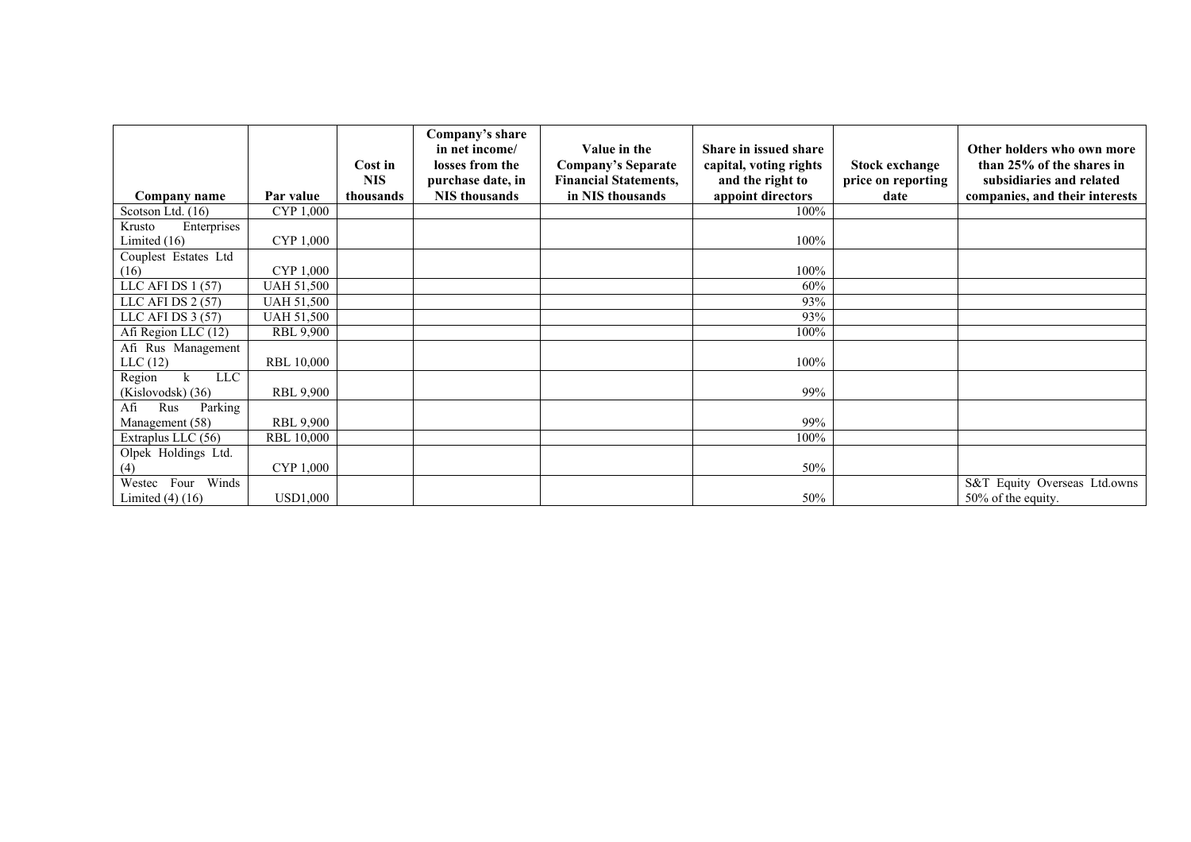| Company name | Par value | Cost in NIS thousands | Company's share in net income/ losses from the purchase date, in NIS thousands | Value in the Company's Separate Financial Statements, in NIS thousands | Share in issued share capital, voting rights and the right to appoint directors | Stock exchange price on reporting date | Other holders who own more than 25% of the shares in subsidiaries and related companies, and their interests |
|---|---|---|---|---|---|---|---|
| Scotson Ltd. (16) | CYP 1,000 | | | | 100% | | |
| Krusto Enterprises Limited (16) | CYP 1,000 | | | | 100% | | |
| Couplest Estates Ltd (16) | CYP 1,000 | | | | 100% | | |
| LLC AFI DS 1 (57) | UAH 51,500 | | | | 60% | | |
| LLC AFI DS 2 (57) | UAH 51,500 | | | | 93% | | |
| LLC AFI DS 3 (57) | UAH 51,500 | | | | 93% | | |
| Afi Region LLC (12) | RBL 9,900 | | | | 100% | | |
| Afi Rus Management LLC (12) | RBL 10,000 | | | | 100% | | |
| Region k LLC (Kislovodsk) (36) | RBL 9,900 | | | | 99% | | |
| Afi Rus Parking Management (58) | RBL 9,900 | | | | 99% | | |
| Extraplus LLC (56) | RBL 10,000 | | | | 100% | | |
| Olpek Holdings Ltd. (4) | CYP 1,000 | | | | 50% | | |
| Westec Four Winds Limited (4) (16) | USD1,000 | | | | 50% | | S&T Equity Overseas Ltd.owns 50% of the equity. |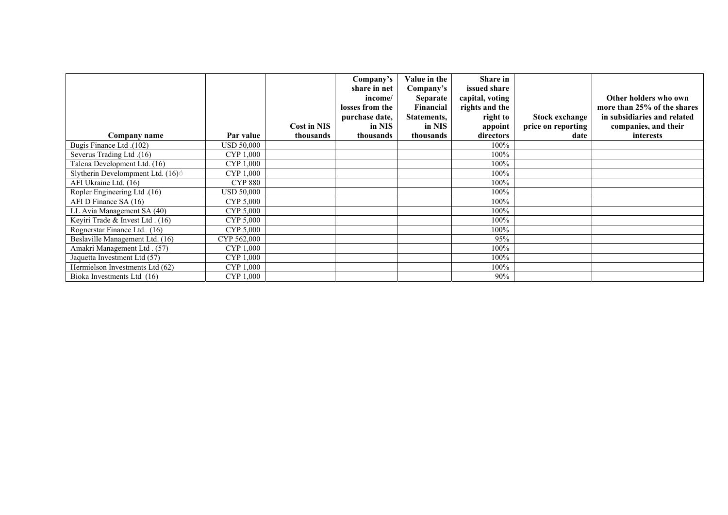| Company name | Par value | Cost in NIS thousands | Company's share in net income/ losses from the purchase date, in NIS thousands | Value in the Company's Separate Financial Statements, in NIS thousands | Share in issued share capital, voting rights and the right to appoint directors | Stock exchange price on reporting date | Other holders who own more than 25% of the shares in subsidiaries and related companies, and their interests |
|---|---|---|---|---|---|---|---|
| Bugis Finance Ltd .(102) | USD 50,000 | | | | 100% | | |
| Severus Trading Ltd .(16) | CYP 1,000 | | | | 100% | | |
| Talena Development Ltd. (16) | CYP 1,000 | | | | 100% | | |
| Slytherin Develompment Ltd. (16)ó | CYP 1,000 | | | | 100% | | |
| AFI Ukraine Ltd. (16) | CYP 880 | | | | 100% | | |
| Ropler Engineering Ltd .(16) | USD 50,000 | | | | 100% | | |
| AFI D Finance SA (16) | CYP 5,000 | | | | 100% | | |
| LL Avia Management SA (40) | CYP 5,000 | | | | 100% | | |
| Keyiri Trade & Invest Ltd . (16) | CYP 5,000 | | | | 100% | | |
| Rognerstar Finance Ltd. (16) | CYP 5,000 | | | | 100% | | |
| Beslaville Management Ltd. (16) | CYP 562,000 | | | | 95% | | |
| Amakri Management Ltd . (57) | CYP 1,000 | | | | 100% | | |
| Jaquetta Investment Ltd (57) | CYP 1,000 | | | | 100% | | |
| Hermielson Investments Ltd (62) | CYP 1,000 | | | | 100% | | |
| Bioka Investments Ltd (16) | CYP 1,000 | | | | 90% | | |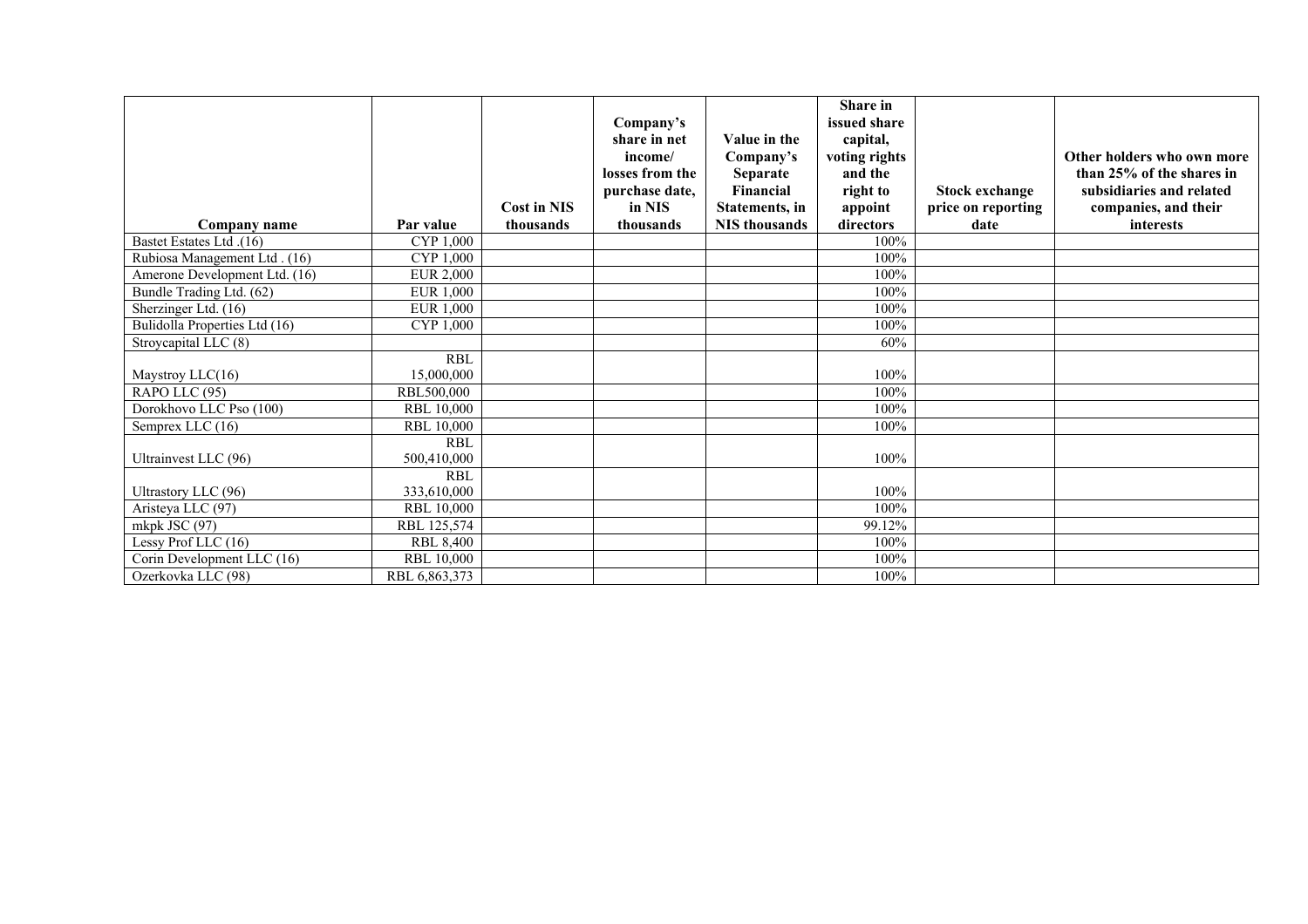| Company name | Par value | Cost in NIS thousands | Company's share in net income/ losses from the purchase date, in NIS thousands | Value in the Company's Separate Financial Statements, in NIS thousands | Share in issued share capital, voting rights and the right to appoint directors | Stock exchange price on reporting date | Other holders who own more than 25% of the shares in subsidiaries and related companies, and their interests |
|---|---|---|---|---|---|---|---|
| Bastet Estates Ltd .(16) | CYP 1,000 | | | | 100% | | |
| Rubiosa Management Ltd . (16) | CYP 1,000 | | | | 100% | | |
| Amerone Development Ltd. (16) | EUR 2,000 | | | | 100% | | |
| Bundle Trading Ltd. (62) | EUR 1,000 | | | | 100% | | |
| Sherzinger Ltd. (16) | EUR 1,000 | | | | 100% | | |
| Bulidolla Properties Ltd (16) | CYP 1,000 | | | | 100% | | |
| Stroycapital LLC (8) | | | | | 60% | | |
| Maystroy LLC(16) | RBL 15,000,000 | | | | 100% | | |
| RAPO LLC (95) | RBL500,000 | | | | 100% | | |
| Dorokhovo LLC Pso (100) | RBL 10,000 | | | | 100% | | |
| Semprex LLC (16) | RBL 10,000 | | | | 100% | | |
| Ultrainvest LLC (96) | RBL 500,410,000 | | | | 100% | | |
| Ultrastory LLC (96) | RBL 333,610,000 | | | | 100% | | |
| Aristeya LLC (97) | RBL 10,000 | | | | 100% | | |
| mkpk JSC (97) | RBL 125,574 | | | | 99.12% | | |
| Lessy Prof LLC (16) | RBL 8,400 | | | | 100% | | |
| Corin Development LLC (16) | RBL 10,000 | | | | 100% | | |
| Ozerkovka LLC (98) | RBL 6,863,373 | | | | 100% | | |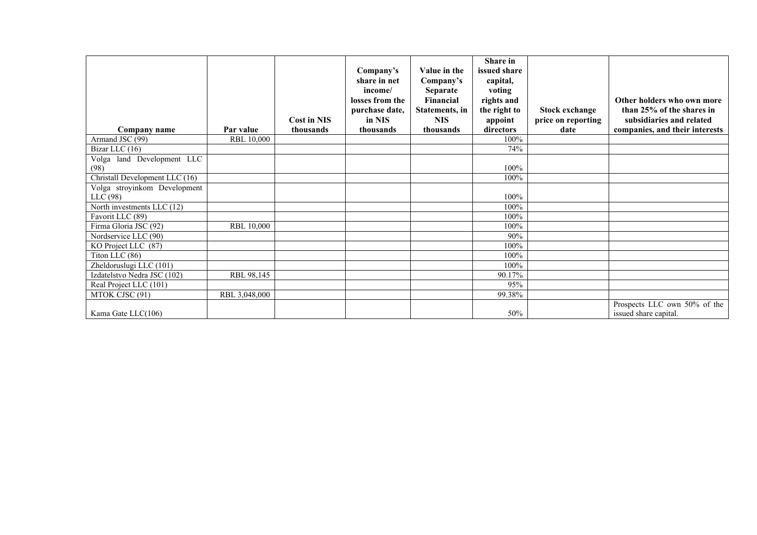| Company name | Par value | Cost in NIS thousands | Company's share in net income/ losses from the purchase date, in NIS thousands | Value in the Company's Separate Financial Statements, in NIS thousands | Share in issued share capital, voting rights and the right to appoint directors | Stock exchange price on reporting date | Other holders who own more than 25% of the shares in subsidiaries and related companies, and their interests |
|---|---|---|---|---|---|---|---|
| Armand JSC (99) | RBL 10,000 | | | | 100% | | |
| Bizar LLC (16) | | | | | 74% | | |
| Volga land Development LLC (98) | | | | | 100% | | |
| Christall Development LLC (16) | | | | | 100% | | |
| Volga stroyinkom Development LLC (98) | | | | | 100% | | |
| North investments LLC (12) | | | | | 100% | | |
| Favorit LLC (89) | | | | | 100% | | |
| Firma Gloria JSC (92) | RBL 10,000 | | | | 100% | | |
| Nordservice LLC (90) | | | | | 90% | | |
| KO Project LLC (87) | | | | | 100% | | |
| Titon LLC (86) | | | | | 100% | | |
| Zheldoruslugi LLC (101) | | | | | 100% | | |
| Izdatelstvo Nedra JSC (102) | RBL 98,145 | | | | 90.17% | | |
| Real Project LLC (101) | | | | | 95% | | |
| MTOK CJSC (91) | RBL 3,048,000 | | | | 99.38% | | |
| Kama Gate LLC(106) | | | | | 50% | | Prospects LLC own 50% of the issued share capital. |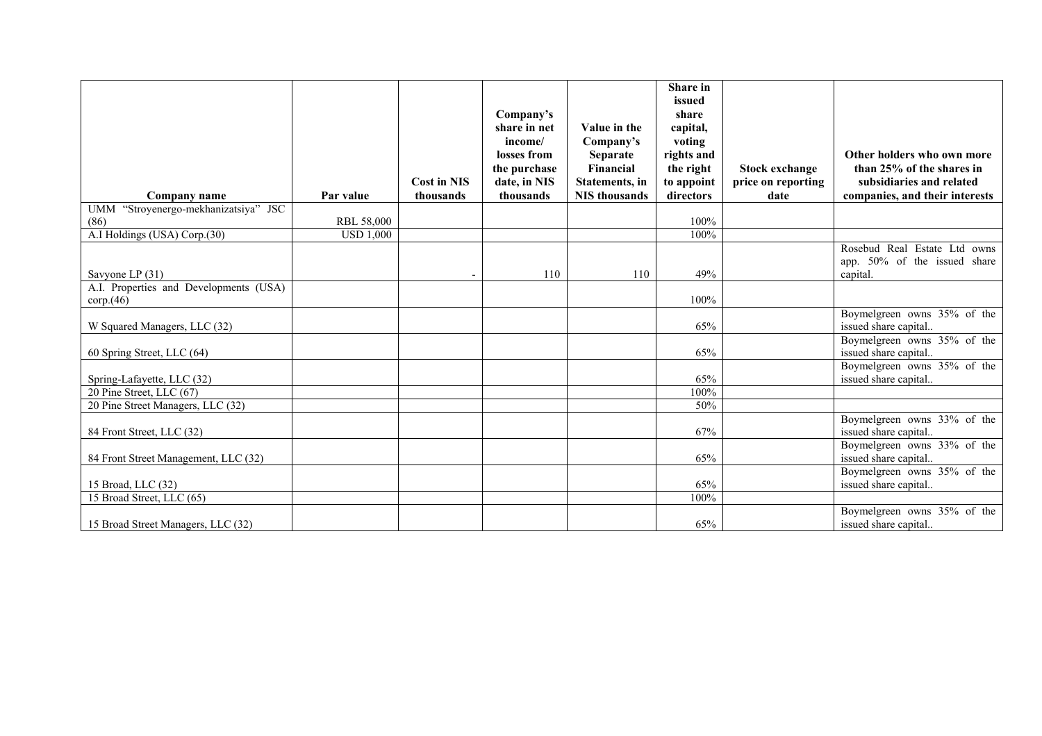| Company name | Par value | Cost in NIS thousands | Company's share in net income/ losses from the purchase date, in NIS thousands | Value in the Company's Separate Financial Statements, in NIS thousands | Share in issued share capital, voting rights and the right to appoint directors | Stock exchange price on reporting date | Other holders who own more than 25% of the shares in subsidiaries and related companies, and their interests |
|---|---|---|---|---|---|---|---|
| UMM "Stroyenergo-mekhanizatsiya" JSC (86) | RBL 58,000 | | | | 100% | | |
| A.I Holdings (USA) Corp.(30) | USD 1,000 | | | | 100% | | |
| Savyone LP (31) | | - | 110 | 110 | 49% | | Rosebud Real Estate Ltd owns app. 50% of the issued share capital. |
| A.I. Properties and Developments (USA) corp.(46) | | | | | 100% | | |
| W Squared Managers, LLC (32) | | | | | 65% | | Boymelgreen owns 35% of the issued share capital.. |
| 60 Spring Street, LLC (64) | | | | | 65% | | Boymelgreen owns 35% of the issued share capital.. |
| Spring-Lafayette, LLC (32) | | | | | 65% | | Boymelgreen owns 35% of the issued share capital.. |
| 20 Pine Street, LLC (67) | | | | | 100% | | |
| 20 Pine Street Managers, LLC (32) | | | | | 50% | | |
| 84 Front Street, LLC (32) | | | | | 67% | | Boymelgreen owns 33% of the issued share capital.. |
| 84 Front Street Management, LLC (32) | | | | | 65% | | Boymelgreen owns 33% of the issued share capital.. |
| 15 Broad, LLC (32) | | | | | 65% | | Boymelgreen owns 35% of the issued share capital.. |
| 15 Broad Street, LLC (65) | | | | | 100% | | |
| 15 Broad Street Managers, LLC (32) | | | | | 65% | | Boymelgreen owns 35% of the issued share capital.. |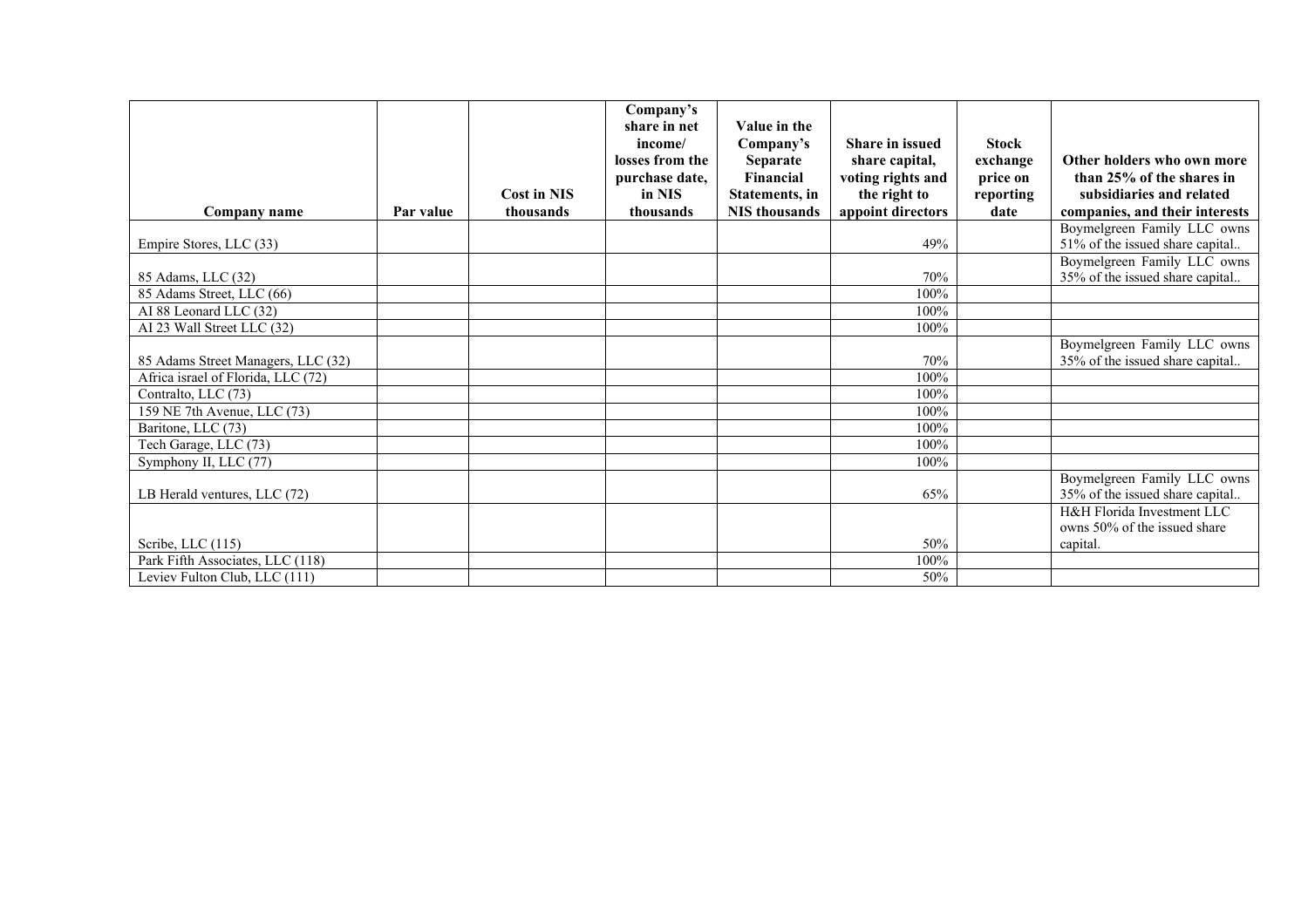| Company name | Par value | Cost in NIS thousands | Company's share in net income/ losses from the purchase date, in NIS thousands | Value in the Company's Separate Financial Statements, in NIS thousands | Share in issued share capital, voting rights and the right to appoint directors | Stock exchange price on reporting date | Other holders who own more than 25% of the shares in subsidiaries and related companies, and their interests |
|---|---|---|---|---|---|---|---|
| Empire Stores, LLC (33) | | | | | 49% | | Boymelgreen Family LLC owns 51% of the issued share capital.. |
| 85 Adams, LLC (32) | | | | | 70% | | Boymelgreen Family LLC owns 35% of the issued share capital.. |
| 85 Adams Street, LLC (66) | | | | | 100% | | |
| AI 88 Leonard LLC (32) | | | | | 100% | | |
| AI 23 Wall Street LLC (32) | | | | | 100% | | |
| 85 Adams Street Managers, LLC (32) | | | | | 70% | | Boymelgreen Family LLC owns 35% of the issued share capital.. |
| Africa israel of Florida, LLC (72) | | | | | 100% | | |
| Contralto, LLC (73) | | | | | 100% | | |
| 159 NE 7th Avenue, LLC (73) | | | | | 100% | | |
| Baritone, LLC (73) | | | | | 100% | | |
| Tech Garage, LLC (73) | | | | | 100% | | |
| Symphony II, LLC (77) | | | | | 100% | | |
| LB Herald ventures, LLC (72) | | | | | 65% | | Boymelgreen Family LLC owns 35% of the issued share capital.. |
| Scribe, LLC (115) | | | | | 50% | | H&H Florida Investment LLC owns 50% of the issued share capital. |
| Park Fifth Associates, LLC (118) | | | | | 100% | | |
| Leviev Fulton Club, LLC (111) | | | | | 50% | | |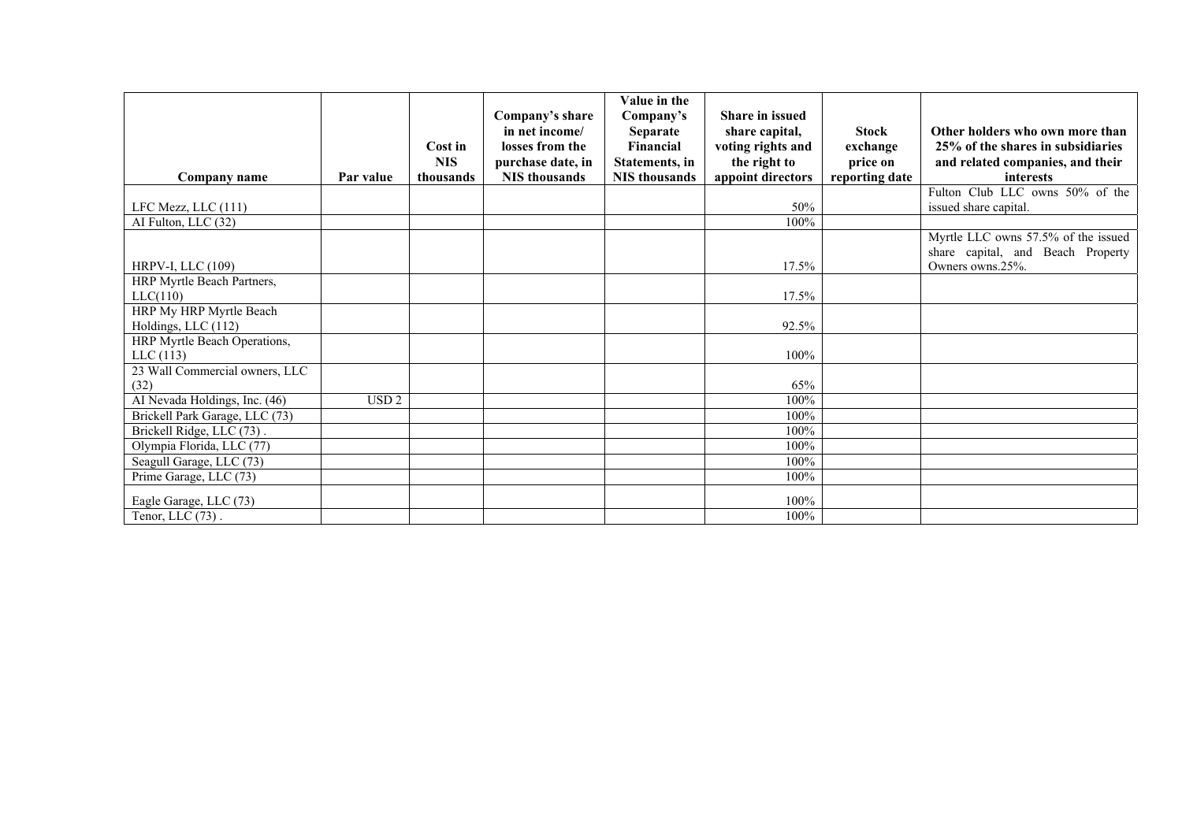| Company name | Par value | Cost in NIS thousands | Company's share in net income/ losses from the purchase date, in NIS thousands | Value in the Company's Separate Financial Statements, in NIS thousands | Share in issued share capital, voting rights and the right to appoint directors | Stock exchange price on reporting date | Other holders who own more than 25% of the shares in subsidiaries and related companies, and their interests |
|---|---|---|---|---|---|---|---|
| LFC Mezz, LLC (111) | | | | | 50% | | Fulton Club LLC owns 50% of the issued share capital. |
| AI Fulton, LLC (32) | | | | | 100% | | |
| HRPV-I, LLC (109) | | | | | 17.5% | | Myrtle LLC owns 57.5% of the issued share capital, and Beach Property Owners owns.25%. |
| HRP Myrtle Beach Partners, LLC(110) | | | | | 17.5% | | |
| HRP My HRP Myrtle Beach Holdings, LLC (112) | | | | | 92.5% | | |
| HRP Myrtle Beach Operations, LLC (113) | | | | | 100% | | |
| 23 Wall Commercial owners, LLC (32) | | | | | 65% | | |
| AI Nevada Holdings, Inc. (46) | USD 2 | | | | 100% | | |
| Brickell Park Garage, LLC (73) | | | | | 100% | | |
| Brickell Ridge, LLC (73) . | | | | | 100% | | |
| Olympia Florida, LLC (77) | | | | | 100% | | |
| Seagull Garage, LLC (73) | | | | | 100% | | |
| Prime Garage, LLC (73) | | | | | 100% | | |
| Eagle Garage, LLC (73) | | | | | 100% | | |
| Tenor, LLC (73) . | | | | | 100% | | |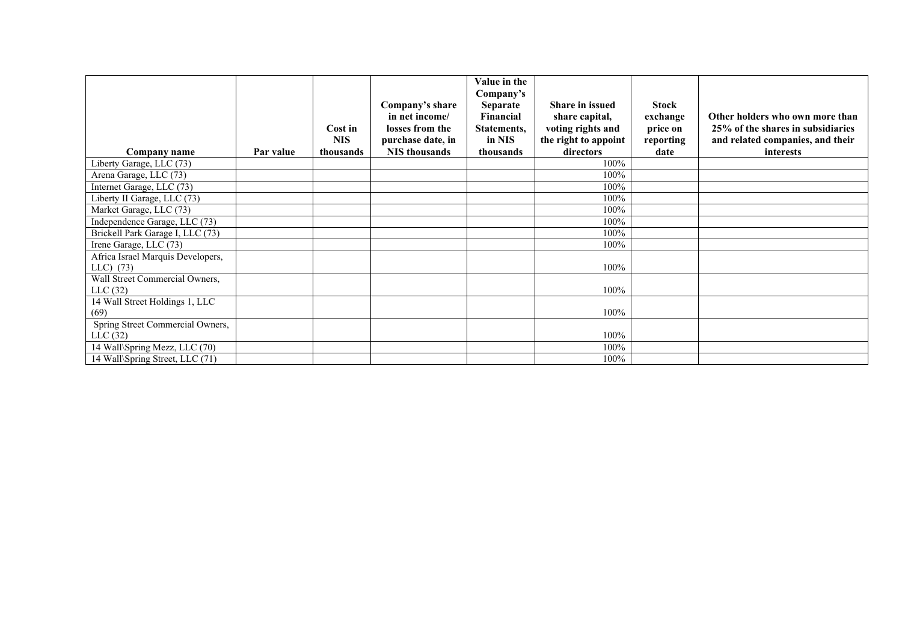| Company name | Par value | Cost in NIS thousands | Company's share in net income/ losses from the purchase date, in NIS thousands | Value in the Company's Separate Financial Statements, in NIS thousands | Share in issued share capital, voting rights and the right to appoint directors | Stock exchange price on reporting date | Other holders who own more than 25% of the shares in subsidiaries and related companies, and their interests |
|---|---|---|---|---|---|---|---|
| Liberty Garage, LLC (73) | | | | | 100% | | |
| Arena Garage, LLC (73) | | | | | 100% | | |
| Internet Garage, LLC (73) | | | | | 100% | | |
| Liberty II Garage, LLC (73) | | | | | 100% | | |
| Market Garage, LLC (73) | | | | | 100% | | |
| Independence Garage, LLC (73) | | | | | 100% | | |
| Brickell Park Garage I, LLC (73) | | | | | 100% | | |
| Irene Garage, LLC (73) | | | | | 100% | | |
| Africa Israel Marquis Developers, LLC) (73) | | | | | 100% | | |
| Wall Street Commercial Owners, LLC (32) | | | | | 100% | | |
| 14 Wall Street Holdings 1, LLC (69) | | | | | 100% | | |
| Spring Street Commercial Owners, LLC (32) | | | | | 100% | | |
| 14 Wall\Spring Mezz, LLC (70) | | | | | 100% | | |
| 14 Wall\Spring Street, LLC (71) | | | | | 100% | | |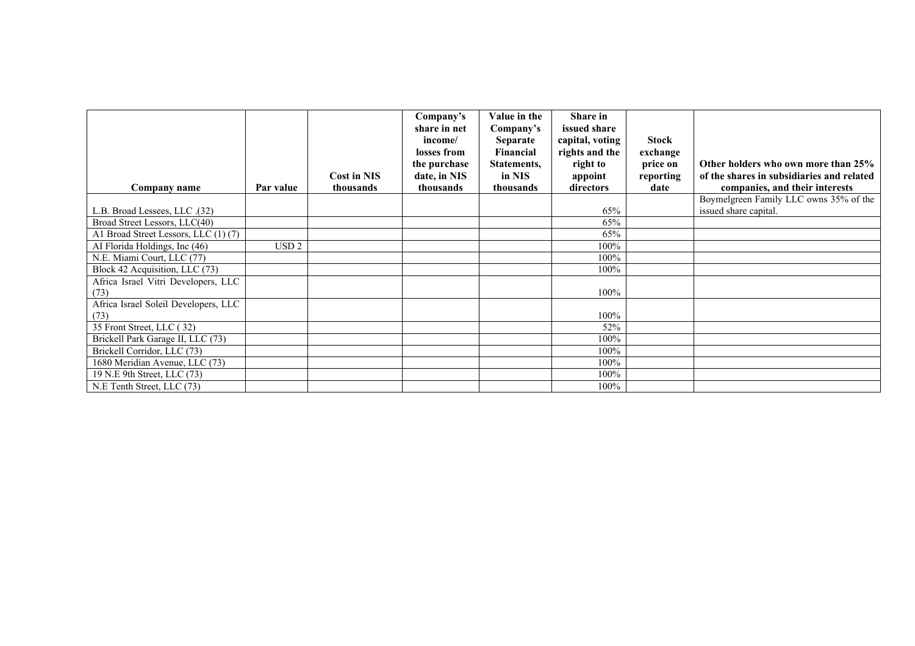| Company name | Par value | Cost in NIS thousands | Company's share in net income/ losses from the purchase date, in NIS thousands | Value in the Company's Separate Financial Statements, in NIS thousands | Share in issued share capital, voting rights and the right to appoint directors | Stock exchange price on reporting date | Other holders who own more than 25% of the shares in subsidiaries and related companies, and their interests |
|---|---|---|---|---|---|---|---|
| L.B. Broad Lessees, LLC .(32) | | | | | 65% | | Boymelgreen Family LLC owns 35% of the issued share capital. |
| Broad Street Lessors, LLC(40) | | | | | 65% | | |
| A1 Broad Street Lessors, LLC (1) (7) | | | | | 65% | | |
| AI Florida Holdings, Inc (46) | USD 2 | | | | 100% | | |
| N.E. Miami Court, LLC (77) | | | | | 100% | | |
| Block 42 Acquisition, LLC (73) | | | | | 100% | | |
| Africa Israel Vitri Developers, LLC (73) | | | | | 100% | | |
| Africa Israel Soleil Developers, LLC (73) | | | | | 100% | | |
| 35 Front Street, LLC ( 32) | | | | | 52% | | |
| Brickell Park Garage II, LLC (73) | | | | | 100% | | |
| Brickell Corridor, LLC (73) | | | | | 100% | | |
| 1680 Meridian Avenue, LLC (73) | | | | | 100% | | |
| 19 N.E 9th Street, LLC (73) | | | | | 100% | | |
| N.E Tenth Street, LLC (73) | | | | | 100% | | |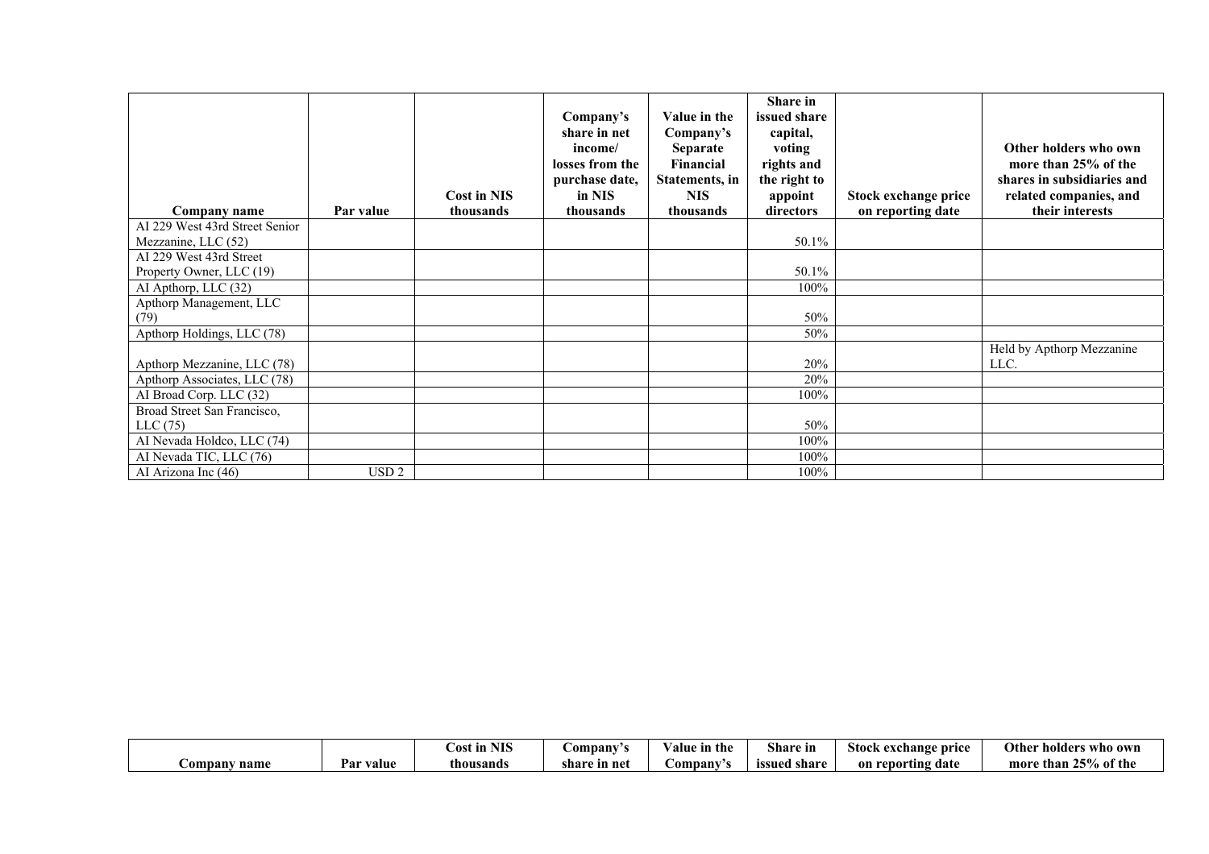| Company name | Par value | Cost in NIS thousands | Company's share in net income/ losses from the purchase date, in NIS thousands | Value in the Company's Separate Financial Statements, in NIS thousands | Share in issued share capital, voting rights and the right to appoint directors | Stock exchange price on reporting date | Other holders who own more than 25% of the shares in subsidiaries and related companies, and their interests |
|---|---|---|---|---|---|---|---|
| AI 229 West 43rd Street Senior Mezzanine, LLC (52) | | | | | 50.1% | | |
| AI 229 West 43rd Street Property Owner, LLC (19) | | | | | 50.1% | | |
| AI Apthorp, LLC (32) | | | | | 100% | | |
| Apthorp Management, LLC (79) | | | | | 50% | | |
| Apthorp Holdings, LLC (78) | | | | | 50% | | |
| Apthorp Mezzanine, LLC (78) | | | | | 20% | | Held by Apthorp Mezzanine LLC. |
| Apthorp Associates, LLC (78) | | | | | 20% | | |
| AI Broad Corp. LLC (32) | | | | | 100% | | |
| Broad Street San Francisco, LLC (75) | | | | | 50% | | |
| AI Nevada Holdco, LLC (74) | | | | | 100% | | |
| AI Nevada TIC, LLC (76) | | | | | 100% | | |
| AI Arizona Inc (46) | USD 2 | | | | 100% | | |

| Company name | Par value | Cost in NIS thousands | Company's share in net | Value in the Company's | Share in issued share | Stock exchange price on reporting date | Other holders who own more than 25% of the |
|---|---|---|---|---|---|---|---|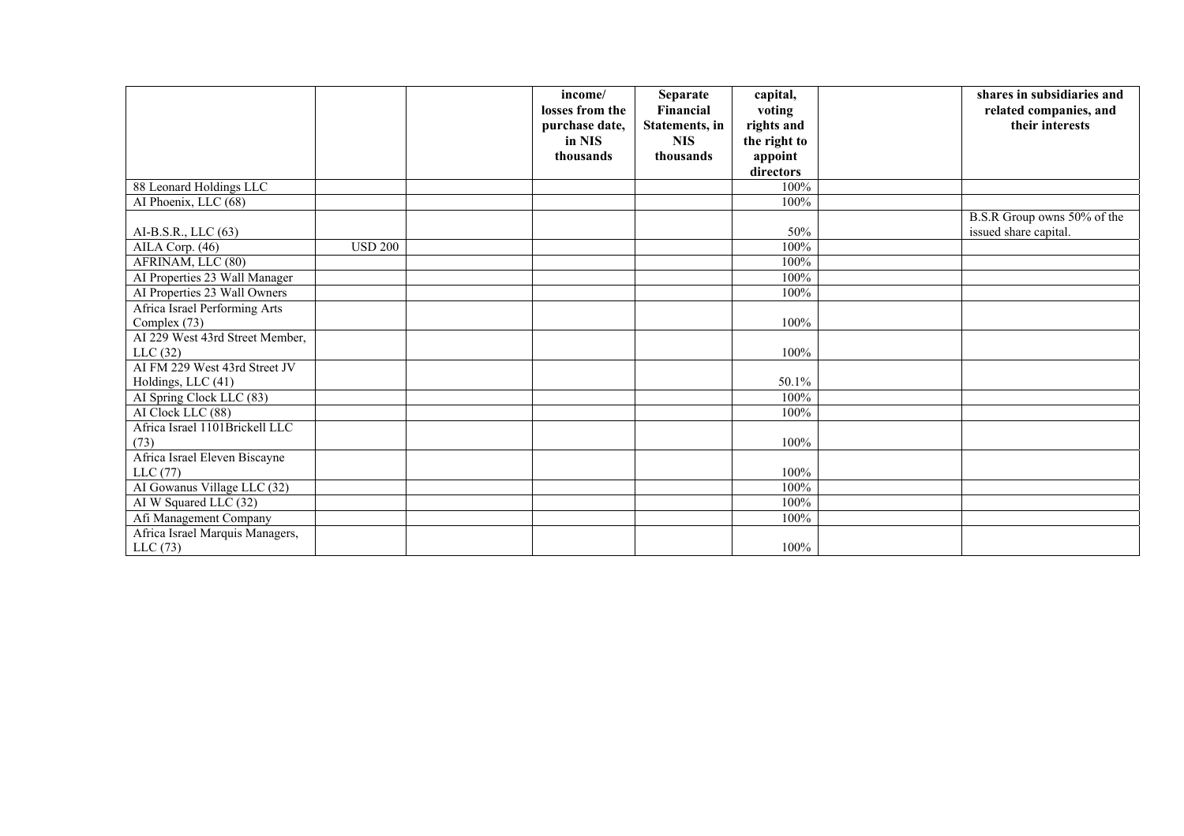| | | | income/ losses from the purchase date, in NIS thousands | Separate Financial Statements, in NIS thousands | capital, voting rights and the right to appoint directors | | shares in subsidiaries and related companies, and their interests |
|---|---|---|---|---|---|---|---|
| 88 Leonard Holdings LLC | | | | | 100% | | |
| AI Phoenix, LLC (68) | | | | | 100% | | |
| AI-B.S.R., LLC (63) | | | | | 50% | | B.S.R Group owns 50% of the issued share capital. |
| AILA Corp. (46) | USD 200 | | | | 100% | | |
| AFRINAM, LLC (80) | | | | | 100% | | |
| AI Properties 23 Wall Manager | | | | | 100% | | |
| AI Properties 23 Wall Owners | | | | | 100% | | |
| Africa Israel Performing Arts Complex (73) | | | | | 100% | | |
| AI 229 West 43rd Street Member, LLC (32) | | | | | 100% | | |
| AI FM 229 West 43rd Street JV Holdings, LLC (41) | | | | | 50.1% | | |
| AI Spring Clock LLC (83) | | | | | 100% | | |
| AI Clock LLC (88) | | | | | 100% | | |
| Africa Israel 1101Brickell LLC (73) | | | | | 100% | | |
| Africa Israel Eleven Biscayne LLC (77) | | | | | 100% | | |
| AI Gowanus Village LLC (32) | | | | | 100% | | |
| AI W Squared LLC (32) | | | | | 100% | | |
| Afi Management Company | | | | | 100% | | |
| Africa Israel Marquis Managers, LLC (73) | | | | | 100% | | |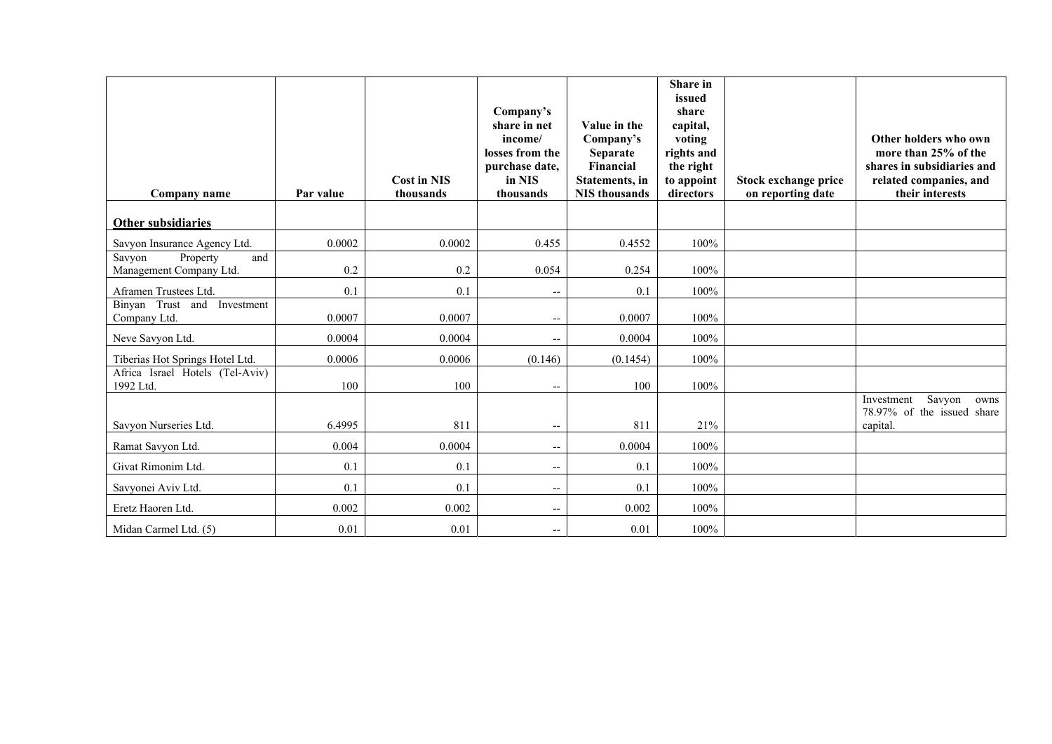| Company name | Par value | Cost in NIS thousands | Company's share in net income/ losses from the purchase date, in NIS thousands | Value in the Company's Separate Financial Statements, in NIS thousands | Share in issued share capital, voting rights and the right to appoint directors | Stock exchange price on reporting date | Other holders who own more than 25% of the shares in subsidiaries and related companies, and their interests |
|---|---|---|---|---|---|---|---|
| **Other subsidiaries** | | | | | | | |
| Savyon Insurance Agency Ltd. | 0.0002 | 0.0002 | 0.455 | 0.4552 | 100% | | |
| Savyon Property and Management Company Ltd. | 0.2 | 0.2 | 0.054 | 0.254 | 100% | | |
| Aframen Trustees Ltd. | 0.1 | 0.1 | -- | 0.1 | 100% | | |
| Binyan Trust and Investment Company Ltd. | 0.0007 | 0.0007 | -- | 0.0007 | 100% | | |
| Neve Savyon Ltd. | 0.0004 | 0.0004 | -- | 0.0004 | 100% | | |
| Tiberias Hot Springs Hotel Ltd. | 0.0006 | 0.0006 | (0.146) | (0.1454) | 100% | | |
| Africa Israel Hotels (Tel-Aviv) 1992 Ltd. | 100 | 100 | -- | 100 | 100% | | |
| Savyon Nurseries Ltd. | 6.4995 | 811 | -- | 811 | 21% | | Investment Savyon owns 78.97% of the issued share capital. |
| Ramat Savyon Ltd. | 0.004 | 0.0004 | -- | 0.0004 | 100% | | |
| Givat Rimonim Ltd. | 0.1 | 0.1 | -- | 0.1 | 100% | | |
| Savyonei Aviv Ltd. | 0.1 | 0.1 | -- | 0.1 | 100% | | |
| Eretz Haoren Ltd. | 0.002 | 0.002 | -- | 0.002 | 100% | | |
| Midan Carmel Ltd. (5) | 0.01 | 0.01 | -- | 0.01 | 100% | | |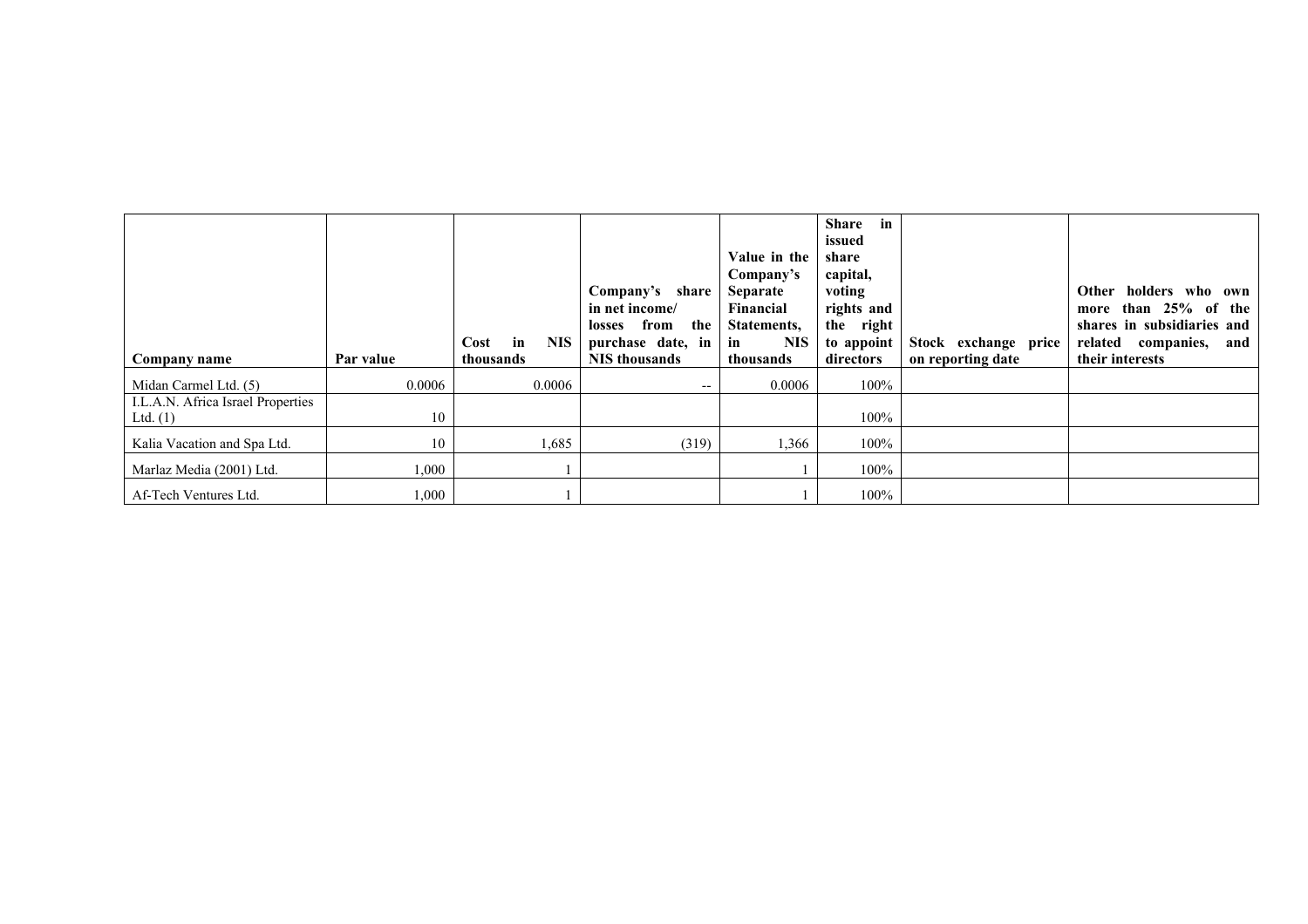| Company name | Par value | Cost in NIS thousands | Company's share in net income/ losses from the purchase date, in NIS thousands | Value in the Company's Separate Financial Statements, in NIS thousands | Share in issued share capital, voting rights and the right to appoint directors | Stock exchange price on reporting date | Other holders who own more than 25% of the shares in subsidiaries and related companies, and their interests |
|---|---|---|---|---|---|---|---|
| Midan Carmel Ltd. (5) | 0.0006 | 0.0006 | -- | 0.0006 | 100% | | |
| I.L.A.N. Africa Israel Properties Ltd. (1) | 10 | | | | 100% | | |
| Kalia Vacation and Spa Ltd. | 10 | 1,685 | (319) | 1,366 | 100% | | |
| Marlaz Media (2001) Ltd. | 1,000 | 1 | | 1 | 100% | | |
| Af-Tech Ventures Ltd. | 1,000 | 1 | | 1 | 100% | | |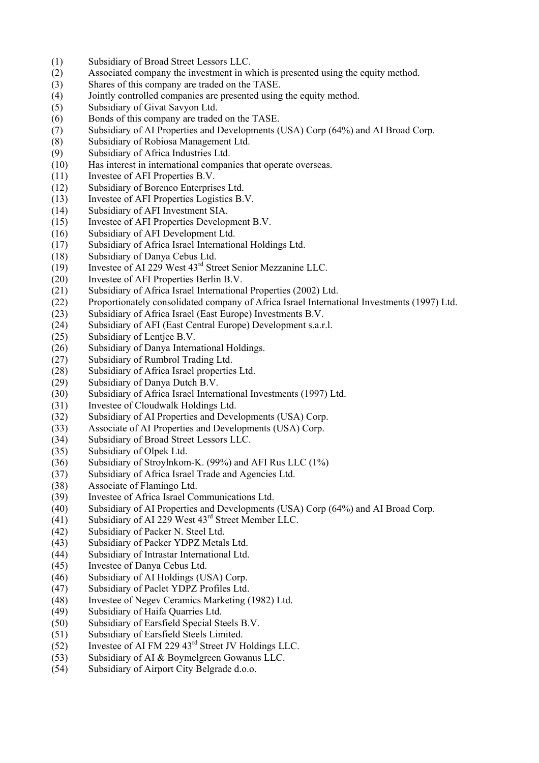(1) Subsidiary of Broad Street Lessors LLC.
(2) Associated company the investment in which is presented using the equity method.
(3) Shares of this company are traded on the TASE.
(4) Jointly controlled companies are presented using the equity method.
(5) Subsidiary of Givat Savyon Ltd.
(6) Bonds of this company are traded on the TASE.
(7) Subsidiary of AI Properties and Developments (USA) Corp (64%) and AI Broad Corp.
(8) Subsidiary of Robiosa Management Ltd.
(9) Subsidiary of Africa Industries Ltd.
(10) Has interest in international companies that operate overseas.
(11) Investee of AFI Properties B.V.
(12) Subsidiary of Borenco Enterprises Ltd.
(13) Investee of AFI Properties Logistics B.V.
(14) Subsidiary of AFI Investment SIA.
(15) Investee of AFI Properties Development B.V.
(16) Subsidiary of AFI Development Ltd.
(17) Subsidiary of Africa Israel International Holdings Ltd.
(18) Subsidiary of Danya Cebus Ltd.
(19) Investee of AI 229 West 43rd Street Senior Mezzanine LLC.
(20) Investee of AFI Properties Berlin B.V.
(21) Subsidiary of Africa Israel International Properties (2002) Ltd.
(22) Proportionately consolidated company of Africa Israel International Investments (1997) Ltd.
(23) Subsidiary of Africa Israel (East Europe) Investments B.V.
(24) Subsidiary of AFI (East Central Europe) Development s.a.r.l.
(25) Subsidiary of Lentjee B.V.
(26) Subsidiary of Danya International Holdings.
(27) Subsidiary of Rumbrol Trading Ltd.
(28) Subsidiary of Africa Israel properties Ltd.
(29) Subsidiary of Danya Dutch B.V.
(30) Subsidiary of Africa Israel International Investments (1997) Ltd.
(31) Investee of Cloudwalk Holdings Ltd.
(32) Subsidiary of AI Properties and Developments (USA) Corp.
(33) Associate of AI Properties and Developments (USA) Corp.
(34) Subsidiary of Broad Street Lessors LLC.
(35) Subsidiary of Olpek Ltd.
(36) Subsidiary of Stroylnkom-K. (99%) and AFI Rus LLC (1%)
(37) Subsidiary of Africa Israel Trade and Agencies Ltd.
(38) Associate of Flamingo Ltd.
(39) Investee of Africa Israel Communications Ltd.
(40) Subsidiary of AI Properties and Developments (USA) Corp (64%) and AI Broad Corp.
(41) Subsidiary of AI 229 West 43rd Street Member LLC.
(42) Subsidiary of Packer N. Steel Ltd.
(43) Subsidiary of Packer YDPZ Metals Ltd.
(44) Subsidiary of Intrastar International Ltd.
(45) Investee of Danya Cebus Ltd.
(46) Subsidiary of AI Holdings (USA) Corp.
(47) Subsidiary of Paclet YDPZ Profiles Ltd.
(48) Investee of Negev Ceramics Marketing (1982) Ltd.
(49) Subsidiary of Haifa Quarries Ltd.
(50) Subsidiary of Earsfield Special Steels B.V.
(51) Subsidiary of Earsfield Steels Limited.
(52) Investee of AI FM 229 43rd Street JV Holdings LLC.
(53) Subsidiary of AI & Boymelgreen Gowanus LLC.
(54) Subsidiary of Airport City Belgrade d.o.o.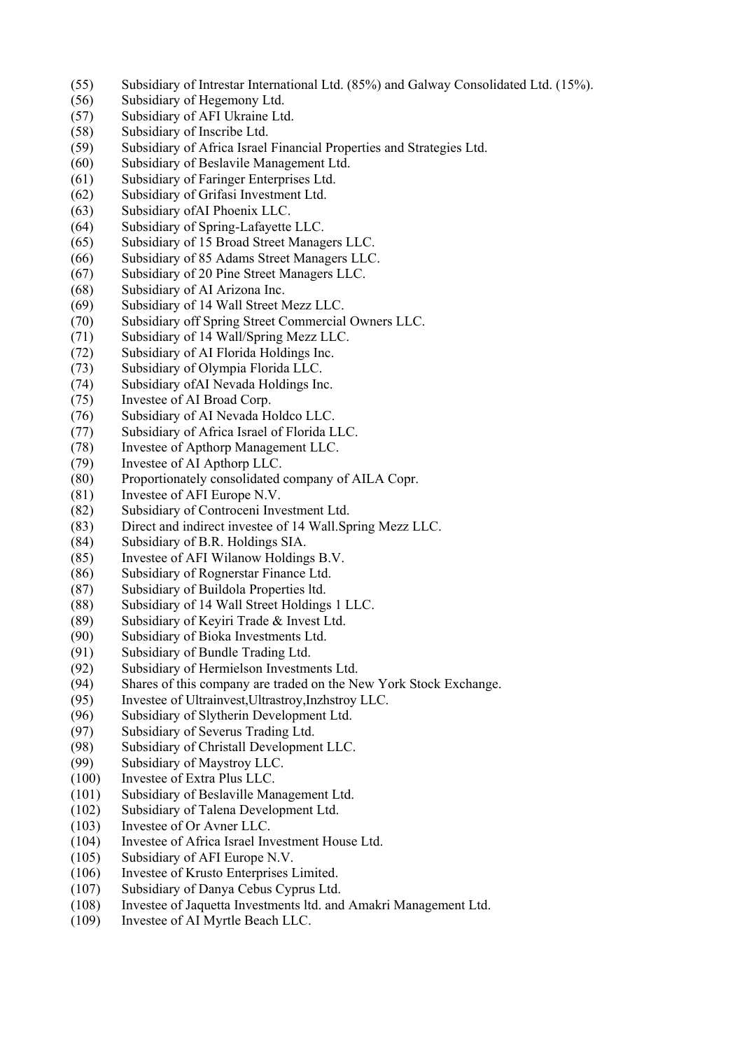(55) Subsidiary of Intrestar International Ltd. (85%) and Galway Consolidated Ltd. (15%).
(56) Subsidiary of Hegemony Ltd.
(57) Subsidiary of AFI Ukraine Ltd.
(58) Subsidiary of Inscribe Ltd.
(59) Subsidiary of Africa Israel Financial Properties and Strategies Ltd.
(60) Subsidiary of Beslavile Management Ltd.
(61) Subsidiary of Faringer Enterprises Ltd.
(62) Subsidiary of Grifasi Investment Ltd.
(63) Subsidiary ofAI Phoenix LLC.
(64) Subsidiary of Spring-Lafayette LLC.
(65) Subsidiary of 15 Broad Street Managers LLC.
(66) Subsidiary of 85 Adams Street Managers LLC.
(67) Subsidiary of 20 Pine Street Managers LLC.
(68) Subsidiary of AI Arizona Inc.
(69) Subsidiary of 14 Wall Street Mezz LLC.
(70) Subsidiary off Spring Street Commercial Owners LLC.
(71) Subsidiary of 14 Wall/Spring Mezz LLC.
(72) Subsidiary of AI Florida Holdings Inc.
(73) Subsidiary of Olympia Florida LLC.
(74) Subsidiary ofAI Nevada Holdings Inc.
(75) Investee of AI Broad Corp.
(76) Subsidiary of AI Nevada Holdco LLC.
(77) Subsidiary of Africa Israel of Florida LLC.
(78) Investee of Apthorp Management LLC.
(79) Investee of AI Apthorp LLC.
(80) Proportionately consolidated company of AILA Copr.
(81) Investee of AFI Europe N.V.
(82) Subsidiary of Controceni Investment Ltd.
(83) Direct and indirect investee of 14 Wall.Spring Mezz LLC.
(84) Subsidiary of B.R. Holdings SIA.
(85) Investee of AFI Wilanow Holdings B.V.
(86) Subsidiary of Rognerstar Finance Ltd.
(87) Subsidiary of Buildola Properties ltd.
(88) Subsidiary of 14 Wall Street Holdings 1 LLC.
(89) Subsidiary of Keyiri Trade & Invest Ltd.
(90) Subsidiary of Bioka Investments Ltd.
(91) Subsidiary of Bundle Trading Ltd.
(92) Subsidiary of Hermielson Investments Ltd.
(94) Shares of this company are traded on the New York Stock Exchange.
(95) Investee of Ultrainvest,Ultrastroy,Inzhstroy LLC.
(96) Subsidiary of Slytherin Development Ltd.
(97) Subsidiary of Severus Trading Ltd.
(98) Subsidiary of Christall Development LLC.
(99) Subsidiary of Maystroy LLC.
(100) Investee of Extra Plus LLC.
(101) Subsidiary of Beslaville Management Ltd.
(102) Subsidiary of Talena Development Ltd.
(103) Investee of Or Avner LLC.
(104) Investee of Africa Israel Investment House Ltd.
(105) Subsidiary of AFI Europe N.V.
(106) Investee of Krusto Enterprises Limited.
(107) Subsidiary of Danya Cebus Cyprus Ltd.
(108) Investee of Jaquetta Investments ltd. and Amakri Management Ltd.
(109) Investee of AI Myrtle Beach LLC.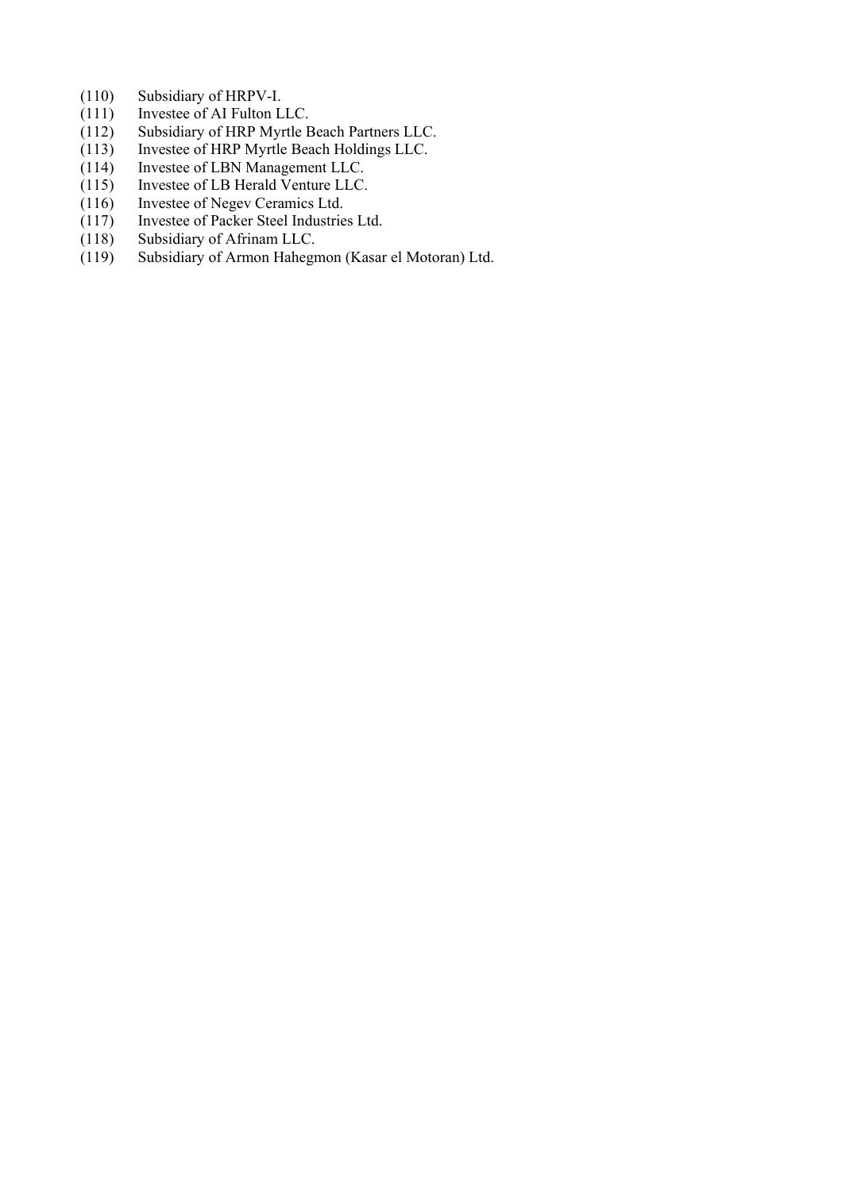(110) Subsidiary of HRPV-I.
(111) Investee of AI Fulton LLC.
(112) Subsidiary of HRP Myrtle Beach Partners LLC.
(113) Investee of HRP Myrtle Beach Holdings LLC.
(114) Investee of LBN Management LLC.
(115) Investee of LB Herald Venture LLC.
(116) Investee of Negev Ceramics Ltd.
(117) Investee of Packer Steel Industries Ltd.
(118) Subsidiary of Afrinam LLC.
(119) Subsidiary of Armon Hahegmon (Kasar el Motoran) Ltd.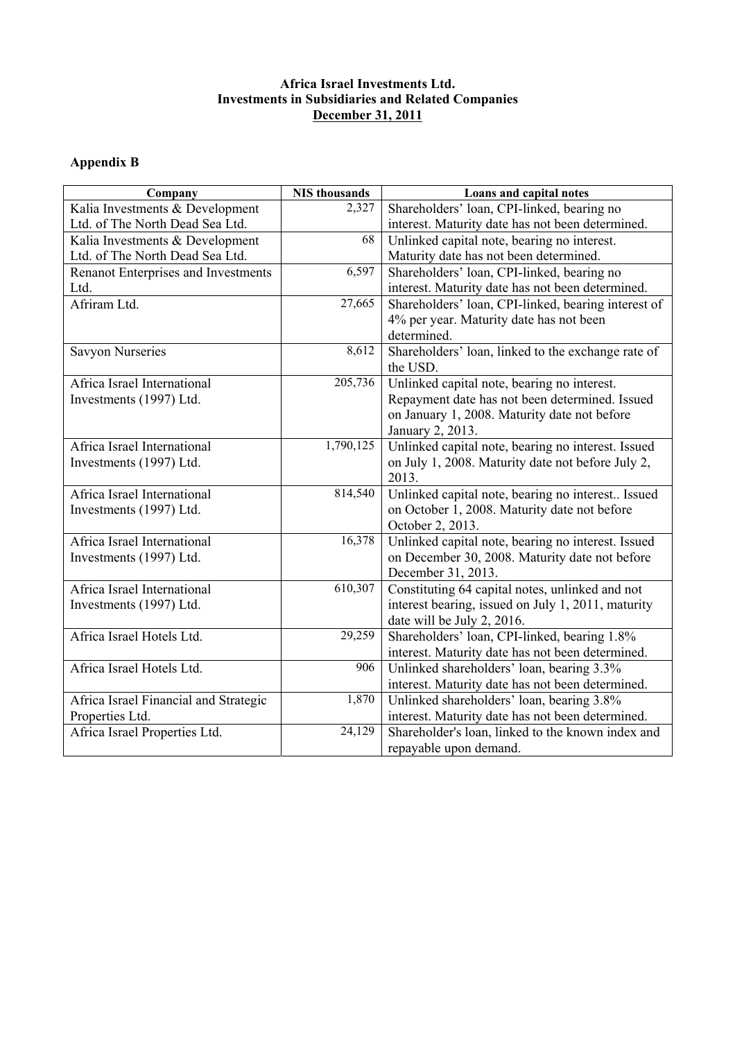**Africa Israel Investments Ltd.**
**Investments in Subsidiaries and Related Companies**
**December 31, 2011**

**Appendix B**

| Company | NIS thousands | Loans and capital notes |
|---|---|---|
| Kalia Investments & Development Ltd. of The North Dead Sea Ltd. | 2,327 | Shareholders' loan, CPI-linked, bearing no interest. Maturity date has not been determined. |
| Kalia Investments & Development Ltd. of The North Dead Sea Ltd. | 68 | Unlinked capital note, bearing no interest. Maturity date has not been determined. |
| Renanot Enterprises and Investments Ltd. | 6,597 | Shareholders' loan, CPI-linked, bearing no interest. Maturity date has not been determined. |
| Afriram Ltd. | 27,665 | Shareholders' loan, CPI-linked, bearing interest of 4% per year. Maturity date has not been determined. |
| Savyon Nurseries | 8,612 | Shareholders' loan, linked to the exchange rate of the USD. |
| Africa Israel International Investments (1997) Ltd. | 205,736 | Unlinked capital note, bearing no interest. Repayment date has not been determined. Issued on January 1, 2008. Maturity date not before January 2, 2013. |
| Africa Israel International Investments (1997) Ltd. | 1,790,125 | Unlinked capital note, bearing no interest. Issued on July 1, 2008. Maturity date not before July 2, 2013. |
| Africa Israel International Investments (1997) Ltd. | 814,540 | Unlinked capital note, bearing no interest.. Issued on October 1, 2008. Maturity date not before October 2, 2013. |
| Africa Israel International Investments (1997) Ltd. | 16,378 | Unlinked capital note, bearing no interest. Issued on December 30, 2008. Maturity date not before December 31, 2013. |
| Africa Israel International Investments (1997) Ltd. | 610,307 | Constituting 64 capital notes, unlinked and not interest bearing, issued on July 1, 2011, maturity date will be July 2, 2016. |
| Africa Israel Hotels Ltd. | 29,259 | Shareholders' loan, CPI-linked, bearing 1.8% interest. Maturity date has not been determined. |
| Africa Israel Hotels Ltd. | 906 | Unlinked shareholders' loan, bearing 3.3% interest. Maturity date has not been determined. |
| Africa Israel Financial and Strategic Properties Ltd. | 1,870 | Unlinked shareholders' loan, bearing 3.8% interest. Maturity date has not been determined. |
| Africa Israel Properties Ltd. | 24,129 | Shareholder's loan, linked to the known index and repayable upon demand. |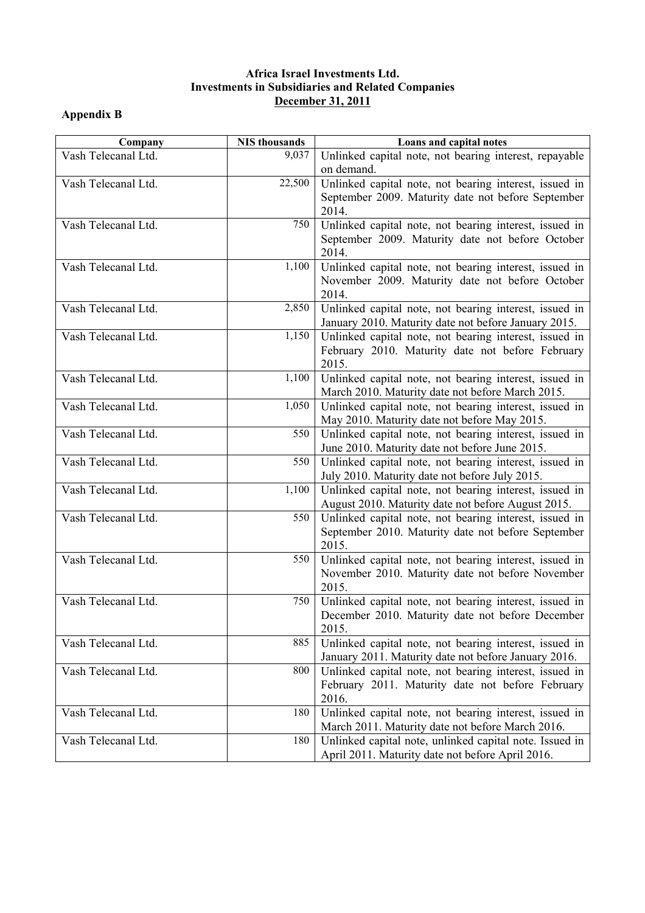**Africa Israel Investments Ltd.**
**Investments in Subsidiaries and Related Companies**
**December 31, 2011**

**Appendix B**

| Company | NIS thousands | Loans and capital notes |
|---|---|---|
| Vash Telecanal Ltd. | 9,037 | Unlinked capital note, not bearing interest, repayable on demand. |
| Vash Telecanal Ltd. | 22,500 | Unlinked capital note, not bearing interest, issued in September 2009. Maturity date not before September 2014. |
| Vash Telecanal Ltd. | 750 | Unlinked capital note, not bearing interest, issued in September 2009. Maturity date not before October 2014. |
| Vash Telecanal Ltd. | 1,100 | Unlinked capital note, not bearing interest, issued in November 2009. Maturity date not before October 2014. |
| Vash Telecanal Ltd. | 2,850 | Unlinked capital note, not bearing interest, issued in January 2010. Maturity date not before January 2015. |
| Vash Telecanal Ltd. | 1,150 | Unlinked capital note, not bearing interest, issued in February 2010. Maturity date not before February 2015. |
| Vash Telecanal Ltd. | 1,100 | Unlinked capital note, not bearing interest, issued in March 2010. Maturity date not before March 2015. |
| Vash Telecanal Ltd. | 1,050 | Unlinked capital note, not bearing interest, issued in May 2010. Maturity date not before May 2015. |
| Vash Telecanal Ltd. | 550 | Unlinked capital note, not bearing interest, issued in June 2010. Maturity date not before June 2015. |
| Vash Telecanal Ltd. | 550 | Unlinked capital note, not bearing interest, issued in July 2010. Maturity date not before July 2015. |
| Vash Telecanal Ltd. | 1,100 | Unlinked capital note, not bearing interest, issued in August 2010. Maturity date not before August 2015. |
| Vash Telecanal Ltd. | 550 | Unlinked capital note, not bearing interest, issued in September 2010. Maturity date not before September 2015. |
| Vash Telecanal Ltd. | 550 | Unlinked capital note, not bearing interest, issued in November 2010. Maturity date not before November 2015. |
| Vash Telecanal Ltd. | 750 | Unlinked capital note, not bearing interest, issued in December 2010. Maturity date not before December 2015. |
| Vash Telecanal Ltd. | 885 | Unlinked capital note, not bearing interest, issued in January 2011. Maturity date not before January 2016. |
| Vash Telecanal Ltd. | 800 | Unlinked capital note, not bearing interest, issued in February 2011. Maturity date not before February 2016. |
| Vash Telecanal Ltd. | 180 | Unlinked capital note, not bearing interest, issued in March 2011. Maturity date not before March 2016. |
| Vash Telecanal Ltd. | 180 | Unlinked capital note, unlinked capital note. Issued in April 2011. Maturity date not before April 2016. |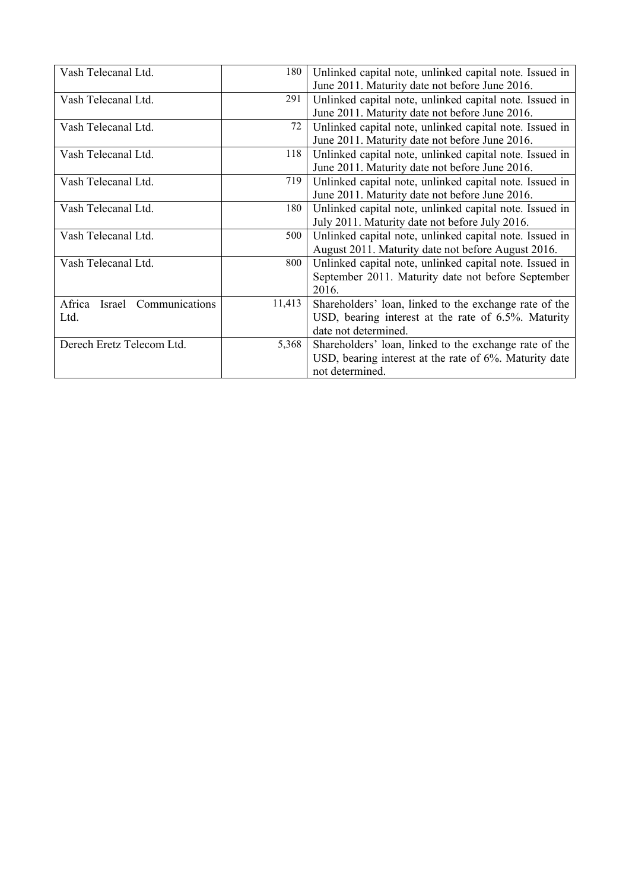| | | |
|---|---|---|
| Vash Telecanal Ltd. | 180 | Unlinked capital note, unlinked capital note. Issued in June 2011. Maturity date not before June 2016. |
| Vash Telecanal Ltd. | 291 | Unlinked capital note, unlinked capital note. Issued in June 2011. Maturity date not before June 2016. |
| Vash Telecanal Ltd. | 72 | Unlinked capital note, unlinked capital note. Issued in June 2011. Maturity date not before June 2016. |
| Vash Telecanal Ltd. | 118 | Unlinked capital note, unlinked capital note. Issued in June 2011. Maturity date not before June 2016. |
| Vash Telecanal Ltd. | 719 | Unlinked capital note, unlinked capital note. Issued in June 2011. Maturity date not before June 2016. |
| Vash Telecanal Ltd. | 180 | Unlinked capital note, unlinked capital note. Issued in July 2011. Maturity date not before July 2016. |
| Vash Telecanal Ltd. | 500 | Unlinked capital note, unlinked capital note. Issued in August 2011. Maturity date not before August 2016. |
| Vash Telecanal Ltd. | 800 | Unlinked capital note, unlinked capital note. Issued in September 2011. Maturity date not before September 2016. |
| Africa Israel Communications Ltd. | 11,413 | Shareholders' loan, linked to the exchange rate of the USD, bearing interest at the rate of 6.5%. Maturity date not determined. |
| Derech Eretz Telecom Ltd. | 5,368 | Shareholders' loan, linked to the exchange rate of the USD, bearing interest at the rate of 6%. Maturity date not determined. |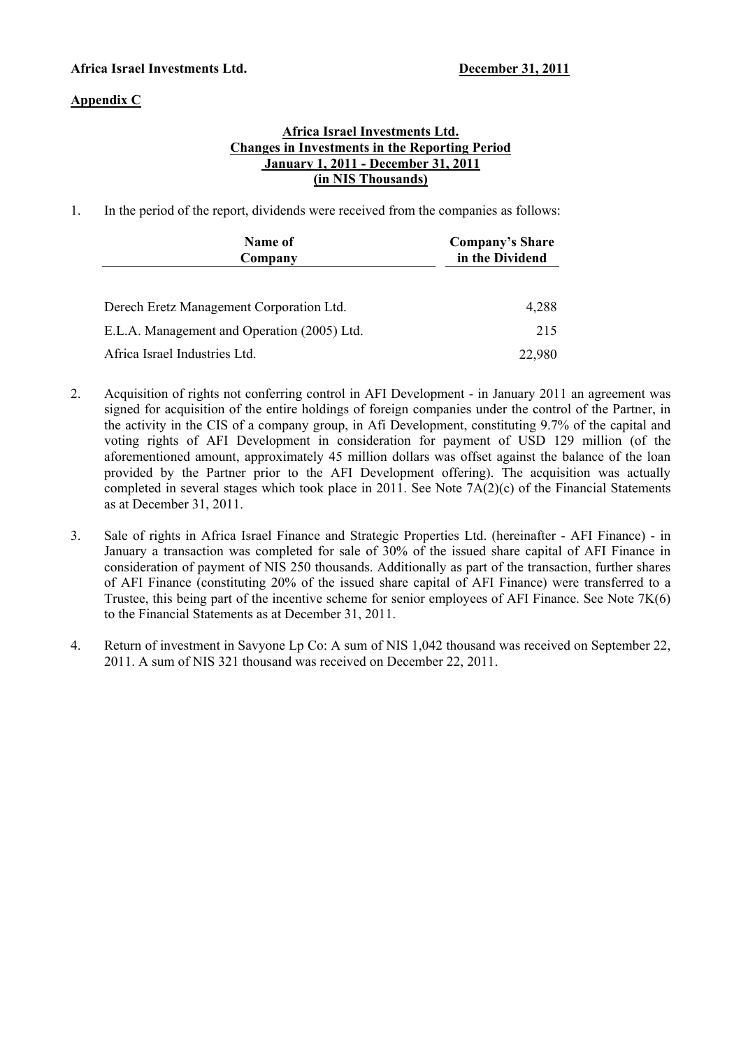**Africa Israel Investments Ltd.** **December 31, 2011**

**Appendix C**

**Africa Israel Investments Ltd.**
**Changes in Investments in the Reporting Period**
**January 1, 2011 - December 31, 2011**
**(in NIS Thousands)**

1. In the period of the report, dividends were received from the companies as follows:

| Name of Company | Company's Share in the Dividend |
|---|---|
| Derech Eretz Management Corporation Ltd. | 4,288 |
| E.L.A. Management and Operation (2005) Ltd. | 215 |
| Africa Israel Industries Ltd. | 22,980 |

2. Acquisition of rights not conferring control in AFI Development - in January 2011 an agreement was signed for acquisition of the entire holdings of foreign companies under the control of the Partner, in the activity in the CIS of a company group, in Afi Development, constituting 9.7% of the capital and voting rights of AFI Development in consideration for payment of USD 129 million (of the aforementioned amount, approximately 45 million dollars was offset against the balance of the loan provided by the Partner prior to the AFI Development offering). The acquisition was actually completed in several stages which took place in 2011. See Note 7A(2)(c) of the Financial Statements as at December 31, 2011.

3. Sale of rights in Africa Israel Finance and Strategic Properties Ltd. (hereinafter - AFI Finance) - in January a transaction was completed for sale of 30% of the issued share capital of AFI Finance in consideration of payment of NIS 250 thousands. Additionally as part of the transaction, further shares of AFI Finance (constituting 20% of the issued share capital of AFI Finance) were transferred to a Trustee, this being part of the incentive scheme for senior employees of AFI Finance. See Note 7K(6) to the Financial Statements as at December 31, 2011.

4. Return of investment in Savyone Lp Co: A sum of NIS 1,042 thousand was received on September 22, 2011. A sum of NIS 321 thousand was received on December 22, 2011.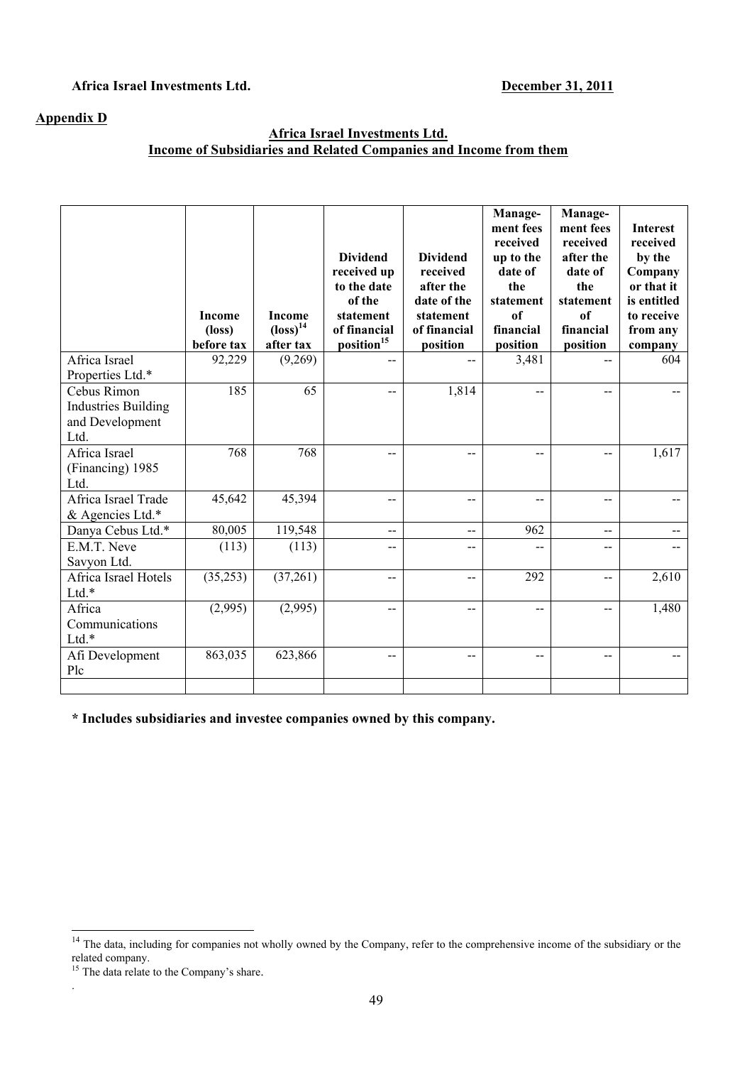**Africa Israel Investments Ltd.** **December 31, 2011**

**Appendix D**

**Africa Israel Investments Ltd.**
**Income of Subsidiaries and Related Companies and Income from them**

| | Income (loss) before tax | Income (loss)[14] after tax | Dividend received up to the date of the statement of financial position[15] | Dividend received after the date of the statement of financial position | Management fees received up to the date of the statement of financial position | Management fees received after the date of the statement of financial position | Interest received by the Company or that it is entitled to receive from any company |
|---|---|---|---|---|---|---|---|
| Africa Israel Properties Ltd.* | 92,229 | (9,269) | -- | -- | 3,481 | -- | 604 |
| Cebus Rimon Industries Building and Development Ltd. | 185 | 65 | -- | 1,814 | -- | -- | -- |
| Africa Israel (Financing) 1985 Ltd. | 768 | 768 | -- | -- | -- | -- | 1,617 |
| Africa Israel Trade & Agencies Ltd.* | 45,642 | 45,394 | -- | -- | -- | -- | -- |
| Danya Cebus Ltd.* | 80,005 | 119,548 | -- | -- | 962 | -- | -- |
| E.M.T. Neve Savyon Ltd. | (113) | (113) | -- | -- | -- | -- | -- |
| Africa Israel Hotels Ltd.* | (35,253) | (37,261) | -- | -- | 292 | -- | 2,610 |
| Africa Communications Ltd.* | (2,995) | (2,995) | -- | -- | -- | -- | 1,480 |
| Afi Development Plc | 863,035 | 623,866 | -- | -- | -- | -- | -- |
| | | | | | | | |

**\* Includes subsidiaries and investee companies owned by this company.**

[14] The data, including for companies not wholly owned by the Company, refer to the comprehensive income of the subsidiary or the related company.

[15] The data relate to the Company's share.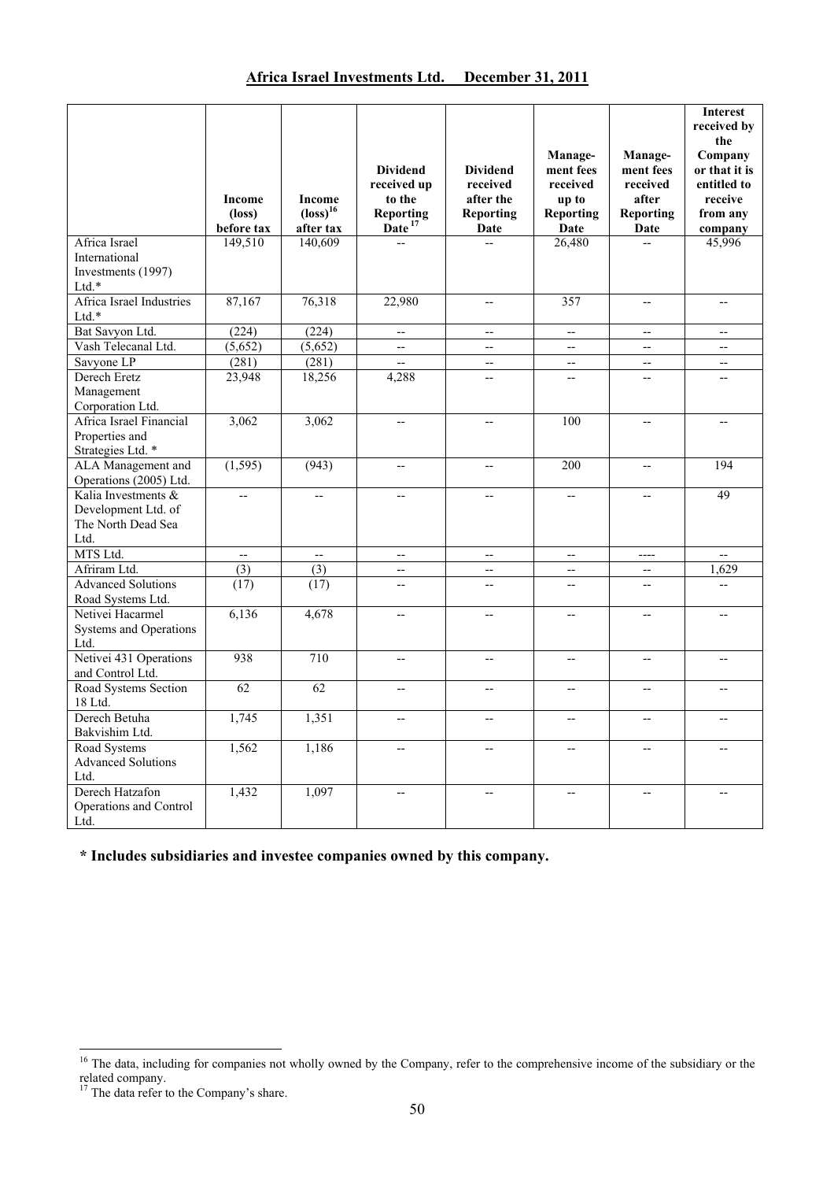## Africa Israel Investments Ltd. December 31, 2011

| | Income (loss) before tax | Income (loss)[16] after tax | Dividend received up to the Reporting Date[17] | Dividend received after the Reporting Date | Management fees received up to Reporting Date | Management fees received after Reporting Date | Interest received by the Company or that it is entitled to receive from any company |
|---|---|---|---|---|---|---|---|
| Africa Israel International Investments (1997) Ltd.* | 149,510 | 140,609 | -- | -- | 26,480 | -- | 45,996 |
| Africa Israel Industries Ltd.* | 87,167 | 76,318 | 22,980 | -- | 357 | -- | -- |
| Bat Savyon Ltd. | (224) | (224) | -- | -- | -- | -- | -- |
| Vash Telecanal Ltd. | (5,652) | (5,652) | -- | -- | -- | -- | -- |
| Savyone LP | (281) | (281) | -- | -- | -- | -- | -- |
| Derech Eretz Management Corporation Ltd. | 23,948 | 18,256 | 4,288 | -- | -- | -- | -- |
| Africa Israel Financial Properties and Strategies Ltd. * | 3,062 | 3,062 | -- | -- | 100 | -- | -- |
| ALA Management and Operations (2005) Ltd. | (1,595) | (943) | -- | -- | 200 | -- | 194 |
| Kalia Investments & Development Ltd. of The North Dead Sea Ltd. | -- | -- | -- | -- | -- | -- | 49 |
| MTS Ltd. | -- | -- | -- | -- | -- | ---- | -- |
| Afriram Ltd. | (3) | (3) | -- | -- | -- | -- | 1,629 |
| Advanced Solutions Road Systems Ltd. | (17) | (17) | -- | -- | -- | -- | -- |
| Netivei Hacarmel Systems and Operations Ltd. | 6,136 | 4,678 | -- | -- | -- | -- | -- |
| Netivei 431 Operations and Control Ltd. | 938 | 710 | -- | -- | -- | -- | -- |
| Road Systems Section 18 Ltd. | 62 | 62 | -- | -- | -- | -- | -- |
| Derech Betuha Bakvishim Ltd. | 1,745 | 1,351 | -- | -- | -- | -- | -- |
| Road Systems Advanced Solutions Ltd. | 1,562 | 1,186 | -- | -- | -- | -- | -- |
| Derech Hatzafon Operations and Control Ltd. | 1,432 | 1,097 | -- | -- | -- | -- | -- |

**\* Includes subsidiaries and investee companies owned by this company.**

[16] The data, including for companies not wholly owned by the Company, refer to the comprehensive income of the subsidiary or the related company.

[17] The data refer to the Company's share.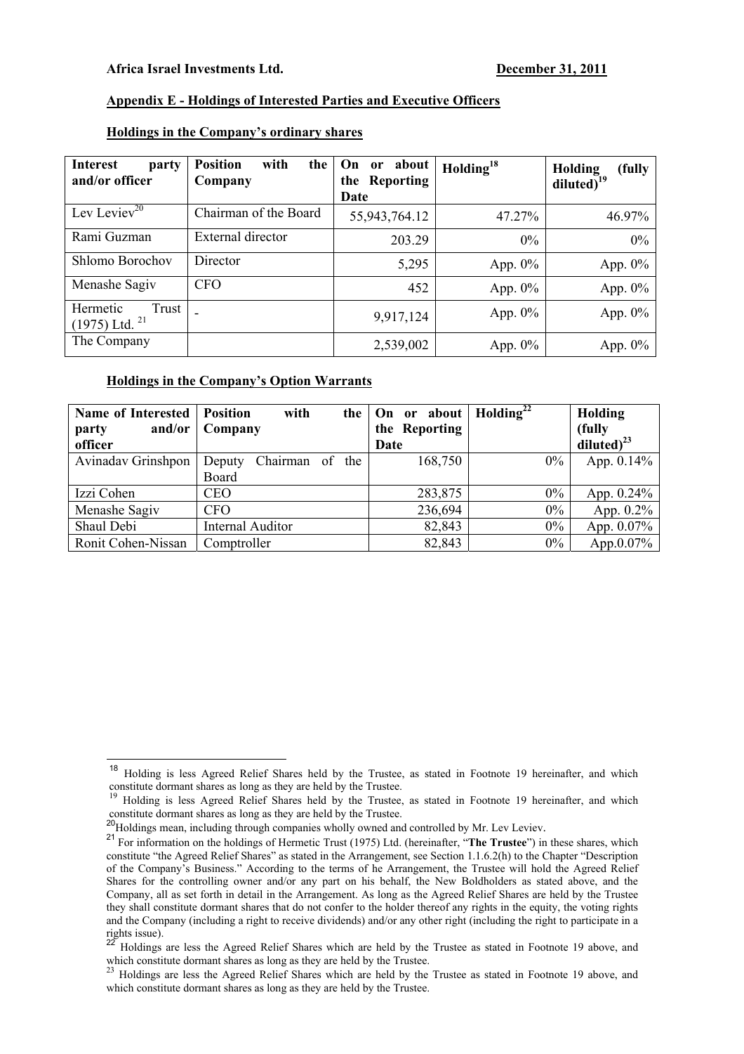Africa Israel Investments Ltd. **December 31, 2011**

**Appendix E - Holdings of Interested Parties and Executive Officers**

**Holdings in the Company's ordinary shares**

| Interest party and/or officer | Position with the Company | On or about the Reporting Date | Holding[18] | Holding (fully diluted)[19] |
|---|---|---|---|---|
| Lev Leviev[20] | Chairman of the Board | 55,943,764.12 | 47.27% | 46.97% |
| Rami Guzman | External director | 203.29 | 0% | 0% |
| Shlomo Borochov | Director | 5,295 | App. 0% | App. 0% |
| Menashe Sagiv | CFO | 452 | App. 0% | App. 0% |
| Hermetic Trust (1975) Ltd. [21] | - | 9,917,124 | App. 0% | App. 0% |
| The Company | | 2,539,002 | App. 0% | App. 0% |

**Holdings in the Company's Option Warrants**

| Name of Interested party and/or officer | Position with the Company | On or about the Reporting Date | Holding[22] | Holding (fully diluted)[23] |
|---|---|---|---|---|
| Avinadav Grinshpon | Deputy Chairman of the Board | 168,750 | 0% | App. 0.14% |
| Izzi Cohen | CEO | 283,875 | 0% | App. 0.24% |
| Menashe Sagiv | CFO | 236,694 | 0% | App. 0.2% |
| Shaul Debi | Internal Auditor | 82,843 | 0% | App. 0.07% |
| Ronit Cohen-Nissan | Comptroller | 82,843 | 0% | App.0.07% |

---

[18] Holding is less Agreed Relief Shares held by the Trustee, as stated in Footnote 19 hereinafter, and which constitute dormant shares as long as they are held by the Trustee.

[19] Holding is less Agreed Relief Shares held by the Trustee, as stated in Footnote 19 hereinafter, and which constitute dormant shares as long as they are held by the Trustee.

[20] Holdings mean, including through companies wholly owned and controlled by Mr. Lev Leviev.

[21] For information on the holdings of Hermetic Trust (1975) Ltd. (hereinafter, "**The Trustee**") in these shares, which constitute "the Agreed Relief Shares" as stated in the Arrangement, see Section 1.1.6.2(h) to the Chapter "Description of the Company's Business." According to the terms of he Arrangement, the Trustee will hold the Agreed Relief Shares for the controlling owner and/or any part on his behalf, the New Boldholders as stated above, and the Company, all as set forth in detail in the Arrangement. As long as the Agreed Relief Shares are held by the Trustee they shall constitute dormant shares that do not confer to the holder thereof any rights in the equity, the voting rights and the Company (including a right to receive dividends) and/or any other right (including the right to participate in a rights issue).

[22] Holdings are less the Agreed Relief Shares which are held by the Trustee as stated in Footnote 19 above, and which constitute dormant shares as long as they are held by the Trustee.

[23] Holdings are less the Agreed Relief Shares which are held by the Trustee as stated in Footnote 19 above, and which constitute dormant shares as long as they are held by the Trustee.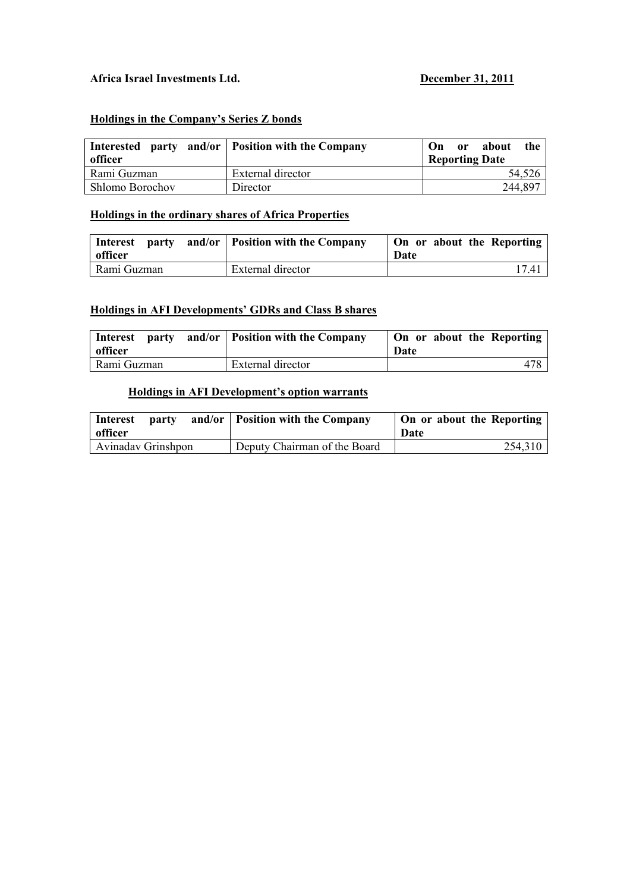**Africa Israel Investments Ltd.** **December 31, 2011**

**Holdings in the Company's Series Z bonds**

| Interested party and/or officer | Position with the Company | On or about the Reporting Date |
|---|---|---|
| Rami Guzman | External director | 54,526 |
| Shlomo Borochov | Director | 244,897 |

**Holdings in the ordinary shares of Africa Properties**

| Interest party and/or officer | Position with the Company | On or about the Reporting Date |
|---|---|---|
| Rami Guzman | External director | 17.41 |

**Holdings in AFI Developments' GDRs and Class B shares**

| Interest party and/or officer | Position with the Company | On or about the Reporting Date |
|---|---|---|
| Rami Guzman | External director | 478 |

**Holdings in AFI Development's option warrants**

| Interest party and/or officer | Position with the Company | On or about the Reporting Date |
|---|---|---|
| Avinadav Grinshpon | Deputy Chairman of the Board | 254,310 |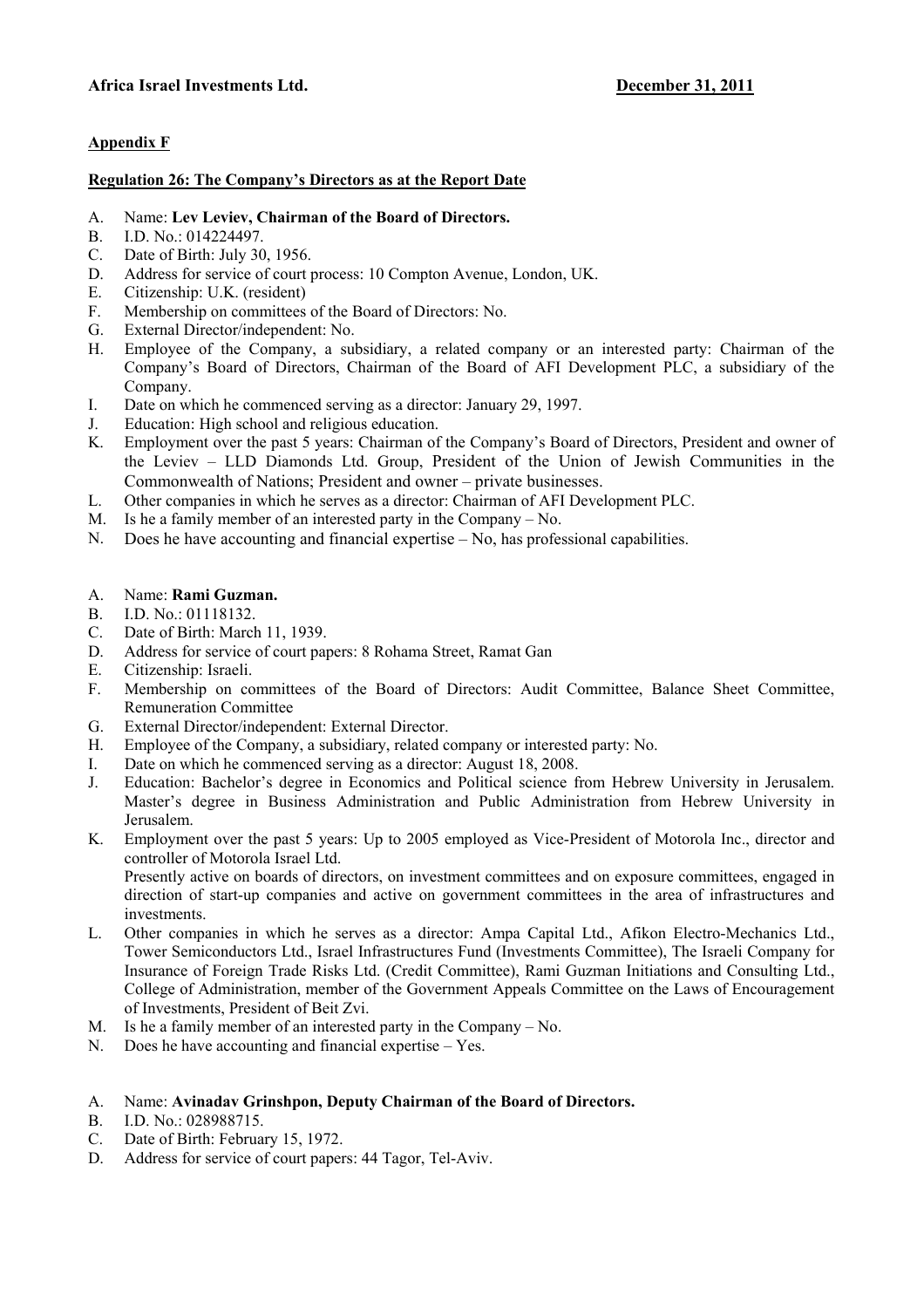**Appendix F**

**Regulation 26: The Company's Directors as at the Report Date**

A. Name: **Lev Leviev, Chairman of the Board of Directors.**
B. I.D. No.: 014224497.
C. Date of Birth: July 30, 1956.
D. Address for service of court process: 10 Compton Avenue, London, UK.
E. Citizenship: U.K. (resident)
F. Membership on committees of the Board of Directors: No.
G. External Director/independent: No.
H. Employee of the Company, a subsidiary, a related company or an interested party: Chairman of the Company's Board of Directors, Chairman of the Board of AFI Development PLC, a subsidiary of the Company.
I. Date on which he commenced serving as a director: January 29, 1997.
J. Education: High school and religious education.
K. Employment over the past 5 years: Chairman of the Company's Board of Directors, President and owner of the Leviev – LLD Diamonds Ltd. Group, President of the Union of Jewish Communities in the Commonwealth of Nations; President and owner – private businesses.
L. Other companies in which he serves as a director: Chairman of AFI Development PLC.
M. Is he a family member of an interested party in the Company – No.
N. Does he have accounting and financial expertise – No, has professional capabilities.

A. Name: **Rami Guzman.**
B. I.D. No.: 01118132.
C. Date of Birth: March 11, 1939.
D. Address for service of court papers: 8 Rohama Street, Ramat Gan
E. Citizenship: Israeli.
F. Membership on committees of the Board of Directors: Audit Committee, Balance Sheet Committee, Remuneration Committee
G. External Director/independent: External Director.
H. Employee of the Company, a subsidiary, related company or interested party: No.
I. Date on which he commenced serving as a director: August 18, 2008.
J. Education: Bachelor's degree in Economics and Political science from Hebrew University in Jerusalem. Master's degree in Business Administration and Public Administration from Hebrew University in Jerusalem.
K. Employment over the past 5 years: Up to 2005 employed as Vice-President of Motorola Inc., director and controller of Motorola Israel Ltd.
Presently active on boards of directors, on investment committees and on exposure committees, engaged in direction of start-up companies and active on government committees in the area of infrastructures and investments.
L. Other companies in which he serves as a director: Ampa Capital Ltd., Afikon Electro-Mechanics Ltd., Tower Semiconductors Ltd., Israel Infrastructures Fund (Investments Committee), The Israeli Company for Insurance of Foreign Trade Risks Ltd. (Credit Committee), Rami Guzman Initiations and Consulting Ltd., College of Administration, member of the Government Appeals Committee on the Laws of Encouragement of Investments, President of Beit Zvi.
M. Is he a family member of an interested party in the Company – No.
N. Does he have accounting and financial expertise – Yes.

A. Name: **Avinadav Grinshpon, Deputy Chairman of the Board of Directors.**
B. I.D. No.: 028988715.
C. Date of Birth: February 15, 1972.
D. Address for service of court papers: 44 Tagor, Tel-Aviv.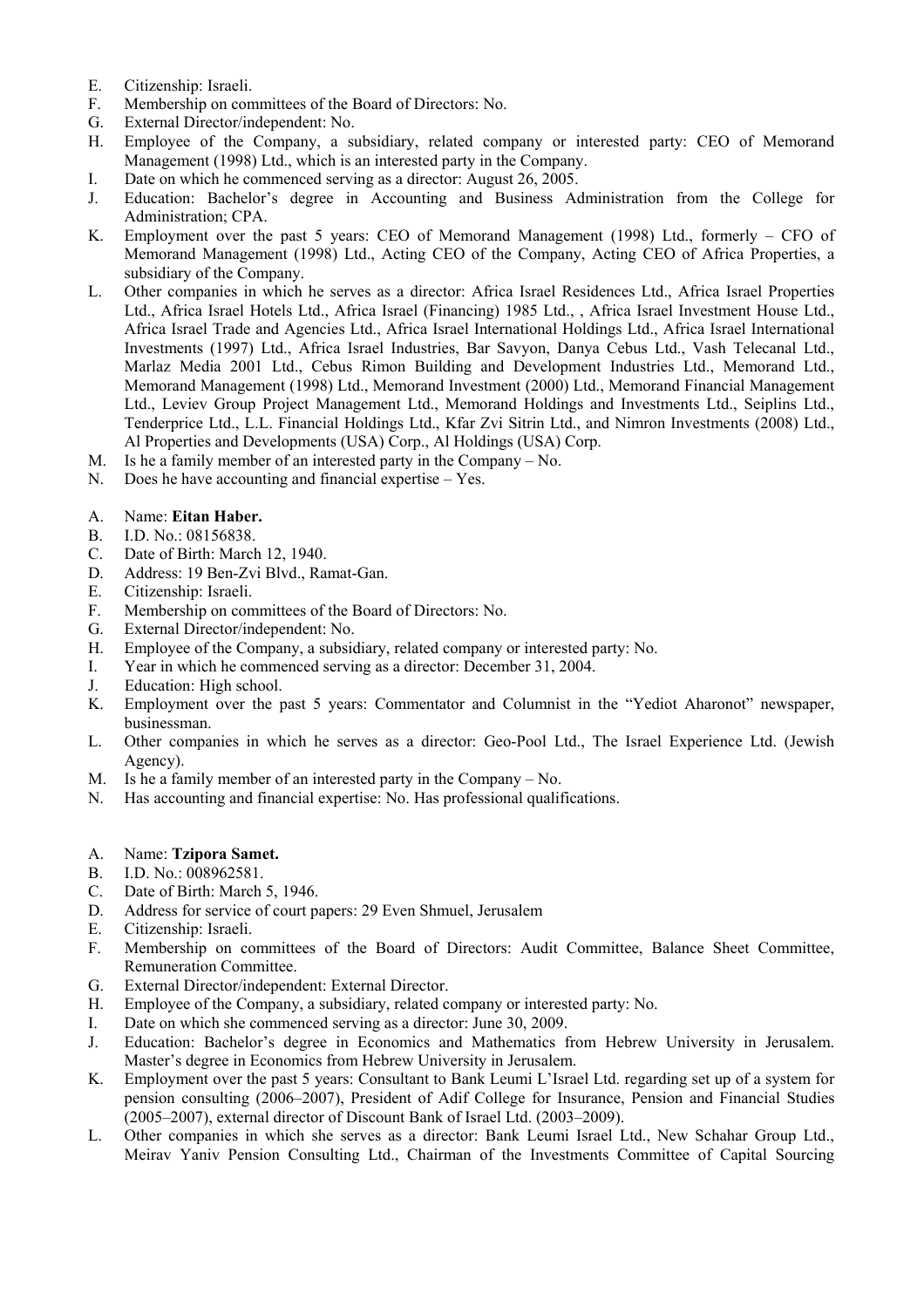E. Citizenship: Israeli.
F. Membership on committees of the Board of Directors: No.
G. External Director/independent: No.
H. Employee of the Company, a subsidiary, related company or interested party: CEO of Memorand Management (1998) Ltd., which is an interested party in the Company.
I. Date on which he commenced serving as a director: August 26, 2005.
J. Education: Bachelor's degree in Accounting and Business Administration from the College for Administration; CPA.
K. Employment over the past 5 years: CEO of Memorand Management (1998) Ltd., formerly – CFO of Memorand Management (1998) Ltd., Acting CEO of the Company, Acting CEO of Africa Properties, a subsidiary of the Company.
L. Other companies in which he serves as a director: Africa Israel Residences Ltd., Africa Israel Properties Ltd., Africa Israel Hotels Ltd., Africa Israel (Financing) 1985 Ltd., , Africa Israel Investment House Ltd., Africa Israel Trade and Agencies Ltd., Africa Israel International Holdings Ltd., Africa Israel International Investments (1997) Ltd., Africa Israel Industries, Bar Savyon, Danya Cebus Ltd., Vash Telecanal Ltd., Marlaz Media 2001 Ltd., Cebus Rimon Building and Development Industries Ltd., Memorand Ltd., Memorand Management (1998) Ltd., Memorand Investment (2000) Ltd., Memorand Financial Management Ltd., Leviev Group Project Management Ltd., Memorand Holdings and Investments Ltd., Seiplins Ltd., Tenderprice Ltd., L.L. Financial Holdings Ltd., Kfar Zvi Sitrin Ltd., and Nimron Investments (2008) Ltd., Al Properties and Developments (USA) Corp., Al Holdings (USA) Corp.
M. Is he a family member of an interested party in the Company – No.
N. Does he have accounting and financial expertise – Yes.

A. Name: **Eitan Haber.**
B. I.D. No.: 08156838.
C. Date of Birth: March 12, 1940.
D. Address: 19 Ben-Zvi Blvd., Ramat-Gan.
E. Citizenship: Israeli.
F. Membership on committees of the Board of Directors: No.
G. External Director/independent: No.
H. Employee of the Company, a subsidiary, related company or interested party: No.
I. Year in which he commenced serving as a director: December 31, 2004.
J. Education: High school.
K. Employment over the past 5 years: Commentator and Columnist in the "Yediot Aharonot" newspaper, businessman.
L. Other companies in which he serves as a director: Geo-Pool Ltd., The Israel Experience Ltd. (Jewish Agency).
M. Is he a family member of an interested party in the Company – No.
N. Has accounting and financial expertise: No. Has professional qualifications.

A. Name: **Tzipora Samet.**
B. I.D. No.: 008962581.
C. Date of Birth: March 5, 1946.
D. Address for service of court papers: 29 Even Shmuel, Jerusalem
E. Citizenship: Israeli.
F. Membership on committees of the Board of Directors: Audit Committee, Balance Sheet Committee, Remuneration Committee.
G. External Director/independent: External Director.
H. Employee of the Company, a subsidiary, related company or interested party: No.
I. Date on which she commenced serving as a director: June 30, 2009.
J. Education: Bachelor's degree in Economics and Mathematics from Hebrew University in Jerusalem. Master's degree in Economics from Hebrew University in Jerusalem.
K. Employment over the past 5 years: Consultant to Bank Leumi L'Israel Ltd. regarding set up of a system for pension consulting (2006–2007), President of Adif College for Insurance, Pension and Financial Studies (2005–2007), external director of Discount Bank of Israel Ltd. (2003–2009).
L. Other companies in which she serves as a director: Bank Leumi Israel Ltd., New Schahar Group Ltd., Meirav Yaniv Pension Consulting Ltd., Chairman of the Investments Committee of Capital Sourcing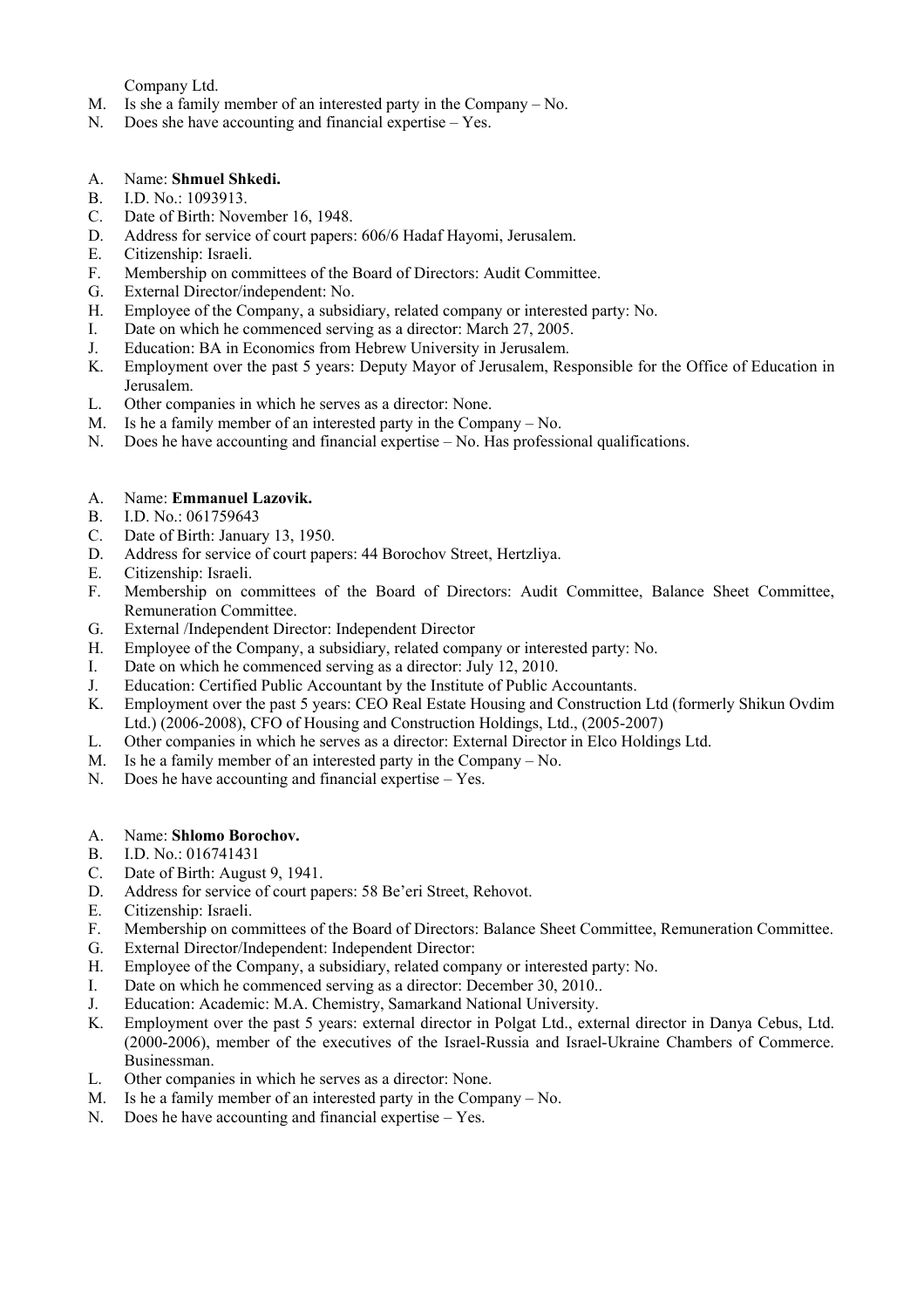Company Ltd.

M. Is she a family member of an interested party in the Company – No.
N. Does she have accounting and financial expertise – Yes.

A. Name: **Shmuel Shkedi.**
B. I.D. No.: 1093913.
C. Date of Birth: November 16, 1948.
D. Address for service of court papers: 606/6 Hadaf Hayomi, Jerusalem.
E. Citizenship: Israeli.
F. Membership on committees of the Board of Directors: Audit Committee.
G. External Director/independent: No.
H. Employee of the Company, a subsidiary, related company or interested party: No.
I. Date on which he commenced serving as a director: March 27, 2005.
J. Education: BA in Economics from Hebrew University in Jerusalem.
K. Employment over the past 5 years: Deputy Mayor of Jerusalem, Responsible for the Office of Education in Jerusalem.
L. Other companies in which he serves as a director: None.
M. Is he a family member of an interested party in the Company – No.
N. Does he have accounting and financial expertise – No. Has professional qualifications.

A. Name: **Emmanuel Lazovik.**
B. I.D. No.: 061759643
C. Date of Birth: January 13, 1950.
D. Address for service of court papers: 44 Borochov Street, Hertzliya.
E. Citizenship: Israeli.
F. Membership on committees of the Board of Directors: Audit Committee, Balance Sheet Committee, Remuneration Committee.
G. External /Independent Director: Independent Director
H. Employee of the Company, a subsidiary, related company or interested party: No.
I. Date on which he commenced serving as a director: July 12, 2010.
J. Education: Certified Public Accountant by the Institute of Public Accountants.
K. Employment over the past 5 years: CEO Real Estate Housing and Construction Ltd (formerly Shikun Ovdim Ltd.) (2006-2008), CFO of Housing and Construction Holdings, Ltd., (2005-2007)
L. Other companies in which he serves as a director: External Director in Elco Holdings Ltd.
M. Is he a family member of an interested party in the Company – No.
N. Does he have accounting and financial expertise – Yes.

A. Name: **Shlomo Borochov.**
B. I.D. No.: 016741431
C. Date of Birth: August 9, 1941.
D. Address for service of court papers: 58 Be'eri Street, Rehovot.
E. Citizenship: Israeli.
F. Membership on committees of the Board of Directors: Balance Sheet Committee, Remuneration Committee.
G. External Director/Independent: Independent Director:
H. Employee of the Company, a subsidiary, related company or interested party: No.
I. Date on which he commenced serving as a director: December 30, 2010..
J. Education: Academic: M.A. Chemistry, Samarkand National University.
K. Employment over the past 5 years: external director in Polgat Ltd., external director in Danya Cebus, Ltd. (2000-2006), member of the executives of the Israel-Russia and Israel-Ukraine Chambers of Commerce. Businessman.
L. Other companies in which he serves as a director: None.
M. Is he a family member of an interested party in the Company – No.
N. Does he have accounting and financial expertise – Yes.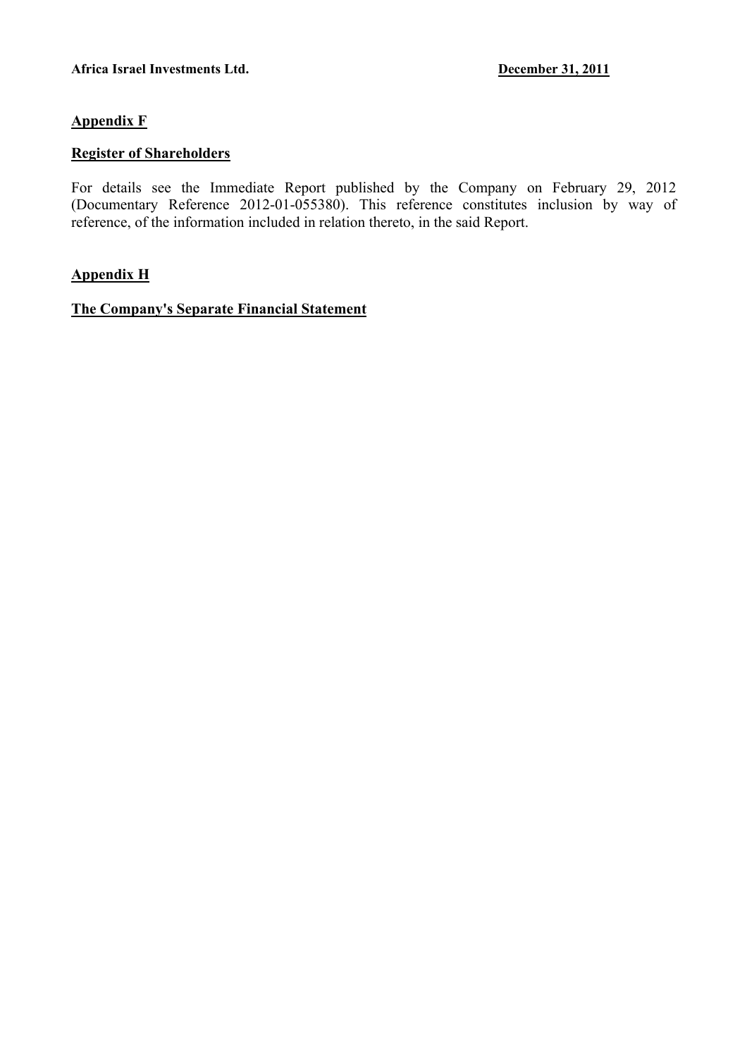## Appendix F

## Register of Shareholders

For details see the Immediate Report published by the Company on February 29, 2012 (Documentary Reference 2012-01-055380). This reference constitutes inclusion by way of reference, of the information included in relation thereto, in the said Report.

## Appendix H

## The Company's Separate Financial Statement